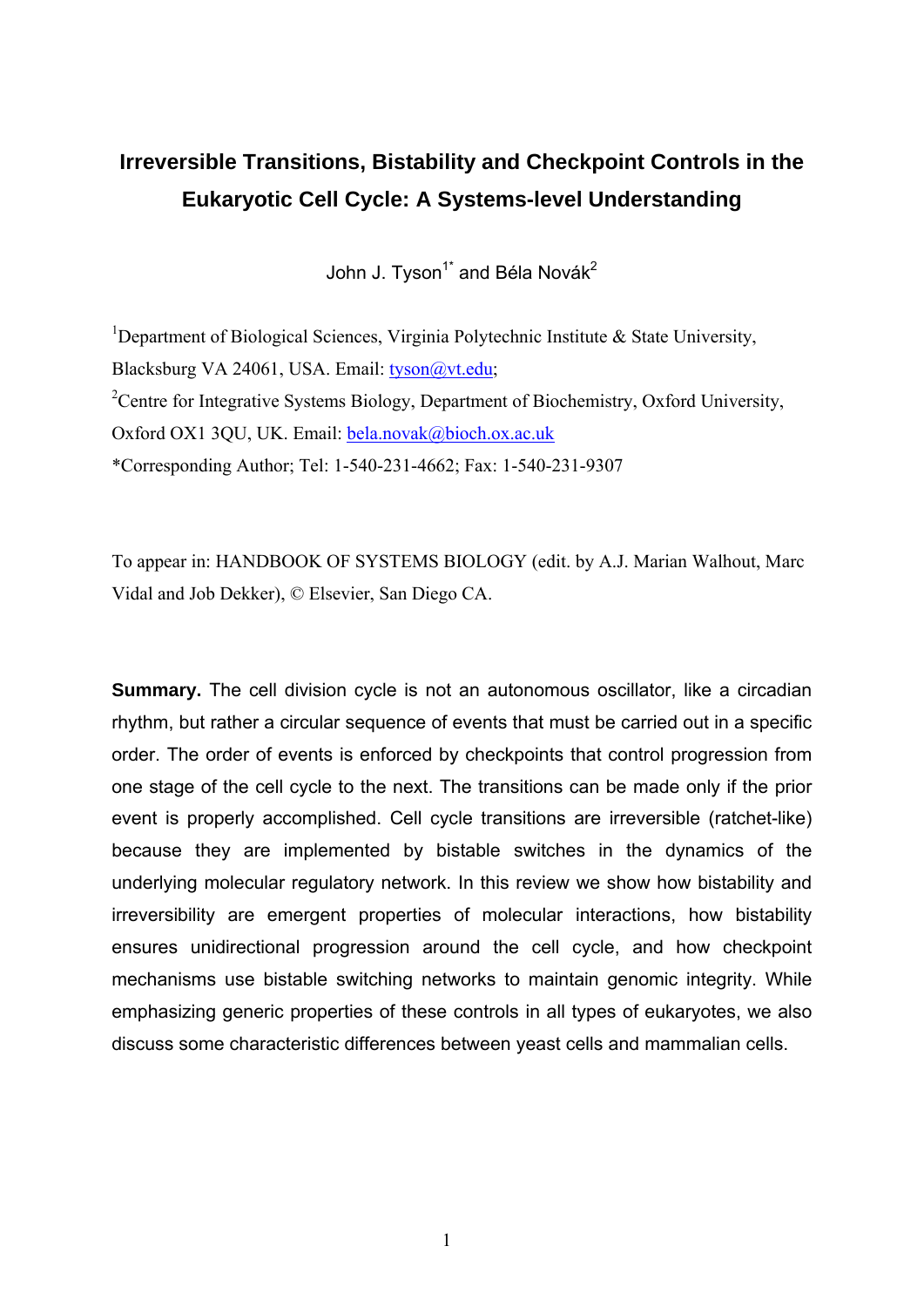# Irreversible Transitions, Bistability and Checkpoint Controls in the Eukaryotic Cell Cycle: A Systems-level Understanding

John J. Tyson[1*] and Béla Novák[2]

[1]Department of Biological Sciences, Virginia Polytechnic Institute & State University, Blacksburg VA 24061, USA. Email: tyson@vt.edu;

[2]Centre for Integrative Systems Biology, Department of Biochemistry, Oxford University, Oxford OX1 3QU, UK. Email: bela.novak@bioch.ox.ac.uk

*Corresponding Author; Tel: 1-540-231-4662; Fax: 1-540-231-9307

To appear in: HANDBOOK OF SYSTEMS BIOLOGY (edit. by A.J. Marian Walhout, Marc Vidal and Job Dekker), © Elsevier, San Diego CA.

**Summary.** The cell division cycle is not an autonomous oscillator, like a circadian rhythm, but rather a circular sequence of events that must be carried out in a specific order. The order of events is enforced by checkpoints that control progression from one stage of the cell cycle to the next. The transitions can be made only if the prior event is properly accomplished. Cell cycle transitions are irreversible (ratchet-like) because they are implemented by bistable switches in the dynamics of the underlying molecular regulatory network. In this review we show how bistability and irreversibility are emergent properties of molecular interactions, how bistability ensures unidirectional progression around the cell cycle, and how checkpoint mechanisms use bistable switching networks to maintain genomic integrity. While emphasizing generic properties of these controls in all types of eukaryotes, we also discuss some characteristic differences between yeast cells and mammalian cells.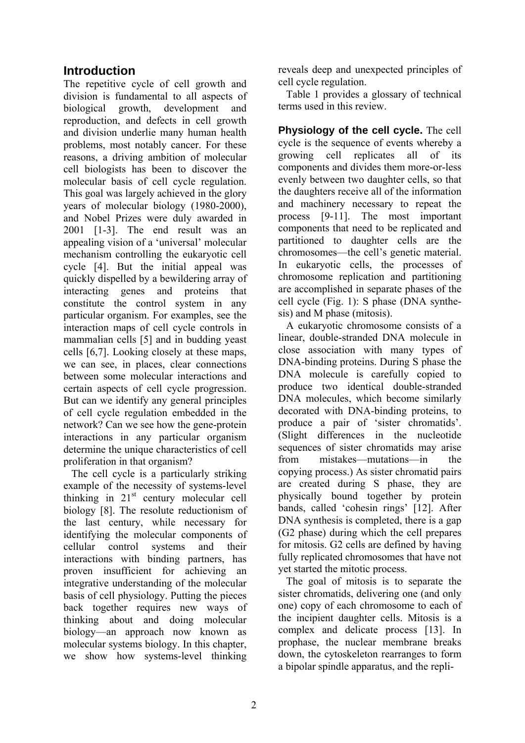## Introduction

The repetitive cycle of cell growth and division is fundamental to all aspects of biological growth, development and reproduction, and defects in cell growth and division underlie many human health problems, most notably cancer. For these reasons, a driving ambition of molecular cell biologists has been to discover the molecular basis of cell cycle regulation. This goal was largely achieved in the glory years of molecular biology (1980-2000), and Nobel Prizes were duly awarded in 2001 [1-3]. The end result was an appealing vision of a 'universal' molecular mechanism controlling the eukaryotic cell cycle [4]. But the initial appeal was quickly dispelled by a bewildering array of interacting genes and proteins that constitute the control system in any particular organism. For examples, see the interaction maps of cell cycle controls in mammalian cells [5] and in budding yeast cells [6,7]. Looking closely at these maps, we can see, in places, clear connections between some molecular interactions and certain aspects of cell cycle progression. But can we identify any general principles of cell cycle regulation embedded in the network? Can we see how the gene-protein interactions in any particular organism determine the unique characteristics of cell proliferation in that organism?

The cell cycle is a particularly striking example of the necessity of systems-level thinking in 21st century molecular cell biology [8]. The resolute reductionism of the last century, while necessary for identifying the molecular components of cellular control systems and their interactions with binding partners, has proven insufficient for achieving an integrative understanding of the molecular basis of cell physiology. Putting the pieces back together requires new ways of thinking about and doing molecular biology—an approach now known as molecular systems biology. In this chapter, we show how systems-level thinking reveals deep and unexpected principles of cell cycle regulation.

Table 1 provides a glossary of technical terms used in this review.

**Physiology of the cell cycle.** The cell cycle is the sequence of events whereby a growing cell replicates all of its components and divides them more-or-less evenly between two daughter cells, so that the daughters receive all of the information and machinery necessary to repeat the process [9-11]. The most important components that need to be replicated and partitioned to daughter cells are the chromosomes—the cell's genetic material. In eukaryotic cells, the processes of chromosome replication and partitioning are accomplished in separate phases of the cell cycle (Fig. 1): S phase (DNA synthesis) and M phase (mitosis).

A eukaryotic chromosome consists of a linear, double-stranded DNA molecule in close association with many types of DNA-binding proteins. During S phase the DNA molecule is carefully copied to produce two identical double-stranded DNA molecules, which become similarly decorated with DNA-binding proteins, to produce a pair of 'sister chromatids'. (Slight differences in the nucleotide sequences of sister chromatids may arise from mistakes—mutations—in the copying process.) As sister chromatid pairs are created during S phase, they are physically bound together by protein bands, called 'cohesin rings' [12]. After DNA synthesis is completed, there is a gap (G2 phase) during which the cell prepares for mitosis. G2 cells are defined by having fully replicated chromosomes that have not yet started the mitotic process.

The goal of mitosis is to separate the sister chromatids, delivering one (and only one) copy of each chromosome to each of the incipient daughter cells. Mitosis is a complex and delicate process [13]. In prophase, the nuclear membrane breaks down, the cytoskeleton rearranges to form a bipolar spindle apparatus, and the repli-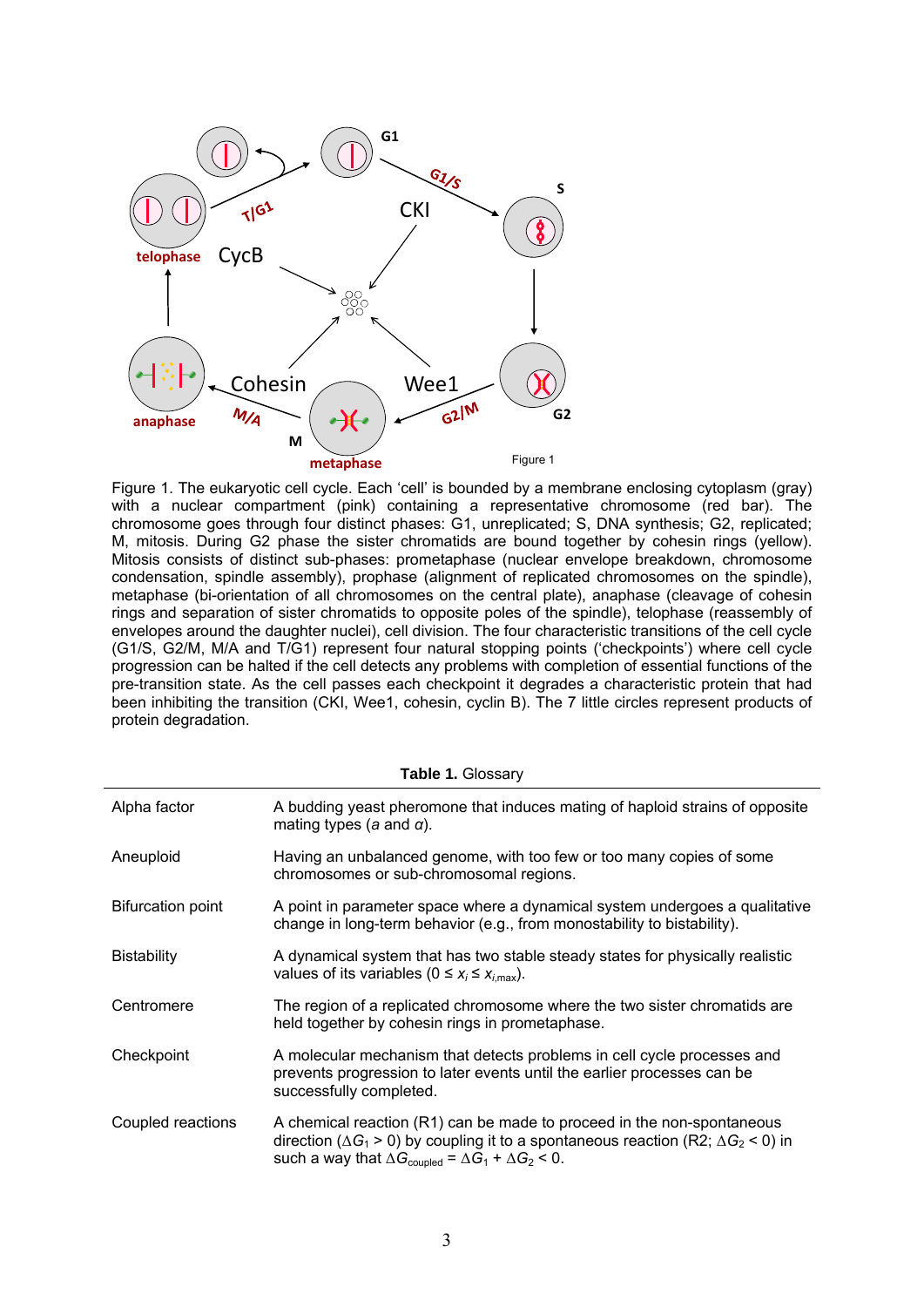Figure 1. The eukaryotic cell cycle. Each 'cell' is bounded by a membrane enclosing cytoplasm (gray) with a nuclear compartment (pink) containing a representative chromosome (red bar). The chromosome goes through four distinct phases: G1, unreplicated; S, DNA synthesis; G2, replicated; M, mitosis. During G2 phase the sister chromatids are bound together by cohesin rings (yellow). Mitosis consists of distinct sub-phases: prometaphase (nuclear envelope breakdown, chromosome condensation, spindle assembly), prophase (alignment of replicated chromosomes on the spindle), metaphase (bi-orientation of all chromosomes on the central plate), anaphase (cleavage of cohesin rings and separation of sister chromatids to opposite poles of the spindle), telophase (reassembly of envelopes around the daughter nuclei), cell division. The four characteristic transitions of the cell cycle (G1/S, G2/M, M/A and T/G1) represent four natural stopping points ('checkpoints') where cell cycle progression can be halted if the cell detects any problems with completion of essential functions of the pre-transition state. As the cell passes each checkpoint it degrades a characteristic protein that had been inhibiting the transition (CKI, Wee1, cohesin, cyclin B). The 7 little circles represent products of protein degradation.

**Table 1.** Glossary

| | |
|---|---|
| Alpha factor | A budding yeast pheromone that induces mating of haploid strains of opposite mating types (*a* and *α*). |
| Aneuploid | Having an unbalanced genome, with too few or too many copies of some chromosomes or sub-chromosomal regions. |
| Bifurcation point | A point in parameter space where a dynamical system undergoes a qualitative change in long-term behavior (e.g., from monostability to bistability). |
| Bistability | A dynamical system that has two stable steady states for physically realistic values of its variables ($0 \le x_i \le x_{i,\max}$). |
| Centromere | The region of a replicated chromosome where the two sister chromatids are held together by cohesin rings in prometaphase. |
| Checkpoint | A molecular mechanism that detects problems in cell cycle processes and prevents progression to later events until the earlier processes can be successfully completed. |
| Coupled reactions | A chemical reaction (R1) can be made to proceed in the non-spontaneous direction ($\Delta G_1 > 0$) by coupling it to a spontaneous reaction (R2; $\Delta G_2 < 0$) in such a way that $\Delta G_{\text{coupled}} = \Delta G_1 + \Delta G_2 < 0$. |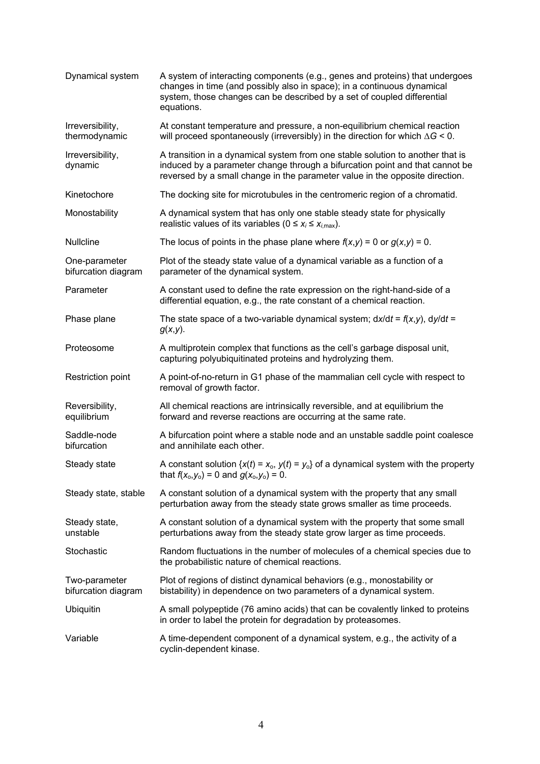| | |
|---|---|
| Dynamical system | A system of interacting components (e.g., genes and proteins) that undergoes changes in time (and possibly also in space); in a continuous dynamical system, those changes can be described by a set of coupled differential equations. |
| Irreversibility, thermodynamic | At constant temperature and pressure, a non-equilibrium chemical reaction will proceed spontaneously (irreversibly) in the direction for which $\Delta G < 0$. |
| Irreversibility, dynamic | A transition in a dynamical system from one stable solution to another that is induced by a parameter change through a bifurcation point and that cannot be reversed by a small change in the parameter value in the opposite direction. |
| Kinetochore | The docking site for microtubules in the centromeric region of a chromatid. |
| Monostability | A dynamical system that has only one stable steady state for physically realistic values of its variables ($0 \le x_i \le x_{i,\max}$). |
| Nullcline | The locus of points in the phase plane where $f(x,y) = 0$ or $g(x,y) = 0$. |
| One-parameter bifurcation diagram | Plot of the steady state value of a dynamical variable as a function of a parameter of the dynamical system. |
| Parameter | A constant used to define the rate expression on the right-hand-side of a differential equation, e.g., the rate constant of a chemical reaction. |
| Phase plane | The state space of a two-variable dynamical system; $dx/dt = f(x,y)$, $dy/dt = g(x,y)$. |
| Proteosome | A multiprotein complex that functions as the cell's garbage disposal unit, capturing polyubiquitinated proteins and hydrolyzing them. |
| Restriction point | A point-of-no-return in G1 phase of the mammalian cell cycle with respect to removal of growth factor. |
| Reversibility, equilibrium | All chemical reactions are intrinsically reversible, and at equilibrium the forward and reverse reactions are occurring at the same rate. |
| Saddle-node bifurcation | A bifurcation point where a stable node and an unstable saddle point coalesce and annihilate each other. |
| Steady state | A constant solution $\{x(t) = x_o, y(t) = y_o\}$ of a dynamical system with the property that $f(x_o,y_o) = 0$ and $g(x_o,y_o) = 0$. |
| Steady state, stable | A constant solution of a dynamical system with the property that any small perturbation away from the steady state grows smaller as time proceeds. |
| Steady state, unstable | A constant solution of a dynamical system with the property that some small perturbations away from the steady state grow larger as time proceeds. |
| Stochastic | Random fluctuations in the number of molecules of a chemical species due to the probabilistic nature of chemical reactions. |
| Two-parameter bifurcation diagram | Plot of regions of distinct dynamical behaviors (e.g., monostability or bistability) in dependence on two parameters of a dynamical system. |
| Ubiquitin | A small polypeptide (76 amino acids) that can be covalently linked to proteins in order to label the protein for degradation by proteasomes. |
| Variable | A time-dependent component of a dynamical system, e.g., the activity of a cyclin-dependent kinase. |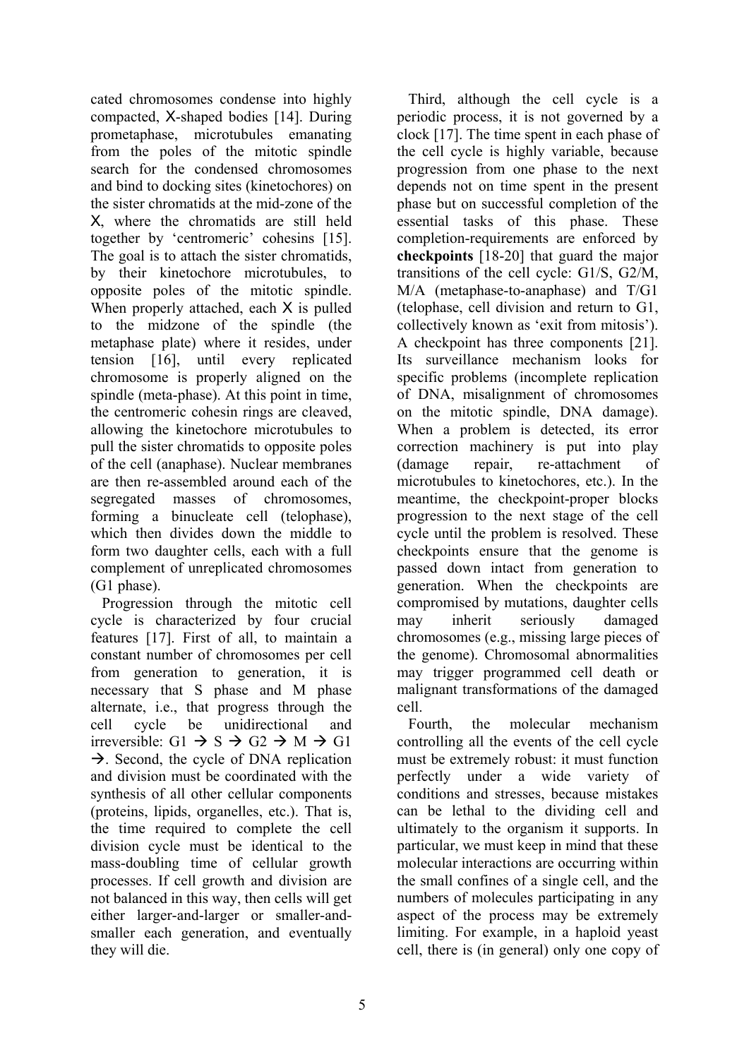cated chromosomes condense into highly compacted, X-shaped bodies [14]. During prometaphase, microtubules emanating from the poles of the mitotic spindle search for the condensed chromosomes and bind to docking sites (kinetochores) on the sister chromatids at the mid-zone of the X, where the chromatids are still held together by 'centromeric' cohesins [15]. The goal is to attach the sister chromatids, by their kinetochore microtubules, to opposite poles of the mitotic spindle. When properly attached, each X is pulled to the midzone of the spindle (the metaphase plate) where it resides, under tension [16], until every replicated chromosome is properly aligned on the spindle (meta-phase). At this point in time, the centromeric cohesin rings are cleaved, allowing the kinetochore microtubules to pull the sister chromatids to opposite poles of the cell (anaphase). Nuclear membranes are then re-assembled around each of the segregated masses of chromosomes, forming a binucleate cell (telophase), which then divides down the middle to form two daughter cells, each with a full complement of unreplicated chromosomes (G1 phase).

Progression through the mitotic cell cycle is characterized by four crucial features [17]. First of all, to maintain a constant number of chromosomes per cell from generation to generation, it is necessary that S phase and M phase alternate, i.e., that progress through the cell cycle be unidirectional and irreversible: G1 → S → G2 → M → G1 →. Second, the cycle of DNA replication and division must be coordinated with the synthesis of all other cellular components (proteins, lipids, organelles, etc.). That is, the time required to complete the cell division cycle must be identical to the mass-doubling time of cellular growth processes. If cell growth and division are not balanced in this way, then cells will get either larger-and-larger or smaller-and-smaller each generation, and eventually they will die.

Third, although the cell cycle is a periodic process, it is not governed by a clock [17]. The time spent in each phase of the cell cycle is highly variable, because progression from one phase to the next depends not on time spent in the present phase but on successful completion of the essential tasks of this phase. These completion-requirements are enforced by **checkpoints** [18-20] that guard the major transitions of the cell cycle: G1/S, G2/M, M/A (metaphase-to-anaphase) and T/G1 (telophase, cell division and return to G1, collectively known as 'exit from mitosis'). A checkpoint has three components [21]. Its surveillance mechanism looks for specific problems (incomplete replication of DNA, misalignment of chromosomes on the mitotic spindle, DNA damage). When a problem is detected, its error correction machinery is put into play (damage repair, re-attachment of microtubules to kinetochores, etc.). In the meantime, the checkpoint-proper blocks progression to the next stage of the cell cycle until the problem is resolved. These checkpoints ensure that the genome is passed down intact from generation to generation. When the checkpoints are compromised by mutations, daughter cells may inherit seriously damaged chromosomes (e.g., missing large pieces of the genome). Chromosomal abnormalities may trigger programmed cell death or malignant transformations of the damaged cell.

Fourth, the molecular mechanism controlling all the events of the cell cycle must be extremely robust: it must function perfectly under a wide variety of conditions and stresses, because mistakes can be lethal to the dividing cell and ultimately to the organism it supports. In particular, we must keep in mind that these molecular interactions are occurring within the small confines of a single cell, and the numbers of molecules participating in any aspect of the process may be extremely limiting. For example, in a haploid yeast cell, there is (in general) only one copy of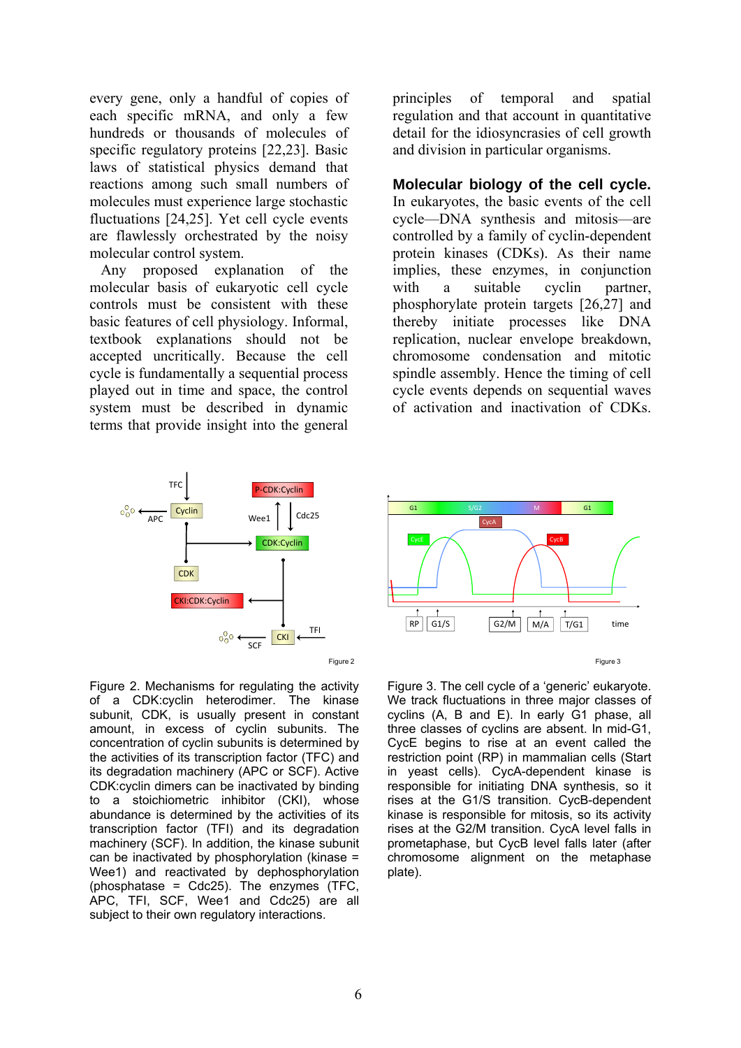every gene, only a handful of copies of each specific mRNA, and only a few hundreds or thousands of molecules of specific regulatory proteins [22,23]. Basic laws of statistical physics demand that reactions among such small numbers of molecules must experience large stochastic fluctuations [24,25]. Yet cell cycle events are flawlessly orchestrated by the noisy molecular control system.

Any proposed explanation of the molecular basis of eukaryotic cell cycle controls must be consistent with these basic features of cell physiology. Informal, textbook explanations should not be accepted uncritically. Because the cell cycle is fundamentally a sequential process played out in time and space, the control system must be described in dynamic terms that provide insight into the general principles of temporal and spatial regulation and that account in quantitative detail for the idiosyncrasies of cell growth and division in particular organisms.

**Molecular biology of the cell cycle.** In eukaryotes, the basic events of the cell cycle—DNA synthesis and mitosis—are controlled by a family of cyclin-dependent protein kinases (CDKs). As their name implies, these enzymes, in conjunction with a suitable cyclin partner, phosphorylate protein targets [26,27] and thereby initiate processes like DNA replication, nuclear envelope breakdown, chromosome condensation and mitotic spindle assembly. Hence the timing of cell cycle events depends on sequential waves of activation and inactivation of CDKs.

Figure 2. Mechanisms for regulating the activity of a CDK:cyclin heterodimer. The kinase subunit, CDK, is usually present in constant amount, in excess of cyclin subunits. The concentration of cyclin subunits is determined by the activities of its transcription factor (TFC) and its degradation machinery (APC or SCF). Active CDK:cyclin dimers can be inactivated by binding to a stoichiometric inhibitor (CKI), whose abundance is determined by the activities of its transcription factor (TFI) and its degradation machinery (SCF). In addition, the kinase subunit can be inactivated by phosphorylation (kinase = Wee1) and reactivated by dephosphorylation (phosphatase = Cdc25). The enzymes (TFC, APC, TFI, SCF, Wee1 and Cdc25) are all subject to their own regulatory interactions.

Figure 3. The cell cycle of a 'generic' eukaryote. We track fluctuations in three major classes of cyclins (A, B and E). In early G1 phase, all three classes of cyclins are absent. In mid-G1, CycE begins to rise at an event called the restriction point (RP) in mammalian cells (Start in yeast cells). CycA-dependent kinase is responsible for initiating DNA synthesis, so it rises at the G1/S transition. CycB-dependent kinase is responsible for mitosis, so its activity rises at the G2/M transition. CycA level falls in prometaphase, but CycB level falls later (after chromosome alignment on the metaphase plate).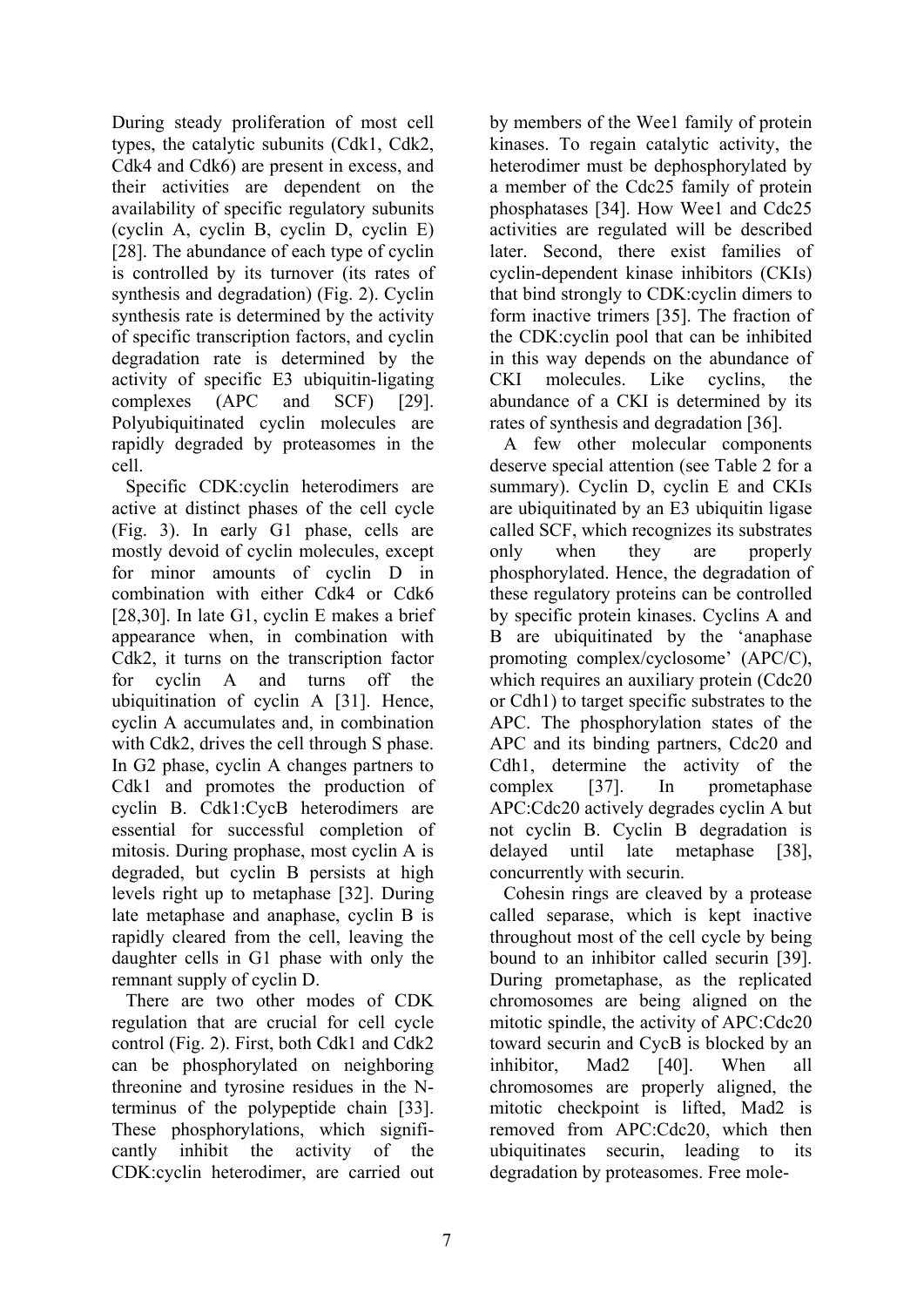During steady proliferation of most cell types, the catalytic subunits (Cdk1, Cdk2, Cdk4 and Cdk6) are present in excess, and their activities are dependent on the availability of specific regulatory subunits (cyclin A, cyclin B, cyclin D, cyclin E) [28]. The abundance of each type of cyclin is controlled by its turnover (its rates of synthesis and degradation) (Fig. 2). Cyclin synthesis rate is determined by the activity of specific transcription factors, and cyclin degradation rate is determined by the activity of specific E3 ubiquitin-ligating complexes (APC and SCF) [29]. Polyubiquitinated cyclin molecules are rapidly degraded by proteasomes in the cell.

Specific CDK:cyclin heterodimers are active at distinct phases of the cell cycle (Fig. 3). In early G1 phase, cells are mostly devoid of cyclin molecules, except for minor amounts of cyclin D in combination with either Cdk4 or Cdk6 [28,30]. In late G1, cyclin E makes a brief appearance when, in combination with Cdk2, it turns on the transcription factor for cyclin A and turns off the ubiquitination of cyclin A [31]. Hence, cyclin A accumulates and, in combination with Cdk2, drives the cell through S phase. In G2 phase, cyclin A changes partners to Cdk1 and promotes the production of cyclin B. Cdk1:CycB heterodimers are essential for successful completion of mitosis. During prophase, most cyclin A is degraded, but cyclin B persists at high levels right up to metaphase [32]. During late metaphase and anaphase, cyclin B is rapidly cleared from the cell, leaving the daughter cells in G1 phase with only the remnant supply of cyclin D.

There are two other modes of CDK regulation that are crucial for cell cycle control (Fig. 2). First, both Cdk1 and Cdk2 can be phosphorylated on neighboring threonine and tyrosine residues in the N-terminus of the polypeptide chain [33]. These phosphorylations, which significantly inhibit the activity of the CDK:cyclin heterodimer, are carried out by members of the Wee1 family of protein kinases. To regain catalytic activity, the heterodimer must be dephosphorylated by a member of the Cdc25 family of protein phosphatases [34]. How Wee1 and Cdc25 activities are regulated will be described later. Second, there exist families of cyclin-dependent kinase inhibitors (CKIs) that bind strongly to CDK:cyclin dimers to form inactive trimers [35]. The fraction of the CDK:cyclin pool that can be inhibited in this way depends on the abundance of CKI molecules. Like cyclins, the abundance of a CKI is determined by its rates of synthesis and degradation [36].

A few other molecular components deserve special attention (see Table 2 for a summary). Cyclin D, cyclin E and CKIs are ubiquitinated by an E3 ubiquitin ligase called SCF, which recognizes its substrates only when they are properly phosphorylated. Hence, the degradation of these regulatory proteins can be controlled by specific protein kinases. Cyclins A and B are ubiquitinated by the 'anaphase promoting complex/cyclosome' (APC/C), which requires an auxiliary protein (Cdc20 or Cdh1) to target specific substrates to the APC. The phosphorylation states of the APC and its binding partners, Cdc20 and Cdh1, determine the activity of the complex [37]. In prometaphase APC:Cdc20 actively degrades cyclin A but not cyclin B. Cyclin B degradation is delayed until late metaphase [38], concurrently with securin.

Cohesin rings are cleaved by a protease called separase, which is kept inactive throughout most of the cell cycle by being bound to an inhibitor called securin [39]. During prometaphase, as the replicated chromosomes are being aligned on the mitotic spindle, the activity of APC:Cdc20 toward securin and CycB is blocked by an inhibitor, Mad2 [40]. When all chromosomes are properly aligned, the mitotic checkpoint is lifted, Mad2 is removed from APC:Cdc20, which then ubiquitinates securin, leading to its degradation by proteasomes. Free mole-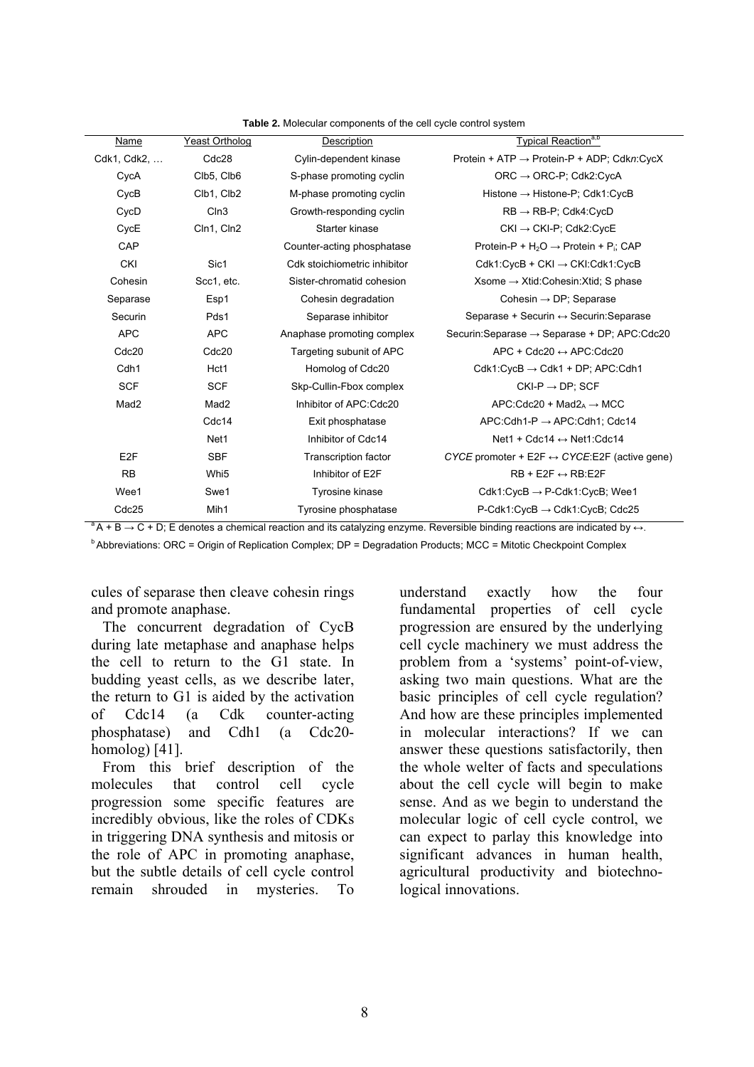**Table 2.** Molecular components of the cell cycle control system

| Name | Yeast Ortholog | Description | Typical Reaction[a,b] |
|---|---|---|---|
| Cdk1, Cdk2, … | Cdc28 | Cylin-dependent kinase | Protein + ATP → Protein-P + ADP; Cdk*n*:CycX |
| CycA | Clb5, Clb6 | S-phase promoting cyclin | ORC → ORC-P; Cdk2:CycA |
| CycB | Clb1, Clb2 | M-phase promoting cyclin | Histone → Histone-P; Cdk1:CycB |
| CycD | Cln3 | Growth-responding cyclin | RB → RB-P; Cdk4:CycD |
| CycE | Cln1, Cln2 | Starter kinase | CKI → CKI-P; Cdk2:CycE |
| CAP | | Counter-acting phosphatase | Protein-P + $H_2O$ → Protein + $P_i$; CAP |
| CKI | Sic1 | Cdk stoichiometric inhibitor | Cdk1:CycB + CKI → CKI:Cdk1:CycB |
| Cohesin | Scc1, etc. | Sister-chromatid cohesion | Xsome → Xtid:Cohesin:Xtid; S phase |
| Separase | Esp1 | Cohesin degradation | Cohesin → DP; Separase |
| Securin | Pds1 | Separase inhibitor | Separase + Securin ↔ Securin:Separase |
| APC | APC | Anaphase promoting complex | Securin:Separase → Separase + DP; APC:Cdc20 |
| Cdc20 | Cdc20 | Targeting subunit of APC | APC + Cdc20 ↔ APC:Cdc20 |
| Cdh1 | Hct1 | Homolog of Cdc20 | Cdk1:CycB → Cdk1 + DP; APC:Cdh1 |
| SCF | SCF | Skp-Cullin-Fbox complex | CKI-P → DP; SCF |
| Mad2 | Mad2 | Inhibitor of APC:Cdc20 | APC:Cdc20 + $Mad2_A$ → MCC |
| | Cdc14 | Exit phosphatase | APC:Cdh1-P → APC:Cdh1; Cdc14 |
| | Net1 | Inhibitor of Cdc14 | Net1 + Cdc14 ↔ Net1:Cdc14 |
| E2F | SBF | Transcription factor | *CYCE* promoter + E2F ↔ *CYCE*:E2F (active gene) |
| RB | Whi5 | Inhibitor of E2F | RB + E2F ↔ RB:E2F |
| Wee1 | Swe1 | Tyrosine kinase | Cdk1:CycB → P-Cdk1:CycB; Wee1 |
| Cdc25 | Mih1 | Tyrosine phosphatase | P-Cdk1:CycB → Cdk1:CycB; Cdc25 |

[a] A + B → C + D; E denotes a chemical reaction and its catalyzing enzyme. Reversible binding reactions are indicated by ↔.

[b] Abbreviations: ORC = Origin of Replication Complex; DP = Degradation Products; MCC = Mitotic Checkpoint Complex

cules of separase then cleave cohesin rings and promote anaphase.

The concurrent degradation of CycB during late metaphase and anaphase helps the cell to return to the G1 state. In budding yeast cells, as we describe later, the return to G1 is aided by the activation of Cdc14 (a Cdk counter-acting phosphatase) and Cdh1 (a Cdc20-homolog) [41].

From this brief description of the molecules that control cell cycle progression some specific features are incredibly obvious, like the roles of CDKs in triggering DNA synthesis and mitosis or the role of APC in promoting anaphase, but the subtle details of cell cycle control remain shrouded in mysteries. To understand exactly how the four fundamental properties of cell cycle progression are ensured by the underlying cell cycle machinery we must address the problem from a 'systems' point-of-view, asking two main questions. What are the basic principles of cell cycle regulation? And how are these principles implemented in molecular interactions? If we can answer these questions satisfactorily, then the whole welter of facts and speculations about the cell cycle will begin to make sense. And as we begin to understand the molecular logic of cell cycle control, we can expect to parlay this knowledge into significant advances in human health, agricultural productivity and biotechnological innovations.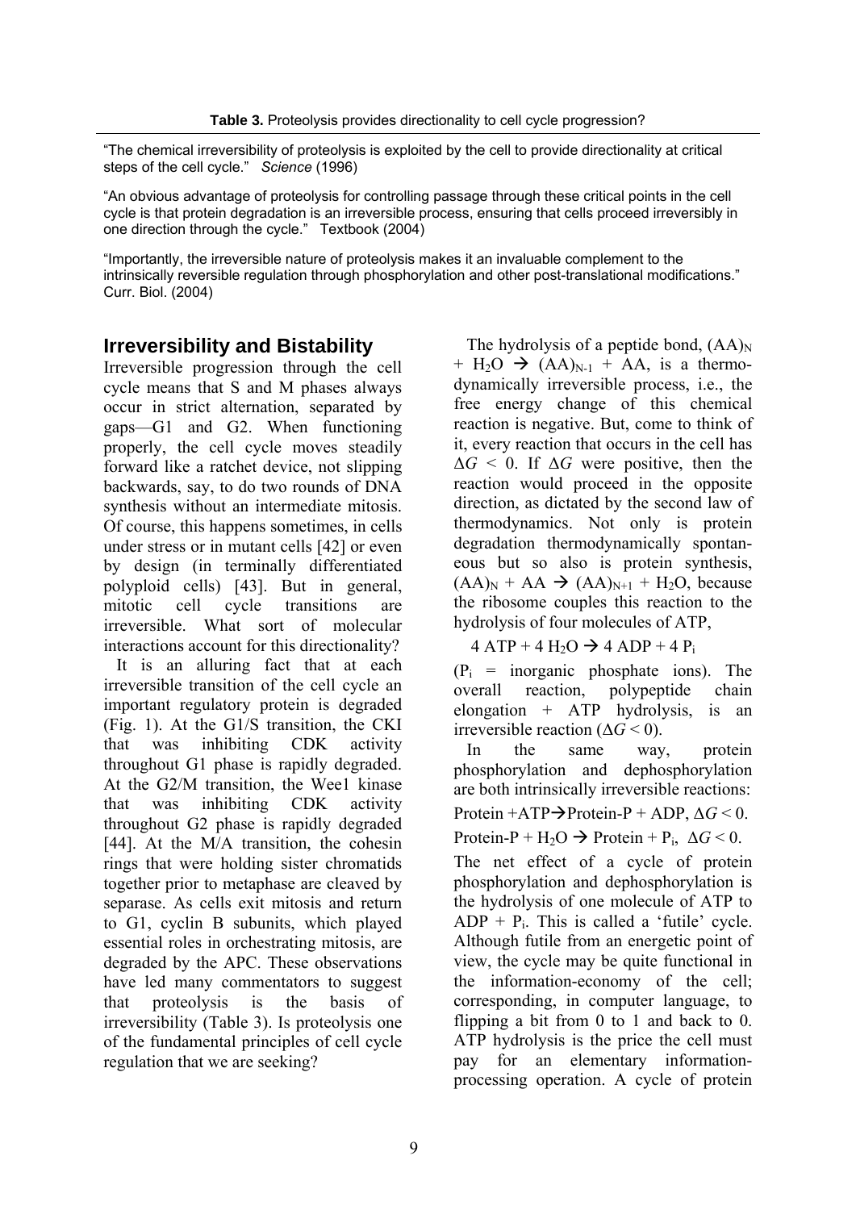**Table 3.** Proteolysis provides directionality to cell cycle progression?

| |
|---|
| "The chemical irreversibility of proteolysis is exploited by the cell to provide directionality at critical steps of the cell cycle." *Science* (1996) |
| "An obvious advantage of proteolysis for controlling passage through these critical points in the cell cycle is that protein degradation is an irreversible process, ensuring that cells proceed irreversibly in one direction through the cycle." Textbook (2004) |
| "Importantly, the irreversible nature of proteolysis makes it an invaluable complement to the intrinsically reversible regulation through phosphorylation and other post-translational modifications." Curr. Biol. (2004) |

## Irreversibility and Bistability

Irreversible progression through the cell cycle means that S and M phases always occur in strict alternation, separated by gaps—G1 and G2. When functioning properly, the cell cycle moves steadily forward like a ratchet device, not slipping backwards, say, to do two rounds of DNA synthesis without an intermediate mitosis. Of course, this happens sometimes, in cells under stress or in mutant cells [42] or even by design (in terminally differentiated polyploid cells) [43]. But in general, mitotic cell cycle transitions are irreversible. What sort of molecular interactions account for this directionality?

It is an alluring fact that at each irreversible transition of the cell cycle an important regulatory protein is degraded (Fig. 1). At the G1/S transition, the CKI that was inhibiting CDK activity throughout G1 phase is rapidly degraded. At the G2/M transition, the Wee1 kinase that was inhibiting CDK activity throughout G2 phase is rapidly degraded [44]. At the M/A transition, the cohesin rings that were holding sister chromatids together prior to metaphase are cleaved by separase. As cells exit mitosis and return to G1, cyclin B subunits, which played essential roles in orchestrating mitosis, are degraded by the APC. These observations have led many commentators to suggest that proteolysis is the basis of irreversibility (Table 3). Is proteolysis one of the fundamental principles of cell cycle regulation that we are seeking?

The hydrolysis of a peptide bond, $(AA)_N + H_2O \rightarrow (AA)_{N-1} + AA$, is a thermodynamically irreversible process, i.e., the free energy change of this chemical reaction is negative. But, come to think of it, every reaction that occurs in the cell has $\Delta G < 0$. If $\Delta G$ were positive, then the reaction would proceed in the opposite direction, as dictated by the second law of thermodynamics. Not only is protein degradation thermodynamically spontaneous but so also is protein synthesis, $(AA)_N + AA \rightarrow (AA)_{N+1} + H_2O$, because the ribosome couples this reaction to the hydrolysis of four molecules of ATP,

$$4\ ATP + 4\ H_2O \rightarrow 4\ ADP + 4\ P_i$$

($P_i$ = inorganic phosphate ions). The overall reaction, polypeptide chain elongation + ATP hydrolysis, is an irreversible reaction ($\Delta G < 0$).

In the same way, protein phosphorylation and dephosphorylation are both intrinsically irreversible reactions:

$$\text{Protein} + ATP \rightarrow \text{Protein-P} + ADP,\ \Delta G < 0.$$

$$\text{Protein-P} + H_2O \rightarrow \text{Protein} + P_i,\ \Delta G < 0.$$

The net effect of a cycle of protein phosphorylation and dephosphorylation is the hydrolysis of one molecule of ATP to $ADP + P_i$. This is called a 'futile' cycle. Although futile from an energetic point of view, the cycle may be quite functional in the information-economy of the cell; corresponding, in computer language, to flipping a bit from 0 to 1 and back to 0. ATP hydrolysis is the price the cell must pay for an elementary information-processing operation. A cycle of protein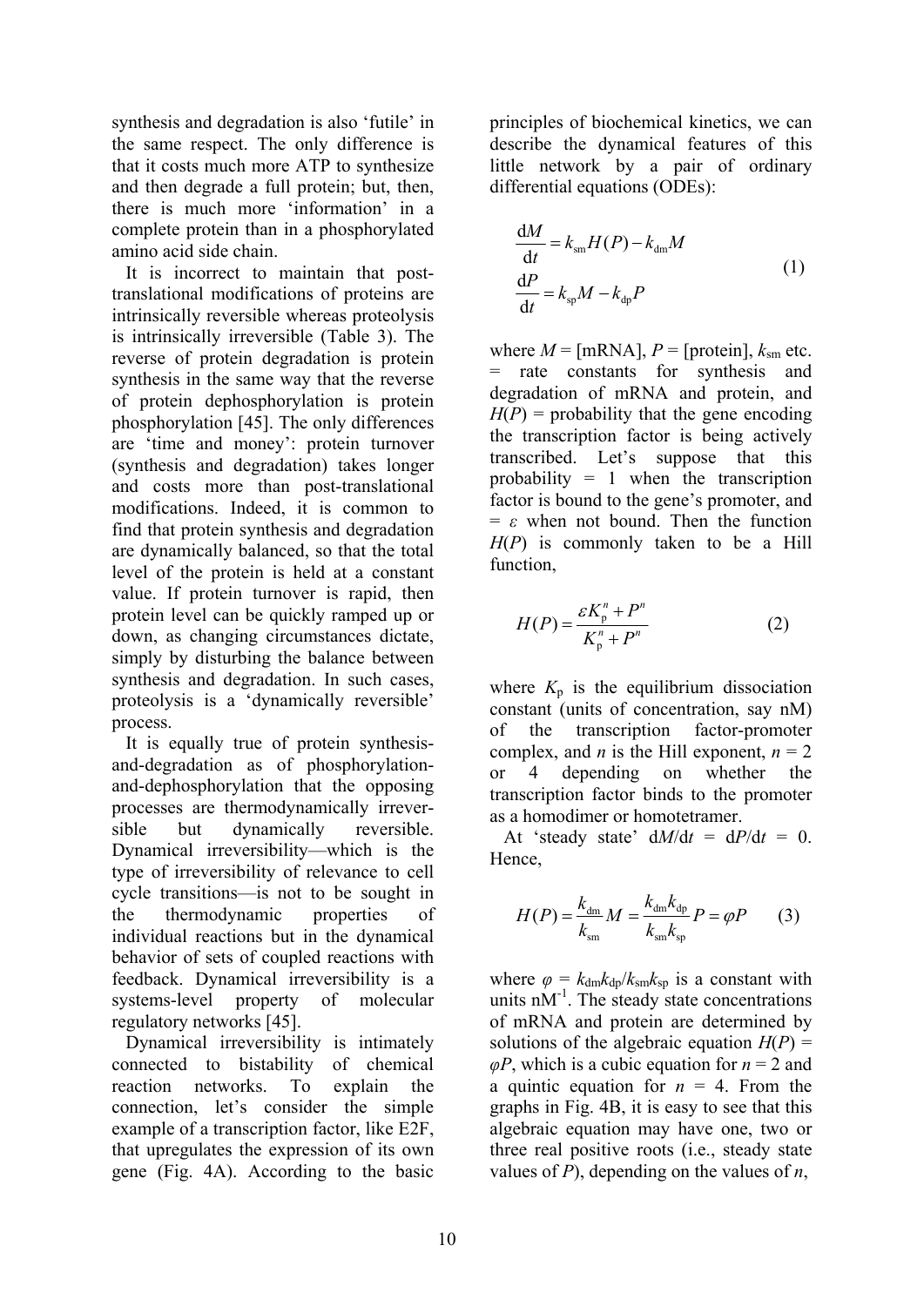synthesis and degradation is also 'futile' in the same respect. The only difference is that it costs much more ATP to synthesize and then degrade a full protein; but, then, there is much more 'information' in a complete protein than in a phosphorylated amino acid side chain.

It is incorrect to maintain that post-translational modifications of proteins are intrinsically reversible whereas proteolysis is intrinsically irreversible (Table 3). The reverse of protein degradation is protein synthesis in the same way that the reverse of protein dephosphorylation is protein phosphorylation [45]. The only differences are 'time and money': protein turnover (synthesis and degradation) takes longer and costs more than post-translational modifications. Indeed, it is common to find that protein synthesis and degradation are dynamically balanced, so that the total level of the protein is held at a constant value. If protein turnover is rapid, then protein level can be quickly ramped up or down, as changing circumstances dictate, simply by disturbing the balance between synthesis and degradation. In such cases, proteolysis is a 'dynamically reversible' process.

It is equally true of protein synthesis-and-degradation as of phosphorylation-and-dephosphorylation that the opposing processes are thermodynamically irreversible but dynamically reversible. Dynamical irreversibility—which is the type of irreversibility of relevance to cell cycle transitions—is not to be sought in the thermodynamic properties of individual reactions but in the dynamical behavior of sets of coupled reactions with feedback. Dynamical irreversibility is a systems-level property of molecular regulatory networks [45].

Dynamical irreversibility is intimately connected to bistability of chemical reaction networks. To explain the connection, let's consider the simple example of a transcription factor, like E2F, that upregulates the expression of its own gene (Fig. 4A). According to the basic principles of biochemical kinetics, we can describe the dynamical features of this little network by a pair of ordinary differential equations (ODEs):

$$
\begin{aligned}
\frac{\mathrm{d}M}{\mathrm{d}t} &= k_{\mathrm{sm}} H(P) - k_{\mathrm{dm}} M \\
\frac{\mathrm{d}P}{\mathrm{d}t} &= k_{\mathrm{sp}} M - k_{\mathrm{dp}} P
\end{aligned}
\qquad (1)
$$

where $M$ = [mRNA], $P$ = [protein], $k_{\mathrm{sm}}$ etc. = rate constants for synthesis and degradation of mRNA and protein, and $H(P)$ = probability that the gene encoding the transcription factor is being actively transcribed. Let's suppose that this probability = 1 when the transcription factor is bound to the gene's promoter, and = $\varepsilon$ when not bound. Then the function $H(P)$ is commonly taken to be a Hill function,

$$
H(P) = \frac{\varepsilon K_{\mathrm{p}}^{n} + P^{n}}{K_{\mathrm{p}}^{n} + P^{n}} \qquad (2)
$$

where $K_{\mathrm{p}}$ is the equilibrium dissociation constant (units of concentration, say nM) of the transcription factor-promoter complex, and $n$ is the Hill exponent, $n$ = 2 or 4 depending on whether the transcription factor binds to the promoter as a homodimer or homotetramer.

At 'steady state' $\mathrm{d}M/\mathrm{d}t = \mathrm{d}P/\mathrm{d}t = 0$. Hence,

$$
H(P) = \frac{k_{\mathrm{dm}}}{k_{\mathrm{sm}}} M = \frac{k_{\mathrm{dm}} k_{\mathrm{dp}}}{k_{\mathrm{sm}} k_{\mathrm{sp}}} P = \varphi P \qquad (3)
$$

where $\varphi = k_{\mathrm{dm}} k_{\mathrm{dp}} / k_{\mathrm{sm}} k_{\mathrm{sp}}$ is a constant with units $\mathrm{nM}^{-1}$. The steady state concentrations of mRNA and protein are determined by solutions of the algebraic equation $H(P) = \varphi P$, which is a cubic equation for $n = 2$ and a quintic equation for $n = 4$. From the graphs in Fig. 4B, it is easy to see that this algebraic equation may have one, two or three real positive roots (i.e., steady state values of $P$), depending on the values of $n$,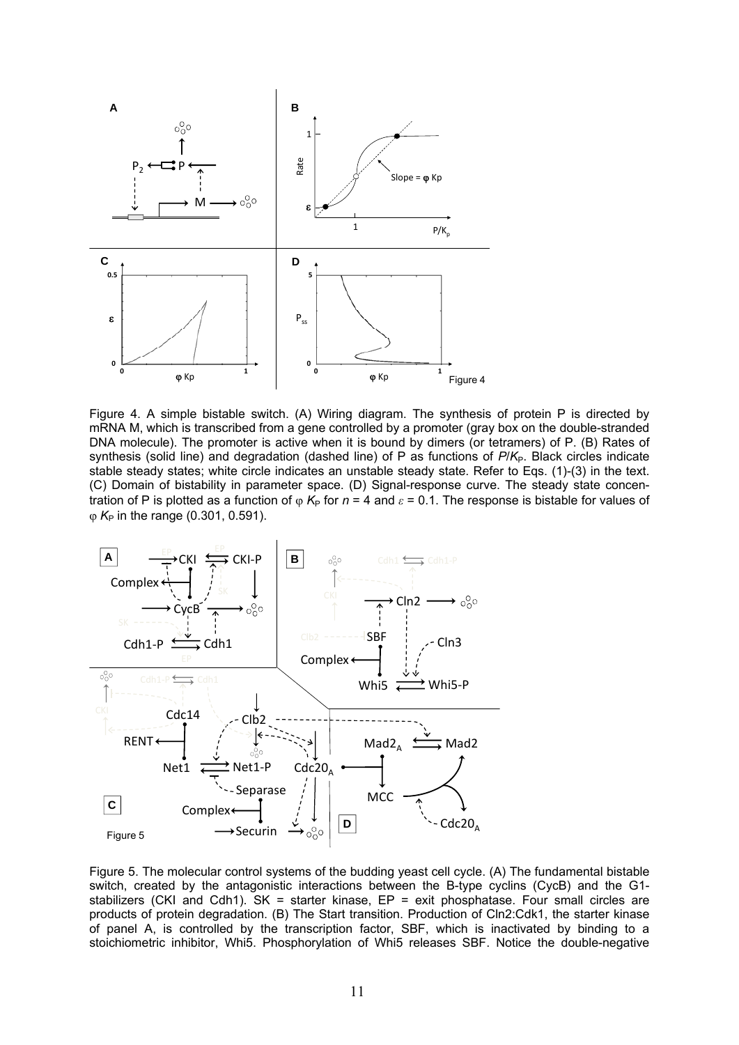Figure 4. A simple bistable switch. (A) Wiring diagram. The synthesis of protein P is directed by mRNA M, which is transcribed from a gene controlled by a promoter (gray box on the double-stranded DNA molecule). The promoter is active when it is bound by dimers (or tetramers) of P. (B) Rates of synthesis (solid line) and degradation (dashed line) of P as functions of $P/K_P$. Black circles indicate stable steady states; white circle indicates an unstable steady state. Refer to Eqs. (1)-(3) in the text. (C) Domain of bistability in parameter space. (D) Signal-response curve. The steady state concentration of P is plotted as a function of $\varphi K_P$ for $n = 4$ and $\varepsilon = 0.1$. The response is bistable for values of $\varphi K_P$ in the range (0.301, 0.591).

Figure 5. The molecular control systems of the budding yeast cell cycle. (A) The fundamental bistable switch, created by the antagonistic interactions between the B-type cyclins (CycB) and the G1-stabilizers (CKI and Cdh1). SK = starter kinase, EP = exit phosphatase. Four small circles are products of protein degradation. (B) The Start transition. Production of Cln2:Cdk1, the starter kinase of panel A, is controlled by the transcription factor, SBF, which is inactivated by binding to a stoichiometric inhibitor, Whi5. Phosphorylation of Whi5 releases SBF. Notice the double-negative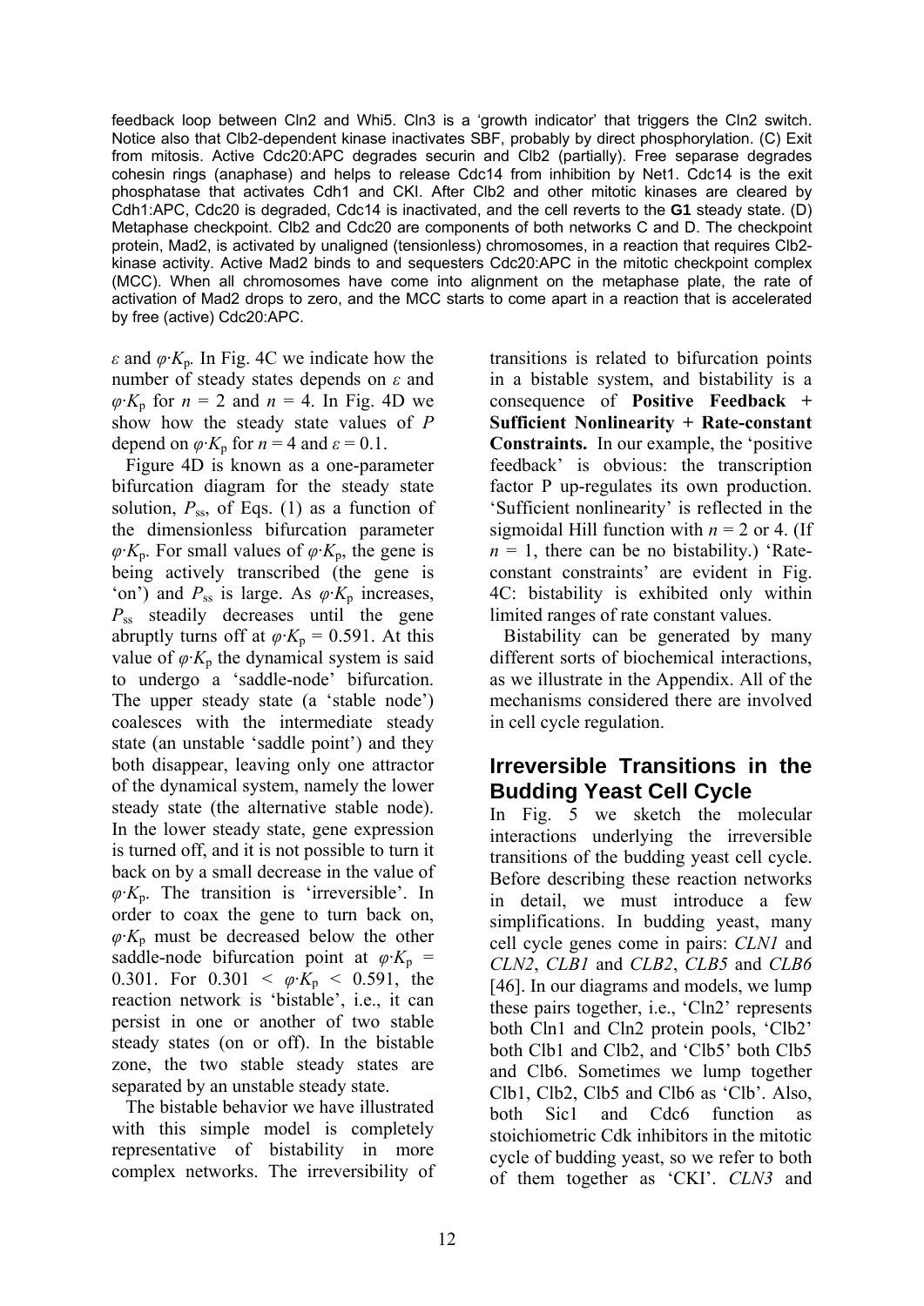feedback loop between Cln2 and Whi5. Cln3 is a 'growth indicator' that triggers the Cln2 switch. Notice also that Clb2-dependent kinase inactivates SBF, probably by direct phosphorylation. (C) Exit from mitosis. Active Cdc20:APC degrades securin and Clb2 (partially). Free separase degrades cohesin rings (anaphase) and helps to release Cdc14 from inhibition by Net1. Cdc14 is the exit phosphatase that activates Cdh1 and CKI. After Clb2 and other mitotic kinases are cleared by Cdh1:APC, Cdc20 is degraded, Cdc14 is inactivated, and the cell reverts to the **G1** steady state. (D) Metaphase checkpoint. Clb2 and Cdc20 are components of both networks C and D. The checkpoint protein, Mad2, is activated by unaligned (tensionless) chromosomes, in a reaction that requires Clb2-kinase activity. Active Mad2 binds to and sequesters Cdc20:APC in the mitotic checkpoint complex (MCC). When all chromosomes have come into alignment on the metaphase plate, the rate of activation of Mad2 drops to zero, and the MCC starts to come apart in a reaction that is accelerated by free (active) Cdc20:APC.

$\varepsilon$ and $\varphi \cdot K_p$. In Fig. 4C we indicate how the number of steady states depends on $\varepsilon$ and $\varphi \cdot K_p$ for $n = 2$ and $n = 4$. In Fig. 4D we show how the steady state values of $P$ depend on $\varphi \cdot K_p$ for $n = 4$ and $\varepsilon = 0.1$.

Figure 4D is known as a one-parameter bifurcation diagram for the steady state solution, $P_{ss}$, of Eqs. (1) as a function of the dimensionless bifurcation parameter $\varphi \cdot K_p$. For small values of $\varphi \cdot K_p$, the gene is being actively transcribed (the gene is 'on') and $P_{ss}$ is large. As $\varphi \cdot K_p$ increases, $P_{ss}$ steadily decreases until the gene abruptly turns off at $\varphi \cdot K_p = 0.591$. At this value of $\varphi \cdot K_p$ the dynamical system is said to undergo a 'saddle-node' bifurcation. The upper steady state (a 'stable node') coalesces with the intermediate steady state (an unstable 'saddle point') and they both disappear, leaving only one attractor of the dynamical system, namely the lower steady state (the alternative stable node). In the lower steady state, gene expression is turned off, and it is not possible to turn it back on by a small decrease in the value of $\varphi \cdot K_p$. The transition is 'irreversible'. In order to coax the gene to turn back on, $\varphi \cdot K_p$ must be decreased below the other saddle-node bifurcation point at $\varphi \cdot K_p = 0.301$. For $0.301 < \varphi \cdot K_p < 0.591$, the reaction network is 'bistable', i.e., it can persist in one or another of two stable steady states (on or off). In the bistable zone, the two stable steady states are separated by an unstable steady state.

The bistable behavior we have illustrated with this simple model is completely representative of bistability in more complex networks. The irreversibility of transitions is related to bifurcation points in a bistable system, and bistability is a consequence of **Positive Feedback + Sufficient Nonlinearity + Rate-constant Constraints.** In our example, the 'positive feedback' is obvious: the transcription factor P up-regulates its own production. 'Sufficient nonlinearity' is reflected in the sigmoidal Hill function with $n = 2$ or 4. (If $n = 1$, there can be no bistability.) 'Rate-constant constraints' are evident in Fig. 4C: bistability is exhibited only within limited ranges of rate constant values.

Bistability can be generated by many different sorts of biochemical interactions, as we illustrate in the Appendix. All of the mechanisms considered there are involved in cell cycle regulation.

## Irreversible Transitions in the Budding Yeast Cell Cycle

In Fig. 5 we sketch the molecular interactions underlying the irreversible transitions of the budding yeast cell cycle. Before describing these reaction networks in detail, we must introduce a few simplifications. In budding yeast, many cell cycle genes come in pairs: *CLN1* and *CLN2*, *CLB1* and *CLB2*, *CLB5* and *CLB6* [46]. In our diagrams and models, we lump these pairs together, i.e., 'Cln2' represents both Cln1 and Cln2 protein pools, 'Clb2' both Clb1 and Clb2, and 'Clb5' both Clb5 and Clb6. Sometimes we lump together Clb1, Clb2, Clb5 and Clb6 as 'Clb'. Also, both Sic1 and Cdc6 function as stoichiometric Cdk inhibitors in the mitotic cycle of budding yeast, so we refer to both of them together as 'CKI'. *CLN3* and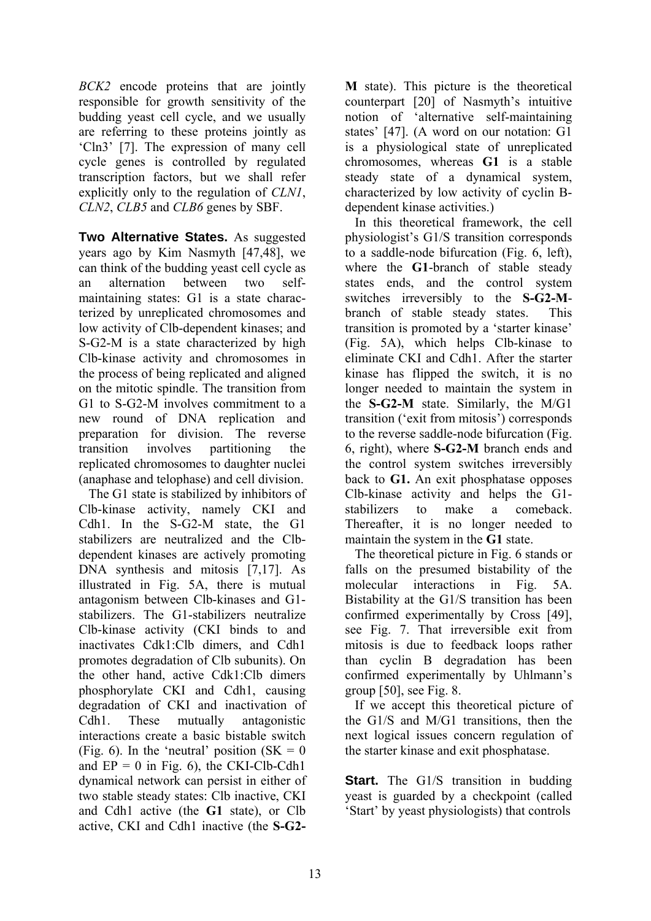*BCK2* encode proteins that are jointly responsible for growth sensitivity of the budding yeast cell cycle, and we usually are referring to these proteins jointly as 'Cln3' [7]. The expression of many cell cycle genes is controlled by regulated transcription factors, but we shall refer explicitly only to the regulation of *CLN1*, *CLN2*, *CLB5* and *CLB6* genes by SBF.

**Two Alternative States.** As suggested years ago by Kim Nasmyth [47,48], we can think of the budding yeast cell cycle as an alternation between two self-maintaining states: G1 is a state characterized by unreplicated chromosomes and low activity of Clb-dependent kinases; and S-G2-M is a state characterized by high Clb-kinase activity and chromosomes in the process of being replicated and aligned on the mitotic spindle. The transition from G1 to S-G2-M involves commitment to a new round of DNA replication and preparation for division. The reverse transition involves partitioning the replicated chromosomes to daughter nuclei (anaphase and telophase) and cell division.

The G1 state is stabilized by inhibitors of Clb-kinase activity, namely CKI and Cdh1. In the S-G2-M state, the G1 stabilizers are neutralized and the Clb-dependent kinases are actively promoting DNA synthesis and mitosis [7,17]. As illustrated in Fig. 5A, there is mutual antagonism between Clb-kinases and G1-stabilizers. The G1-stabilizers neutralize Clb-kinase activity (CKI binds to and inactivates Cdk1:Clb dimers, and Cdh1 promotes degradation of Clb subunits). On the other hand, active Cdk1:Clb dimers phosphorylate CKI and Cdh1, causing degradation of CKI and inactivation of Cdh1. These mutually antagonistic interactions create a basic bistable switch (Fig. 6). In the 'neutral' position (SK = 0 and EP = 0 in Fig. 6), the CKI-Clb-Cdh1 dynamical network can persist in either of two stable steady states: Clb inactive, CKI and Cdh1 active (the **G1** state), or Clb active, CKI and Cdh1 inactive (the **S-G2-M** state). This picture is the theoretical counterpart [20] of Nasmyth's intuitive notion of 'alternative self-maintaining states' [47]. (A word on our notation: G1 is a physiological state of unreplicated chromosomes, whereas **G1** is a stable steady state of a dynamical system, characterized by low activity of cyclin B-dependent kinase activities.)

In this theoretical framework, the cell physiologist's G1/S transition corresponds to a saddle-node bifurcation (Fig. 6, left), where the **G1**-branch of stable steady states ends, and the control system switches irreversibly to the **S-G2-M**-branch of stable steady states. This transition is promoted by a 'starter kinase' (Fig. 5A), which helps Clb-kinase to eliminate CKI and Cdh1. After the starter kinase has flipped the switch, it is no longer needed to maintain the system in the **S-G2-M** state. Similarly, the M/G1 transition ('exit from mitosis') corresponds to the reverse saddle-node bifurcation (Fig. 6, right), where **S-G2-M** branch ends and the control system switches irreversibly back to **G1.** An exit phosphatase opposes Clb-kinase activity and helps the G1-stabilizers to make a comeback. Thereafter, it is no longer needed to maintain the system in the **G1** state.

The theoretical picture in Fig. 6 stands or falls on the presumed bistability of the molecular interactions in Fig. 5A. Bistability at the G1/S transition has been confirmed experimentally by Cross [49], see Fig. 7. That irreversible exit from mitosis is due to feedback loops rather than cyclin B degradation has been confirmed experimentally by Uhlmann's group [50], see Fig. 8.

If we accept this theoretical picture of the G1/S and M/G1 transitions, then the next logical issues concern regulation of the starter kinase and exit phosphatase.

**Start.** The G1/S transition in budding yeast is guarded by a checkpoint (called 'Start' by yeast physiologists) that controls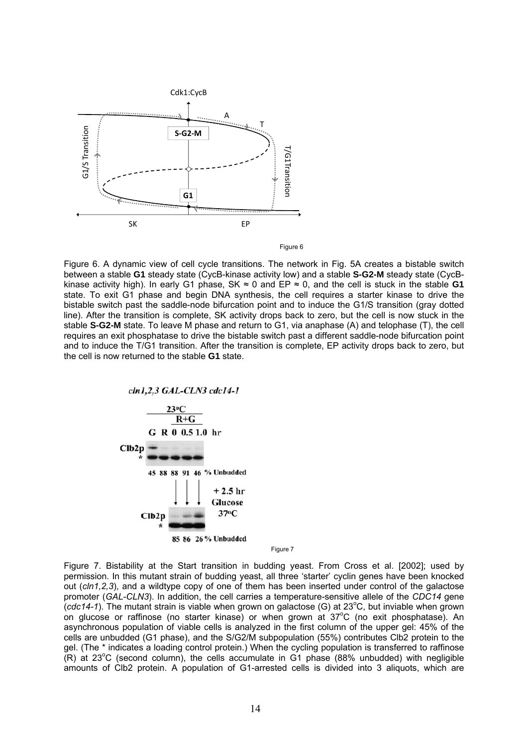Figure 6. A dynamic view of cell cycle transitions. The network in Fig. 5A creates a bistable switch between a stable **G1** steady state (CycB-kinase activity low) and a stable **S-G2-M** steady state (CycB-kinase activity high). In early G1 phase, SK ≈ 0 and EP ≈ 0, and the cell is stuck in the stable **G1** state. To exit G1 phase and begin DNA synthesis, the cell requires a starter kinase to drive the bistable switch past the saddle-node bifurcation point and to induce the G1/S transition (gray dotted line). After the transition is complete, SK activity drops back to zero, but the cell is now stuck in the stable **S-G2-M** state. To leave M phase and return to G1, via anaphase (A) and telophase (T), the cell requires an exit phosphatase to drive the bistable switch past a different saddle-node bifurcation point and to induce the T/G1 transition. After the transition is complete, EP activity drops back to zero, but the cell is now returned to the stable **G1** state.

Figure 7. Bistability at the Start transition in budding yeast. From Cross et al. [2002]; used by permission. In this mutant strain of budding yeast, all three 'starter' cyclin genes have been knocked out (*cln1,2,3*), and a wildtype copy of one of them has been inserted under control of the galactose promoter (*GAL-CLN3*). In addition, the cell carries a temperature-sensitive allele of the *CDC14* gene (*cdc14-1*). The mutant strain is viable when grown on galactose (G) at 23°C, but inviable when grown on glucose or raffinose (no starter kinase) or when grown at 37°C (no exit phosphatase). An asynchronous population of viable cells is analyzed in the first column of the upper gel: 45% of the cells are unbudded (G1 phase), and the S/G2/M subpopulation (55%) contributes Clb2 protein to the gel. (The * indicates a loading control protein.) When the cycling population is transferred to raffinose (R) at 23°C (second column), the cells accumulate in G1 phase (88% unbudded) with negligible amounts of Clb2 protein. A population of G1-arrested cells is divided into 3 aliquots, which are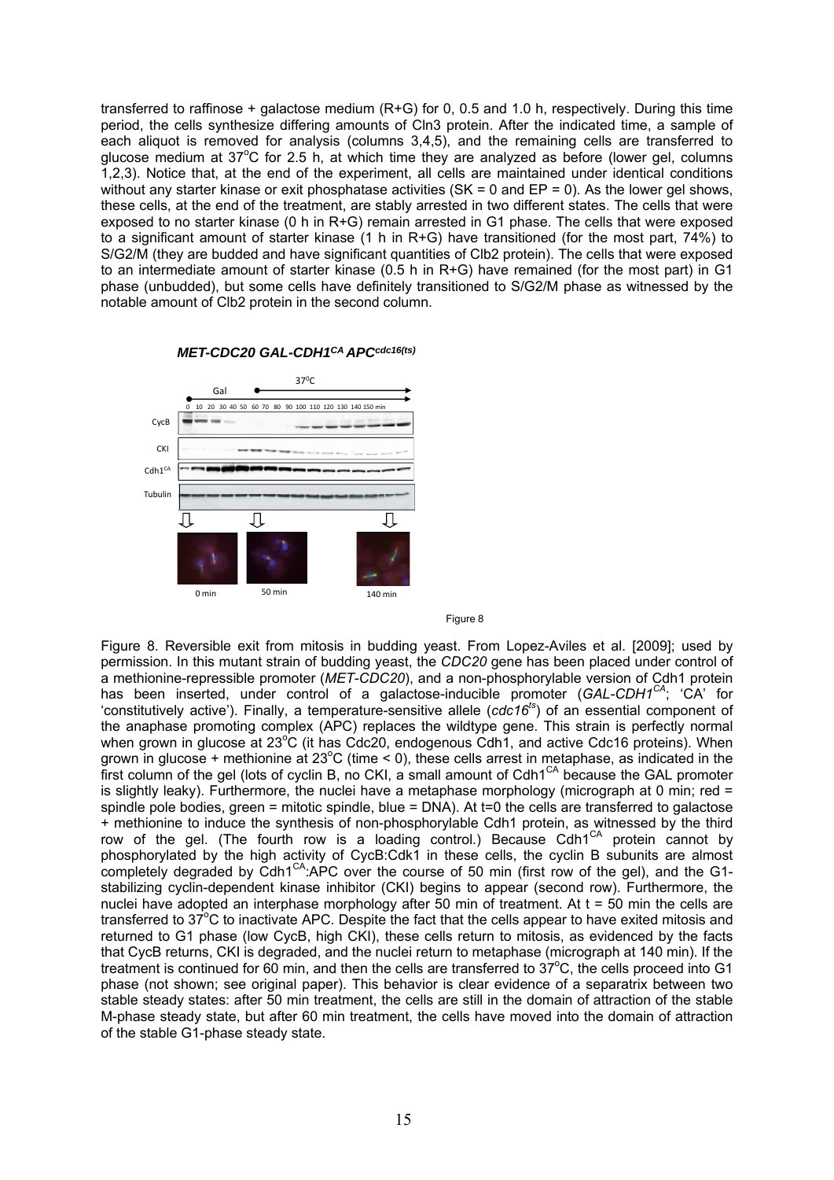transferred to raffinose + galactose medium (R+G) for 0, 0.5 and 1.0 h, respectively. During this time period, the cells synthesize differing amounts of Cln3 protein. After the indicated time, a sample of each aliquot is removed for analysis (columns 3,4,5), and the remaining cells are transferred to glucose medium at 37°C for 2.5 h, at which time they are analyzed as before (lower gel, columns 1,2,3). Notice that, at the end of the experiment, all cells are maintained under identical conditions without any starter kinase or exit phosphatase activities (SK = 0 and EP = 0). As the lower gel shows, these cells, at the end of the treatment, are stably arrested in two different states. The cells that were exposed to no starter kinase (0 h in R+G) remain arrested in G1 phase. The cells that were exposed to a significant amount of starter kinase (1 h in R+G) have transitioned (for the most part, 74%) to S/G2/M (they are budded and have significant quantities of Clb2 protein). The cells that were exposed to an intermediate amount of starter kinase (0.5 h in R+G) have remained (for the most part) in G1 phase (unbudded), but some cells have definitely transitioned to S/G2/M phase as witnessed by the notable amount of Clb2 protein in the second column.

***MET-CDC20 GAL-CDH1$^{CA}$ APC$^{cdc16(ts)}$***

Figure 8

Figure 8. Reversible exit from mitosis in budding yeast. From Lopez-Aviles et al. [2009]; used by permission. In this mutant strain of budding yeast, the *CDC20* gene has been placed under control of a methionine-repressible promoter (*MET-CDC20*), and a non-phosphorylable version of Cdh1 protein has been inserted, under control of a galactose-inducible promoter (*GAL-CDH1$^{CA}$*; 'CA' for 'constitutively active'). Finally, a temperature-sensitive allele (*cdc16$^{ts}$*) of an essential component of the anaphase promoting complex (APC) replaces the wildtype gene. This strain is perfectly normal when grown in glucose at 23°C (it has Cdc20, endogenous Cdh1, and active Cdc16 proteins). When grown in glucose + methionine at 23°C (time < 0), these cells arrest in metaphase, as indicated in the first column of the gel (lots of cyclin B, no CKI, a small amount of Cdh1$^{CA}$ because the GAL promoter is slightly leaky). Furthermore, the nuclei have a metaphase morphology (micrograph at 0 min; red = spindle pole bodies, green = mitotic spindle, blue = DNA). At t=0 the cells are transferred to galactose + methionine to induce the synthesis of non-phosphorylable Cdh1 protein, as witnessed by the third row of the gel. (The fourth row is a loading control.) Because Cdh1$^{CA}$ protein cannot by phosphorylated by the high activity of CycB:Cdk1 in these cells, the cyclin B subunits are almost completely degraded by Cdh1$^{CA}$:APC over the course of 50 min (first row of the gel), and the G1-stabilizing cyclin-dependent kinase inhibitor (CKI) begins to appear (second row). Furthermore, the nuclei have adopted an interphase morphology after 50 min of treatment. At t = 50 min the cells are transferred to 37°C to inactivate APC. Despite the fact that the cells appear to have exited mitosis and returned to G1 phase (low CycB, high CKI), these cells return to mitosis, as evidenced by the facts that CycB returns, CKI is degraded, and the nuclei return to metaphase (micrograph at 140 min). If the treatment is continued for 60 min, and then the cells are transferred to 37°C, the cells proceed into G1 phase (not shown; see original paper). This behavior is clear evidence of a separatrix between two stable steady states: after 50 min treatment, the cells are still in the domain of attraction of the stable M-phase steady state, but after 60 min treatment, the cells have moved into the domain of attraction of the stable G1-phase steady state.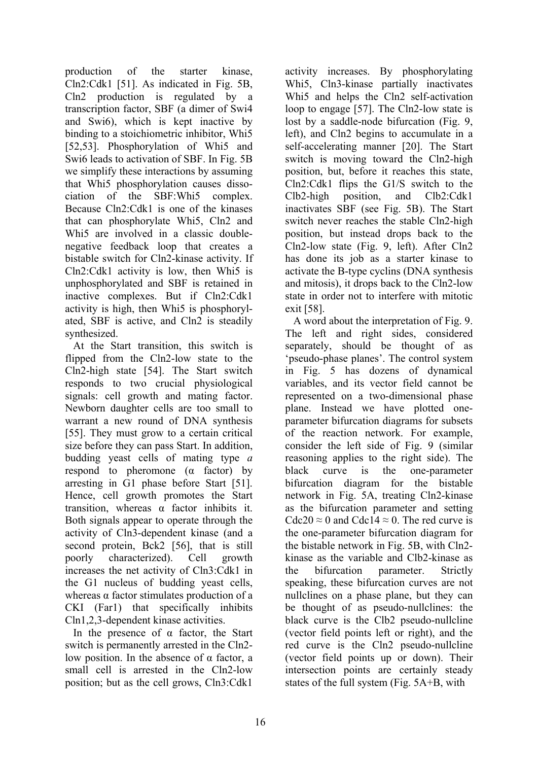production of the starter kinase, Cln2:Cdk1 [51]. As indicated in Fig. 5B, Cln2 production is regulated by a transcription factor, SBF (a dimer of Swi4 and Swi6), which is kept inactive by binding to a stoichiometric inhibitor, Whi5 [52,53]. Phosphorylation of Whi5 and Swi6 leads to activation of SBF. In Fig. 5B we simplify these interactions by assuming that Whi5 phosphorylation causes dissociation of the SBF:Whi5 complex. Because Cln2:Cdk1 is one of the kinases that can phosphorylate Whi5, Cln2 and Whi5 are involved in a classic double-negative feedback loop that creates a bistable switch for Cln2-kinase activity. If Cln2:Cdk1 activity is low, then Whi5 is unphosphorylated and SBF is retained in inactive complexes. But if Cln2:Cdk1 activity is high, then Whi5 is phosphorylated, SBF is active, and Cln2 is steadily synthesized.

At the Start transition, this switch is flipped from the Cln2-low state to the Cln2-high state [54]. The Start switch responds to two crucial physiological signals: cell growth and mating factor. Newborn daughter cells are too small to warrant a new round of DNA synthesis [55]. They must grow to a certain critical size before they can pass Start. In addition, budding yeast cells of mating type *a* respond to pheromone (α factor) by arresting in G1 phase before Start [51]. Hence, cell growth promotes the Start transition, whereas α factor inhibits it. Both signals appear to operate through the activity of Cln3-dependent kinase (and a second protein, Bck2 [56], that is still poorly characterized). Cell growth increases the net activity of Cln3:Cdk1 in the G1 nucleus of budding yeast cells, whereas α factor stimulates production of a CKI (Far1) that specifically inhibits Cln1,2,3-dependent kinase activities.

In the presence of α factor, the Start switch is permanently arrested in the Cln2-low position. In the absence of α factor, a small cell is arrested in the Cln2-low position; but as the cell grows, Cln3:Cdk1 activity increases. By phosphorylating Whi5, Cln3-kinase partially inactivates Whi5 and helps the Cln2 self-activation loop to engage [57]. The Cln2-low state is lost by a saddle-node bifurcation (Fig. 9, left), and Cln2 begins to accumulate in a self-accelerating manner [20]. The Start switch is moving toward the Cln2-high position, but, before it reaches this state, Cln2:Cdk1 flips the G1/S switch to the Clb2-high position, and Clb2:Cdk1 inactivates SBF (see Fig. 5B). The Start switch never reaches the stable Cln2-high position, but instead drops back to the Cln2-low state (Fig. 9, left). After Cln2 has done its job as a starter kinase to activate the B-type cyclins (DNA synthesis and mitosis), it drops back to the Cln2-low state in order not to interfere with mitotic exit [58].

A word about the interpretation of Fig. 9. The left and right sides, considered separately, should be thought of as 'pseudo-phase planes'. The control system in Fig. 5 has dozens of dynamical variables, and its vector field cannot be represented on a two-dimensional phase plane. Instead we have plotted one-parameter bifurcation diagrams for subsets of the reaction network. For example, consider the left side of Fig. 9 (similar reasoning applies to the right side). The black curve is the one-parameter bifurcation diagram for the bistable network in Fig. 5A, treating Cln2-kinase as the bifurcation parameter and setting Cdc20 ≈ 0 and Cdc14 ≈ 0. The red curve is the one-parameter bifurcation diagram for the bistable network in Fig. 5B, with Cln2-kinase as the variable and Clb2-kinase as the bifurcation parameter. Strictly speaking, these bifurcation curves are not nullclines on a phase plane, but they can be thought of as pseudo-nullclines: the black curve is the Clb2 pseudo-nullcline (vector field points left or right), and the red curve is the Cln2 pseudo-nullcline (vector field points up or down). Their intersection points are certainly steady states of the full system (Fig. 5A+B, with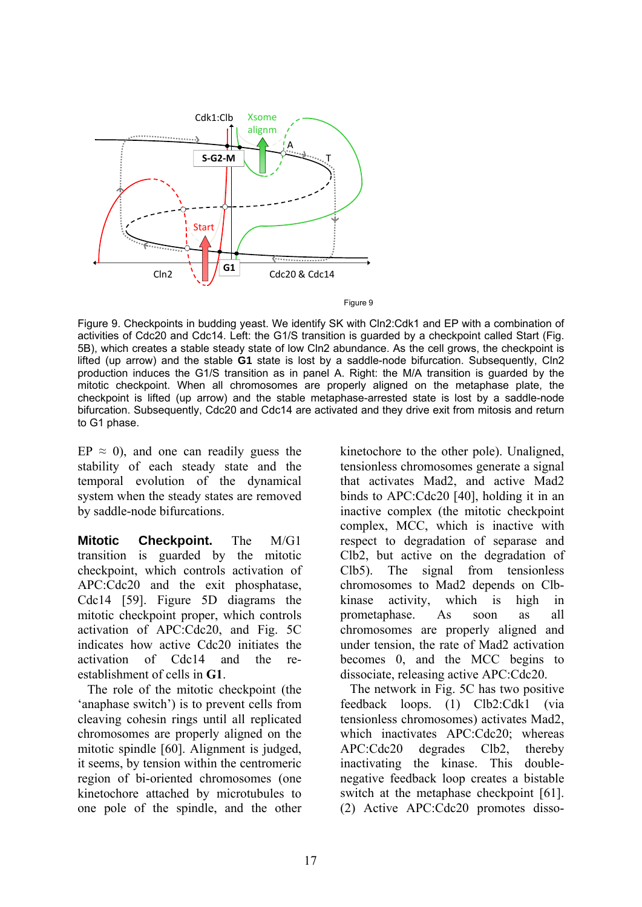Figure 9

Figure 9. Checkpoints in budding yeast. We identify SK with Cln2:Cdk1 and EP with a combination of activities of Cdc20 and Cdc14. Left: the G1/S transition is guarded by a checkpoint called Start (Fig. 5B), which creates a stable steady state of low Cln2 abundance. As the cell grows, the checkpoint is lifted (up arrow) and the stable **G1** state is lost by a saddle-node bifurcation. Subsequently, Cln2 production induces the G1/S transition as in panel A. Right: the M/A transition is guarded by the mitotic checkpoint. When all chromosomes are properly aligned on the metaphase plate, the checkpoint is lifted (up arrow) and the stable metaphase-arrested state is lost by a saddle-node bifurcation. Subsequently, Cdc20 and Cdc14 are activated and they drive exit from mitosis and return to G1 phase.

EP $\approx$ 0), and one can readily guess the stability of each steady state and the temporal evolution of the dynamical system when the steady states are removed by saddle-node bifurcations.

**Mitotic Checkpoint.** The M/G1 transition is guarded by the mitotic checkpoint, which controls activation of APC:Cdc20 and the exit phosphatase, Cdc14 [59]. Figure 5D diagrams the mitotic checkpoint proper, which controls activation of APC:Cdc20, and Fig. 5C indicates how active Cdc20 initiates the activation of Cdc14 and the re-establishment of cells in **G1**.

The role of the mitotic checkpoint (the 'anaphase switch') is to prevent cells from cleaving cohesin rings until all replicated chromosomes are properly aligned on the mitotic spindle [60]. Alignment is judged, it seems, by tension within the centromeric region of bi-oriented chromosomes (one kinetochore attached by microtubules to one pole of the spindle, and the other kinetochore to the other pole). Unaligned, tensionless chromosomes generate a signal that activates Mad2, and active Mad2 binds to APC:Cdc20 [40], holding it in an inactive complex (the mitotic checkpoint complex, MCC, which is inactive with respect to degradation of separase and Clb2, but active on the degradation of Clb5). The signal from tensionless chromosomes to Mad2 depends on Clb-kinase activity, which is high in prometaphase. As soon as all chromosomes are properly aligned and under tension, the rate of Mad2 activation becomes 0, and the MCC begins to dissociate, releasing active APC:Cdc20.

The network in Fig. 5C has two positive feedback loops. (1) Clb2:Cdk1 (via tensionless chromosomes) activates Mad2, which inactivates APC:Cdc20; whereas APC:Cdc20 degrades Clb2, thereby inactivating the kinase. This double-negative feedback loop creates a bistable switch at the metaphase checkpoint [61]. (2) Active APC:Cdc20 promotes disso-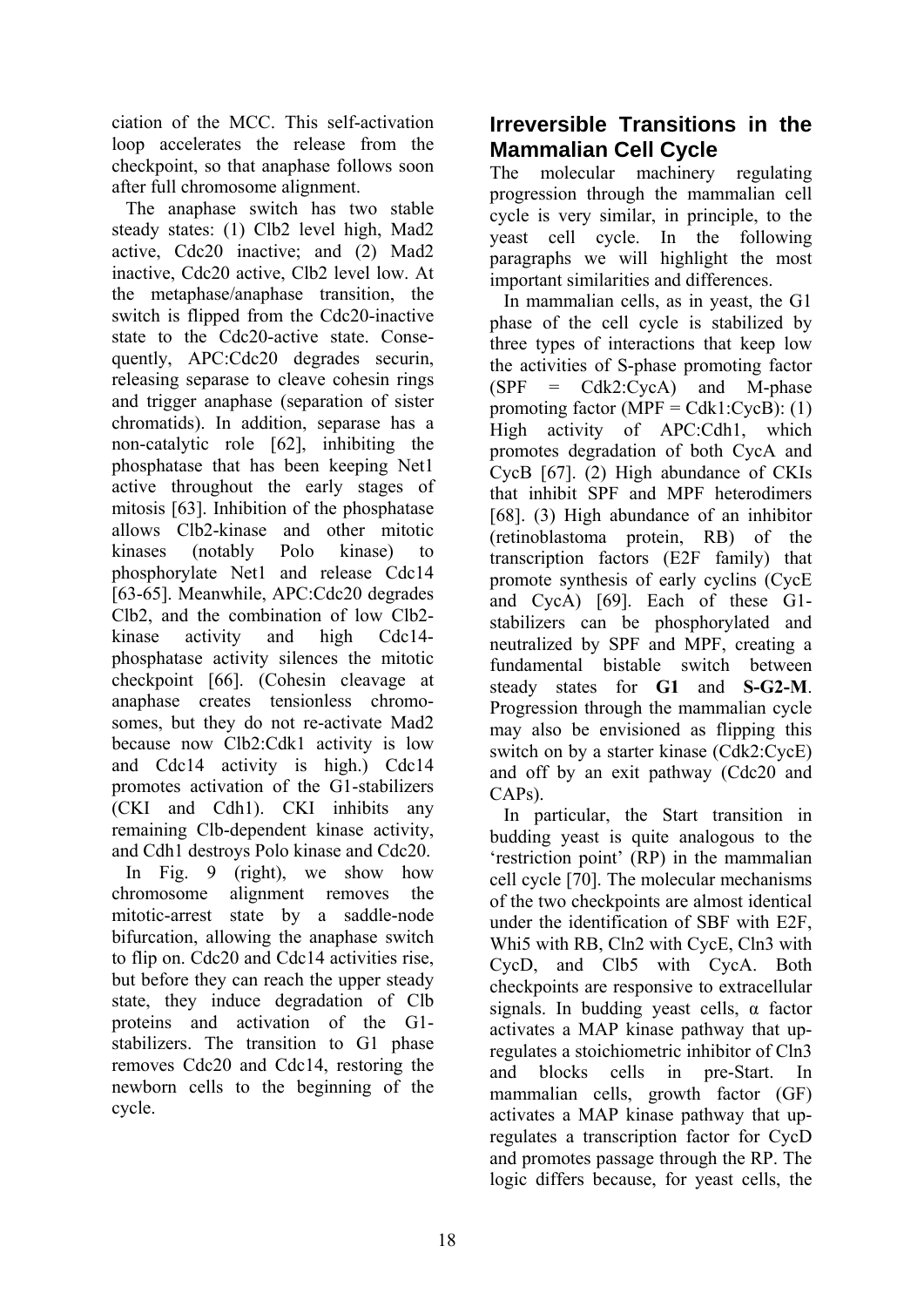ciation of the MCC. This self-activation loop accelerates the release from the checkpoint, so that anaphase follows soon after full chromosome alignment.

The anaphase switch has two stable steady states: (1) Clb2 level high, Mad2 active, Cdc20 inactive; and (2) Mad2 inactive, Cdc20 active, Clb2 level low. At the metaphase/anaphase transition, the switch is flipped from the Cdc20-inactive state to the Cdc20-active state. Consequently, APC:Cdc20 degrades securin, releasing separase to cleave cohesin rings and trigger anaphase (separation of sister chromatids). In addition, separase has a non-catalytic role [62], inhibiting the phosphatase that has been keeping Net1 active throughout the early stages of mitosis [63]. Inhibition of the phosphatase allows Clb2-kinase and other mitotic kinases (notably Polo kinase) to phosphorylate Net1 and release Cdc14 [63-65]. Meanwhile, APC:Cdc20 degrades Clb2, and the combination of low Clb2-kinase activity and high Cdc14-phosphatase activity silences the mitotic checkpoint [66]. (Cohesin cleavage at anaphase creates tensionless chromosomes, but they do not re-activate Mad2 because now Clb2:Cdk1 activity is low and Cdc14 activity is high.) Cdc14 promotes activation of the G1-stabilizers (CKI and Cdh1). CKI inhibits any remaining Clb-dependent kinase activity, and Cdh1 destroys Polo kinase and Cdc20.

In Fig. 9 (right), we show how chromosome alignment removes the mitotic-arrest state by a saddle-node bifurcation, allowing the anaphase switch to flip on. Cdc20 and Cdc14 activities rise, but before they can reach the upper steady state, they induce degradation of Clb proteins and activation of the G1-stabilizers. The transition to G1 phase removes Cdc20 and Cdc14, restoring the newborn cells to the beginning of the cycle.

## Irreversible Transitions in the Mammalian Cell Cycle

The molecular machinery regulating progression through the mammalian cell cycle is very similar, in principle, to the yeast cell cycle. In the following paragraphs we will highlight the most important similarities and differences.

In mammalian cells, as in yeast, the G1 phase of the cell cycle is stabilized by three types of interactions that keep low the activities of S-phase promoting factor (SPF = Cdk2:CycA) and M-phase promoting factor (MPF = Cdk1:CycB): (1) High activity of APC:Cdh1, which promotes degradation of both CycA and CycB [67]. (2) High abundance of CKIs that inhibit SPF and MPF heterodimers [68]. (3) High abundance of an inhibitor (retinoblastoma protein, RB) of the transcription factors (E2F family) that promote synthesis of early cyclins (CycE and CycA) [69]. Each of these G1-stabilizers can be phosphorylated and neutralized by SPF and MPF, creating a fundamental bistable switch between steady states for **G1** and **S-G2-M**. Progression through the mammalian cycle may also be envisioned as flipping this switch on by a starter kinase (Cdk2:CycE) and off by an exit pathway (Cdc20 and CAPs).

In particular, the Start transition in budding yeast is quite analogous to the 'restriction point' (RP) in the mammalian cell cycle [70]. The molecular mechanisms of the two checkpoints are almost identical under the identification of SBF with E2F, Whi5 with RB, Cln2 with CycE, Cln3 with CycD, and Clb5 with CycA. Both checkpoints are responsive to extracellular signals. In budding yeast cells, α factor activates a MAP kinase pathway that up-regulates a stoichiometric inhibitor of Cln3 and blocks cells in pre-Start. In mammalian cells, growth factor (GF) activates a MAP kinase pathway that up-regulates a transcription factor for CycD and promotes passage through the RP. The logic differs because, for yeast cells, the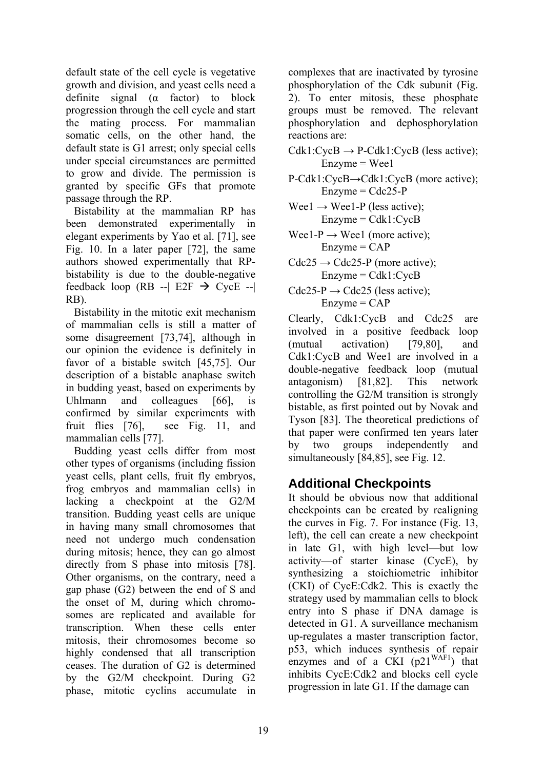default state of the cell cycle is vegetative growth and division, and yeast cells need a definite signal (α factor) to block progression through the cell cycle and start the mating process. For mammalian somatic cells, on the other hand, the default state is G1 arrest; only special cells under special circumstances are permitted to grow and divide. The permission is granted by specific GFs that promote passage through the RP.

Bistability at the mammalian RP has been demonstrated experimentally in elegant experiments by Yao et al. [71], see Fig. 10. In a later paper [72], the same authors showed experimentally that RP-bistability is due to the double-negative feedback loop (RB --| E2F → CycE --| RB).

Bistability in the mitotic exit mechanism of mammalian cells is still a matter of some disagreement [73,74], although in our opinion the evidence is definitely in favor of a bistable switch [45,75]. Our description of a bistable anaphase switch in budding yeast, based on experiments by Uhlmann and colleagues [66], is confirmed by similar experiments with fruit flies [76], see Fig. 11, and mammalian cells [77].

Budding yeast cells differ from most other types of organisms (including fission yeast cells, plant cells, fruit fly embryos, frog embryos and mammalian cells) in lacking a checkpoint at the G2/M transition. Budding yeast cells are unique in having many small chromosomes that need not undergo much condensation during mitosis; hence, they can go almost directly from S phase into mitosis [78]. Other organisms, on the contrary, need a gap phase (G2) between the end of S and the onset of M, during which chromosomes are replicated and available for transcription. When these cells enter mitosis, their chromosomes become so highly condensed that all transcription ceases. The duration of G2 is determined by the G2/M checkpoint. During G2 phase, mitotic cyclins accumulate in complexes that are inactivated by tyrosine phosphorylation of the Cdk subunit (Fig. 2). To enter mitosis, these phosphate groups must be removed. The relevant phosphorylation and dephosphorylation reactions are:

Cdk1:CycB → P-Cdk1:CycB (less active); Enzyme = Wee1

P-Cdk1:CycB→Cdk1:CycB (more active); Enzyme = Cdc25-P

Wee1 → Wee1-P (less active); Enzyme = Cdk1:CycB

Wee1-P → Wee1 (more active); Enzyme = CAP

Cdc25 → Cdc25-P (more active); Enzyme = Cdk1:CycB

Cdc25-P → Cdc25 (less active); Enzyme = CAP

Clearly, Cdk1:CycB and Cdc25 are involved in a positive feedback loop (mutual activation) [79,80], and Cdk1:CycB and Wee1 are involved in a double-negative feedback loop (mutual antagonism) [81,82]. This network controlling the G2/M transition is strongly bistable, as first pointed out by Novak and Tyson [83]. The theoretical predictions of that paper were confirmed ten years later by two groups independently and simultaneously [84,85], see Fig. 12.

## Additional Checkpoints

It should be obvious now that additional checkpoints can be created by realigning the curves in Fig. 7. For instance (Fig. 13, left), the cell can create a new checkpoint in late G1, with high level—but low activity—of starter kinase (CycE), by synthesizing a stoichiometric inhibitor (CKI) of CycE:Cdk2. This is exactly the strategy used by mammalian cells to block entry into S phase if DNA damage is detected in G1. A surveillance mechanism up-regulates a master transcription factor, p53, which induces synthesis of repair enzymes and of a CKI ($p21^{WAF1}$) that inhibits CycE:Cdk2 and blocks cell cycle progression in late G1. If the damage can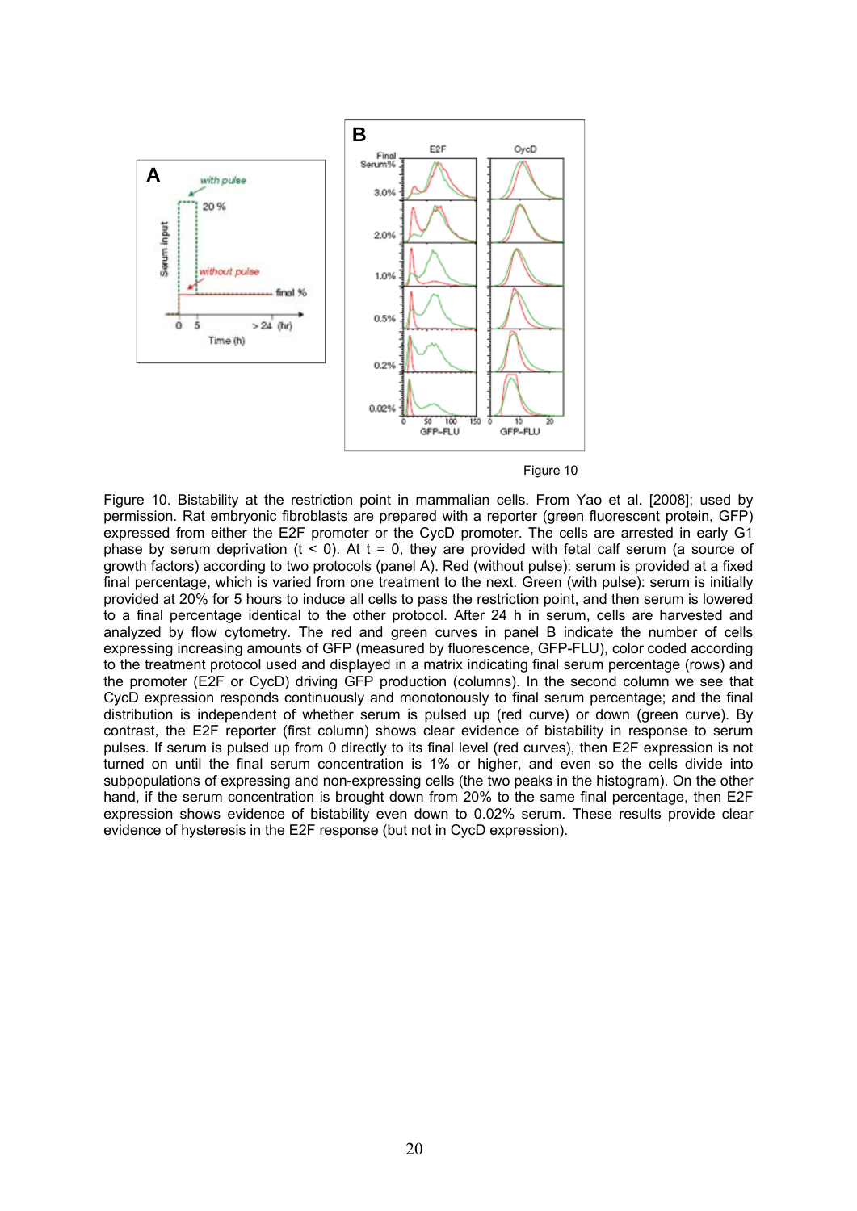Figure 10

Figure 10. Bistability at the restriction point in mammalian cells. From Yao et al. [2008]; used by permission. Rat embryonic fibroblasts are prepared with a reporter (green fluorescent protein, GFP) expressed from either the E2F promoter or the CycD promoter. The cells are arrested in early G1 phase by serum deprivation ($t < 0$). At $t = 0$, they are provided with fetal calf serum (a source of growth factors) according to two protocols (panel A). Red (without pulse): serum is provided at a fixed final percentage, which is varied from one treatment to the next. Green (with pulse): serum is initially provided at 20% for 5 hours to induce all cells to pass the restriction point, and then serum is lowered to a final percentage identical to the other protocol. After 24 h in serum, cells are harvested and analyzed by flow cytometry. The red and green curves in panel B indicate the number of cells expressing increasing amounts of GFP (measured by fluorescence, GFP-FLU), color coded according to the treatment protocol used and displayed in a matrix indicating final serum percentage (rows) and the promoter (E2F or CycD) driving GFP production (columns). In the second column we see that CycD expression responds continuously and monotonously to final serum percentage; and the final distribution is independent of whether serum is pulsed up (red curve) or down (green curve). By contrast, the E2F reporter (first column) shows clear evidence of bistability in response to serum pulses. If serum is pulsed up from 0 directly to its final level (red curves), then E2F expression is not turned on until the final serum concentration is 1% or higher, and even so the cells divide into subpopulations of expressing and non-expressing cells (the two peaks in the histogram). On the other hand, if the serum concentration is brought down from 20% to the same final percentage, then E2F expression shows evidence of bistability even down to 0.02% serum. These results provide clear evidence of hysteresis in the E2F response (but not in CycD expression).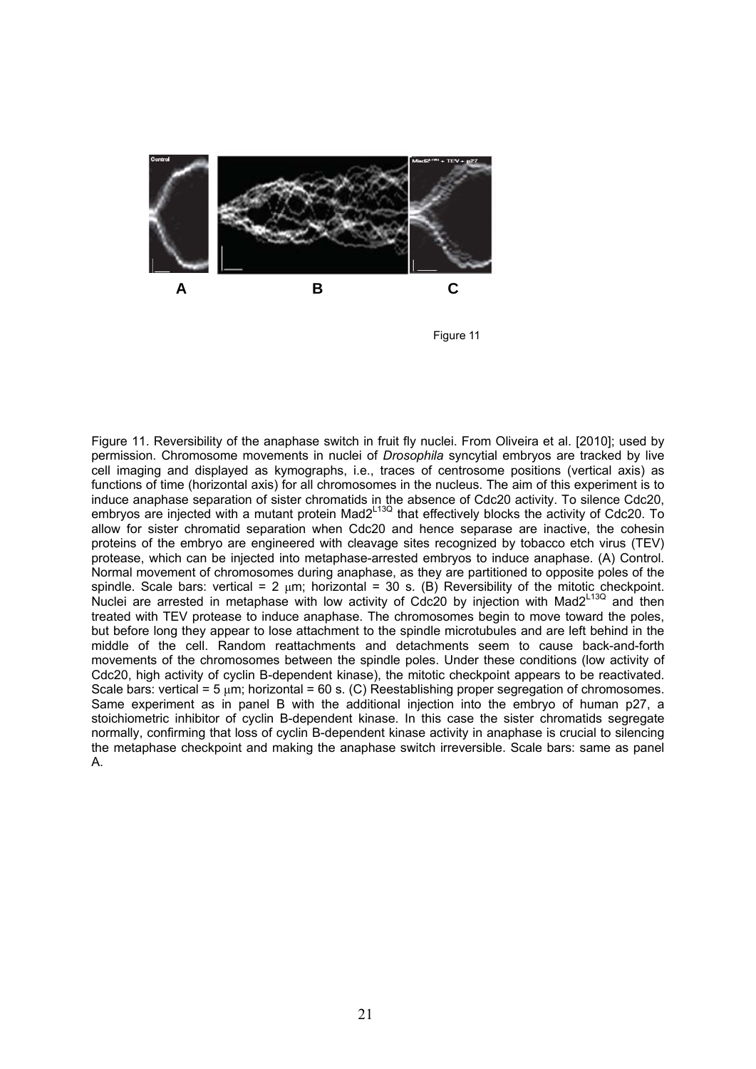Figure 11

Figure 11. Reversibility of the anaphase switch in fruit fly nuclei. From Oliveira et al. [2010]; used by permission. Chromosome movements in nuclei of *Drosophila* syncytial embryos are tracked by live cell imaging and displayed as kymographs, i.e., traces of centrosome positions (vertical axis) as functions of time (horizontal axis) for all chromosomes in the nucleus. The aim of this experiment is to induce anaphase separation of sister chromatids in the absence of Cdc20 activity. To silence Cdc20, embryos are injected with a mutant protein $Mad2^{L13Q}$ that effectively blocks the activity of Cdc20. To allow for sister chromatid separation when Cdc20 and hence separase are inactive, the cohesin proteins of the embryo are engineered with cleavage sites recognized by tobacco etch virus (TEV) protease, which can be injected into metaphase-arrested embryos to induce anaphase. (A) Control. Normal movement of chromosomes during anaphase, as they are partitioned to opposite poles of the spindle. Scale bars: vertical = 2 μm; horizontal = 30 s. (B) Reversibility of the mitotic checkpoint. Nuclei are arrested in metaphase with low activity of Cdc20 by injection with $Mad2^{L13Q}$ and then treated with TEV protease to induce anaphase. The chromosomes begin to move toward the poles, but before long they appear to lose attachment to the spindle microtubules and are left behind in the middle of the cell. Random reattachments and detachments seem to cause back-and-forth movements of the chromosomes between the spindle poles. Under these conditions (low activity of Cdc20, high activity of cyclin B-dependent kinase), the mitotic checkpoint appears to be reactivated. Scale bars: vertical = 5 μm; horizontal = 60 s. (C) Reestablishing proper segregation of chromosomes. Same experiment as in panel B with the additional injection into the embryo of human p27, a stoichiometric inhibitor of cyclin B-dependent kinase. In this case the sister chromatids segregate normally, confirming that loss of cyclin B-dependent kinase activity in anaphase is crucial to silencing the metaphase checkpoint and making the anaphase switch irreversible. Scale bars: same as panel A.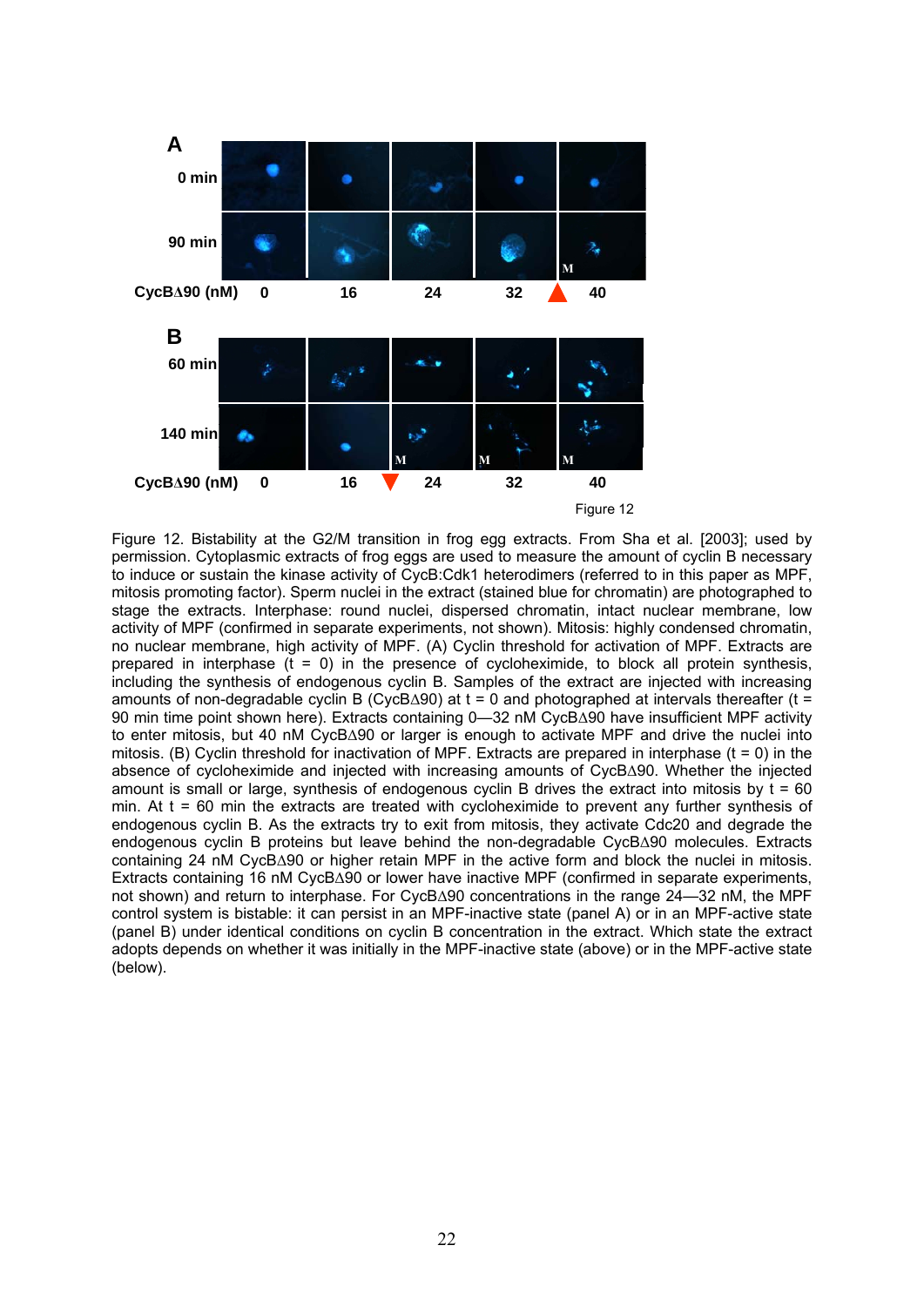Figure 12

Figure 12. Bistability at the G2/M transition in frog egg extracts. From Sha et al. [2003]; used by permission. Cytoplasmic extracts of frog eggs are used to measure the amount of cyclin B necessary to induce or sustain the kinase activity of CycB:Cdk1 heterodimers (referred to in this paper as MPF, mitosis promoting factor). Sperm nuclei in the extract (stained blue for chromatin) are photographed to stage the extracts. Interphase: round nuclei, dispersed chromatin, intact nuclear membrane, low activity of MPF (confirmed in separate experiments, not shown). Mitosis: highly condensed chromatin, no nuclear membrane, high activity of MPF. (A) Cyclin threshold for activation of MPF. Extracts are prepared in interphase (t = 0) in the presence of cycloheximide, to block all protein synthesis, including the synthesis of endogenous cyclin B. Samples of the extract are injected with increasing amounts of non-degradable cyclin B (CycBΔ90) at t = 0 and photographed at intervals thereafter (t = 90 min time point shown here). Extracts containing 0—32 nM CycBΔ90 have insufficient MPF activity to enter mitosis, but 40 nM CycBΔ90 or larger is enough to activate MPF and drive the nuclei into mitosis. (B) Cyclin threshold for inactivation of MPF. Extracts are prepared in interphase (t = 0) in the absence of cycloheximide and injected with increasing amounts of CycBΔ90. Whether the injected amount is small or large, synthesis of endogenous cyclin B drives the extract into mitosis by t = 60 min. At t = 60 min the extracts are treated with cycloheximide to prevent any further synthesis of endogenous cyclin B. As the extracts try to exit from mitosis, they activate Cdc20 and degrade the endogenous cyclin B proteins but leave behind the non-degradable CycBΔ90 molecules. Extracts containing 24 nM CycBΔ90 or higher retain MPF in the active form and block the nuclei in mitosis. Extracts containing 16 nM CycBΔ90 or lower have inactive MPF (confirmed in separate experiments, not shown) and return to interphase. For CycBΔ90 concentrations in the range 24—32 nM, the MPF control system is bistable: it can persist in an MPF-inactive state (panel A) or in an MPF-active state (panel B) under identical conditions on cyclin B concentration in the extract. Which state the extract adopts depends on whether it was initially in the MPF-inactive state (above) or in the MPF-active state (below).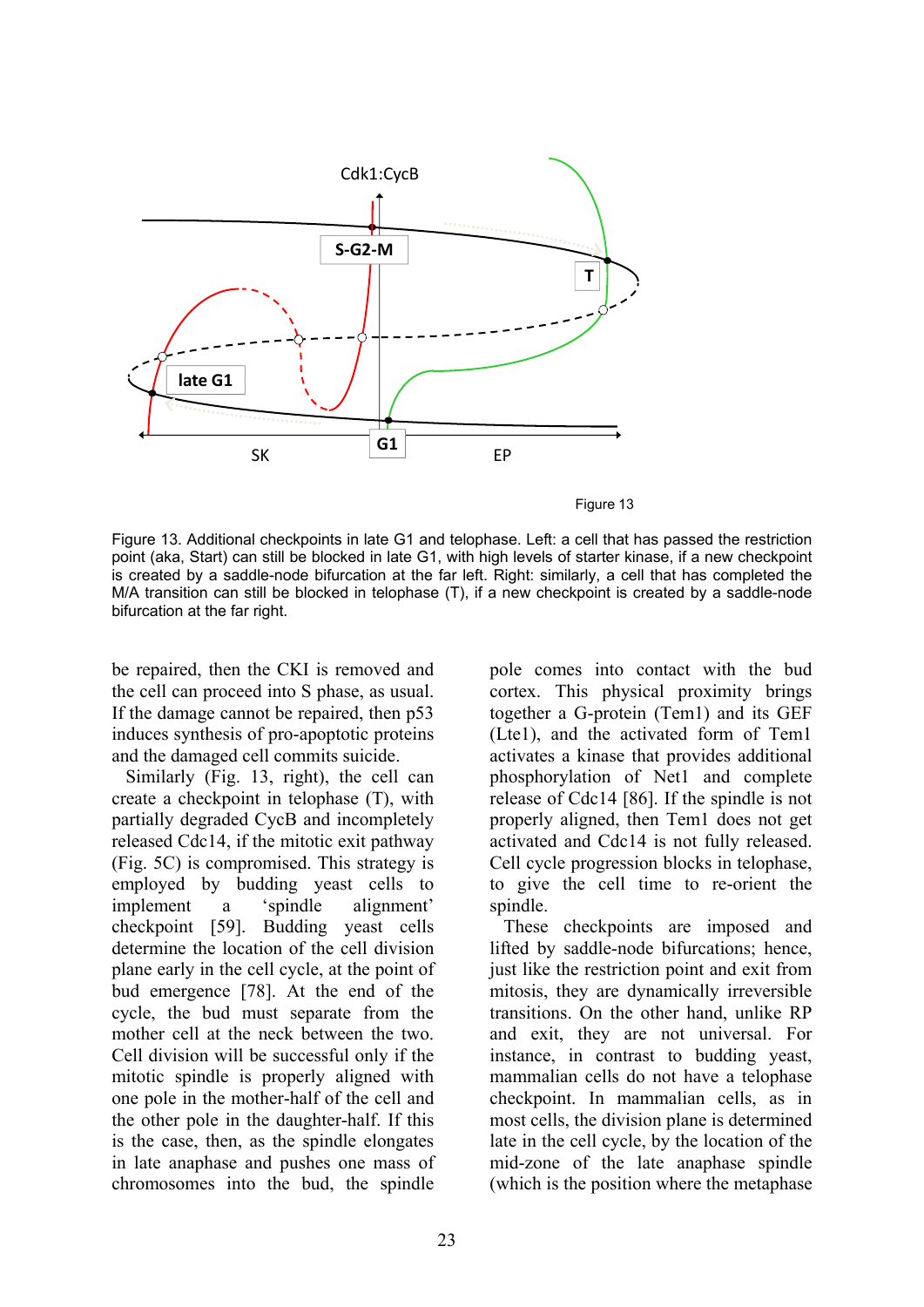Figure 13

Figure 13. Additional checkpoints in late G1 and telophase. Left: a cell that has passed the restriction point (aka, Start) can still be blocked in late G1, with high levels of starter kinase, if a new checkpoint is created by a saddle-node bifurcation at the far left. Right: similarly, a cell that has completed the M/A transition can still be blocked in telophase (T), if a new checkpoint is created by a saddle-node bifurcation at the far right.

be repaired, then the CKI is removed and the cell can proceed into S phase, as usual. If the damage cannot be repaired, then p53 induces synthesis of pro-apoptotic proteins and the damaged cell commits suicide.

Similarly (Fig. 13, right), the cell can create a checkpoint in telophase (T), with partially degraded CycB and incompletely released Cdc14, if the mitotic exit pathway (Fig. 5C) is compromised. This strategy is employed by budding yeast cells to implement a 'spindle alignment' checkpoint [59]. Budding yeast cells determine the location of the cell division plane early in the cell cycle, at the point of bud emergence [78]. At the end of the cycle, the bud must separate from the mother cell at the neck between the two. Cell division will be successful only if the mitotic spindle is properly aligned with one pole in the mother-half of the cell and the other pole in the daughter-half. If this is the case, then, as the spindle elongates in late anaphase and pushes one mass of chromosomes into the bud, the spindle pole comes into contact with the bud cortex. This physical proximity brings together a G-protein (Tem1) and its GEF (Lte1), and the activated form of Tem1 activates a kinase that provides additional phosphorylation of Net1 and complete release of Cdc14 [86]. If the spindle is not properly aligned, then Tem1 does not get activated and Cdc14 is not fully released. Cell cycle progression blocks in telophase, to give the cell time to re-orient the spindle.

These checkpoints are imposed and lifted by saddle-node bifurcations; hence, just like the restriction point and exit from mitosis, they are dynamically irreversible transitions. On the other hand, unlike RP and exit, they are not universal. For instance, in contrast to budding yeast, mammalian cells do not have a telophase checkpoint. In mammalian cells, as in most cells, the division plane is determined late in the cell cycle, by the location of the mid-zone of the late anaphase spindle (which is the position where the metaphase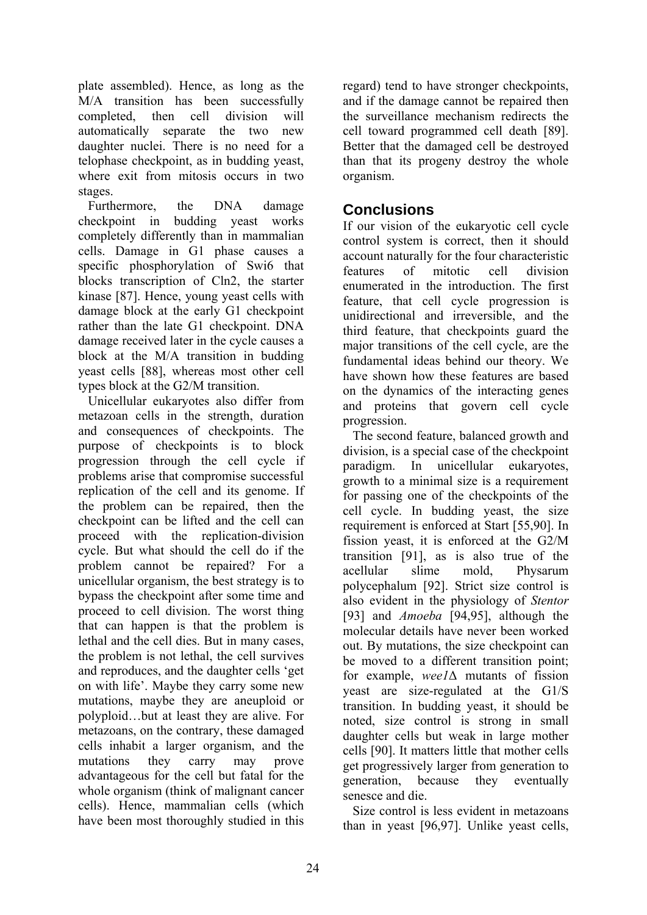plate assembled). Hence, as long as the M/A transition has been successfully completed, then cell division will automatically separate the two new daughter nuclei. There is no need for a telophase checkpoint, as in budding yeast, where exit from mitosis occurs in two stages.

Furthermore, the DNA damage checkpoint in budding yeast works completely differently than in mammalian cells. Damage in G1 phase causes a specific phosphorylation of Swi6 that blocks transcription of Cln2, the starter kinase [87]. Hence, young yeast cells with damage block at the early G1 checkpoint rather than the late G1 checkpoint. DNA damage received later in the cycle causes a block at the M/A transition in budding yeast cells [88], whereas most other cell types block at the G2/M transition.

Unicellular eukaryotes also differ from metazoan cells in the strength, duration and consequences of checkpoints. The purpose of checkpoints is to block progression through the cell cycle if problems arise that compromise successful replication of the cell and its genome. If the problem can be repaired, then the checkpoint can be lifted and the cell can proceed with the replication-division cycle. But what should the cell do if the problem cannot be repaired? For a unicellular organism, the best strategy is to bypass the checkpoint after some time and proceed to cell division. The worst thing that can happen is that the problem is lethal and the cell dies. But in many cases, the problem is not lethal, the cell survives and reproduces, and the daughter cells 'get on with life'. Maybe they carry some new mutations, maybe they are aneuploid or polyploid…but at least they are alive. For metazoans, on the contrary, these damaged cells inhabit a larger organism, and the mutations they carry may prove advantageous for the cell but fatal for the whole organism (think of malignant cancer cells). Hence, mammalian cells (which have been most thoroughly studied in this regard) tend to have stronger checkpoints, and if the damage cannot be repaired then the surveillance mechanism redirects the cell toward programmed cell death [89]. Better that the damaged cell be destroyed than that its progeny destroy the whole organism.

## Conclusions

If our vision of the eukaryotic cell cycle control system is correct, then it should account naturally for the four characteristic features of mitotic cell division enumerated in the introduction. The first feature, that cell cycle progression is unidirectional and irreversible, and the third feature, that checkpoints guard the major transitions of the cell cycle, are the fundamental ideas behind our theory. We have shown how these features are based on the dynamics of the interacting genes and proteins that govern cell cycle progression.

The second feature, balanced growth and division, is a special case of the checkpoint paradigm. In unicellular eukaryotes, growth to a minimal size is a requirement for passing one of the checkpoints of the cell cycle. In budding yeast, the size requirement is enforced at Start [55,90]. In fission yeast, it is enforced at the G2/M transition [91], as is also true of the acellular slime mold, Physarum polycephalum [92]. Strict size control is also evident in the physiology of *Stentor* [93] and *Amoeba* [94,95], although the molecular details have never been worked out. By mutations, the size checkpoint can be moved to a different transition point; for example, *wee1*Δ mutants of fission yeast are size-regulated at the G1/S transition. In budding yeast, it should be noted, size control is strong in small daughter cells but weak in large mother cells [90]. It matters little that mother cells get progressively larger from generation to generation, because they eventually senesce and die.

Size control is less evident in metazoans than in yeast [96,97]. Unlike yeast cells,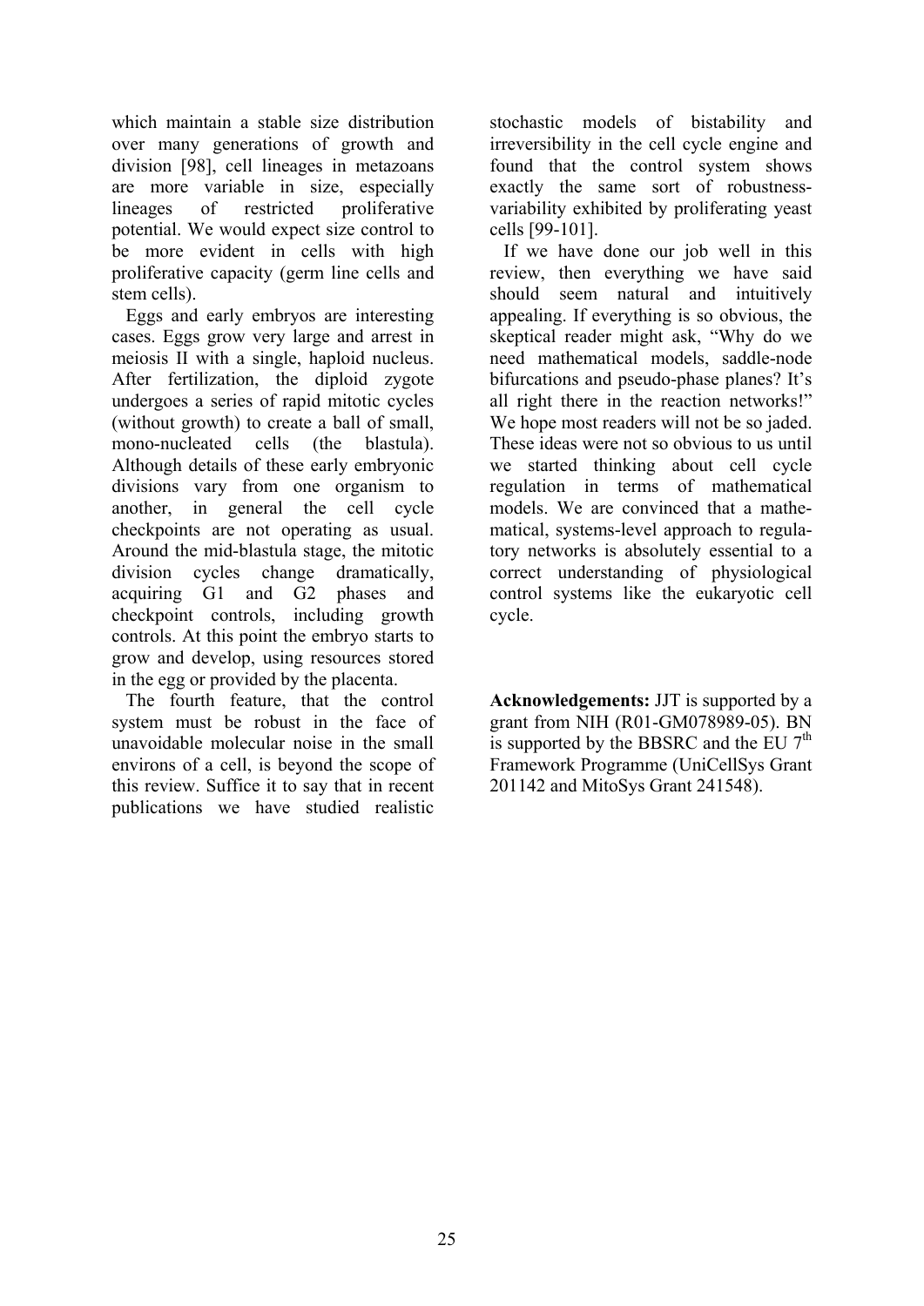which maintain a stable size distribution over many generations of growth and division [98], cell lineages in metazoans are more variable in size, especially lineages of restricted proliferative potential. We would expect size control to be more evident in cells with high proliferative capacity (germ line cells and stem cells).

Eggs and early embryos are interesting cases. Eggs grow very large and arrest in meiosis II with a single, haploid nucleus. After fertilization, the diploid zygote undergoes a series of rapid mitotic cycles (without growth) to create a ball of small, mono-nucleated cells (the blastula). Although details of these early embryonic divisions vary from one organism to another, in general the cell cycle checkpoints are not operating as usual. Around the mid-blastula stage, the mitotic division cycles change dramatically, acquiring G1 and G2 phases and checkpoint controls, including growth controls. At this point the embryo starts to grow and develop, using resources stored in the egg or provided by the placenta.

The fourth feature, that the control system must be robust in the face of unavoidable molecular noise in the small environs of a cell, is beyond the scope of this review. Suffice it to say that in recent publications we have studied realistic stochastic models of bistability and irreversibility in the cell cycle engine and found that the control system shows exactly the same sort of robustness-variability exhibited by proliferating yeast cells [99-101].

If we have done our job well in this review, then everything we have said should seem natural and intuitively appealing. If everything is so obvious, the skeptical reader might ask, "Why do we need mathematical models, saddle-node bifurcations and pseudo-phase planes? It's all right there in the reaction networks!" We hope most readers will not be so jaded. These ideas were not so obvious to us until we started thinking about cell cycle regulation in terms of mathematical models. We are convinced that a mathematical, systems-level approach to regulatory networks is absolutely essential to a correct understanding of physiological control systems like the eukaryotic cell cycle.

**Acknowledgements:** JJT is supported by a grant from NIH (R01-GM078989-05). BN is supported by the BBSRC and the EU 7th Framework Programme (UniCellSys Grant 201142 and MitoSys Grant 241548).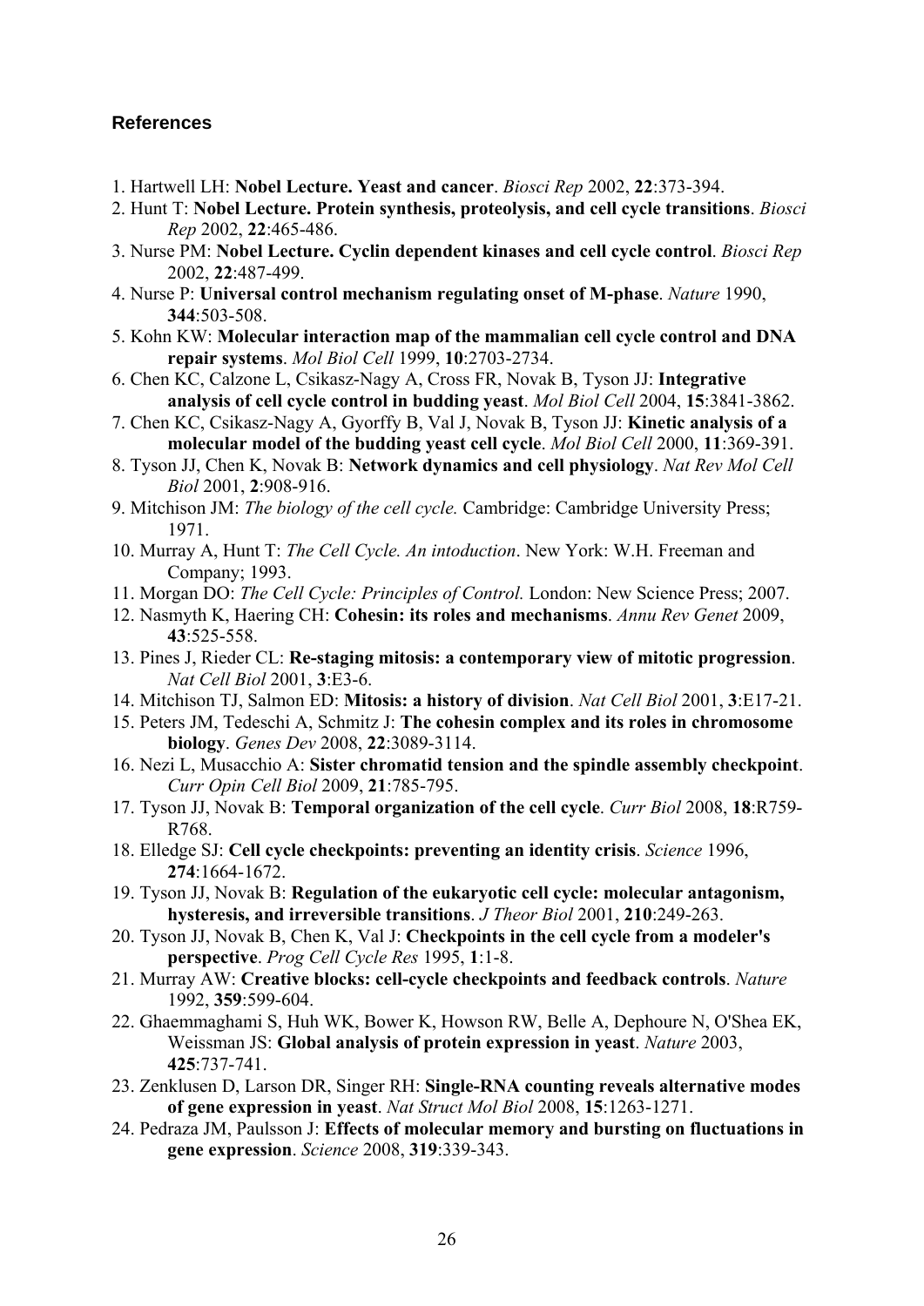### References

1. Hartwell LH: **Nobel Lecture. Yeast and cancer**. *Biosci Rep* 2002, **22**:373-394.
2. Hunt T: **Nobel Lecture. Protein synthesis, proteolysis, and cell cycle transitions**. *Biosci Rep* 2002, **22**:465-486.
3. Nurse PM: **Nobel Lecture. Cyclin dependent kinases and cell cycle control**. *Biosci Rep* 2002, **22**:487-499.
4. Nurse P: **Universal control mechanism regulating onset of M-phase**. *Nature* 1990, **344**:503-508.
5. Kohn KW: **Molecular interaction map of the mammalian cell cycle control and DNA repair systems**. *Mol Biol Cell* 1999, **10**:2703-2734.
6. Chen KC, Calzone L, Csikasz-Nagy A, Cross FR, Novak B, Tyson JJ: **Integrative analysis of cell cycle control in budding yeast**. *Mol Biol Cell* 2004, **15**:3841-3862.
7. Chen KC, Csikasz-Nagy A, Gyorffy B, Val J, Novak B, Tyson JJ: **Kinetic analysis of a molecular model of the budding yeast cell cycle**. *Mol Biol Cell* 2000, **11**:369-391.
8. Tyson JJ, Chen K, Novak B: **Network dynamics and cell physiology**. *Nat Rev Mol Cell Biol* 2001, **2**:908-916.
9. Mitchison JM: *The biology of the cell cycle.* Cambridge: Cambridge University Press; 1971.
10. Murray A, Hunt T: *The Cell Cycle. An intoduction*. New York: W.H. Freeman and Company; 1993.
11. Morgan DO: *The Cell Cycle: Principles of Control.* London: New Science Press; 2007.
12. Nasmyth K, Haering CH: **Cohesin: its roles and mechanisms**. *Annu Rev Genet* 2009, **43**:525-558.
13. Pines J, Rieder CL: **Re-staging mitosis: a contemporary view of mitotic progression**. *Nat Cell Biol* 2001, **3**:E3-6.
14. Mitchison TJ, Salmon ED: **Mitosis: a history of division**. *Nat Cell Biol* 2001, **3**:E17-21.
15. Peters JM, Tedeschi A, Schmitz J: **The cohesin complex and its roles in chromosome biology**. *Genes Dev* 2008, **22**:3089-3114.
16. Nezi L, Musacchio A: **Sister chromatid tension and the spindle assembly checkpoint**. *Curr Opin Cell Biol* 2009, **21**:785-795.
17. Tyson JJ, Novak B: **Temporal organization of the cell cycle**. *Curr Biol* 2008, **18**:R759-R768.
18. Elledge SJ: **Cell cycle checkpoints: preventing an identity crisis**. *Science* 1996, **274**:1664-1672.
19. Tyson JJ, Novak B: **Regulation of the eukaryotic cell cycle: molecular antagonism, hysteresis, and irreversible transitions**. *J Theor Biol* 2001, **210**:249-263.
20. Tyson JJ, Novak B, Chen K, Val J: **Checkpoints in the cell cycle from a modeler's perspective**. *Prog Cell Cycle Res* 1995, **1**:1-8.
21. Murray AW: **Creative blocks: cell-cycle checkpoints and feedback controls**. *Nature* 1992, **359**:599-604.
22. Ghaemmaghami S, Huh WK, Bower K, Howson RW, Belle A, Dephoure N, O'Shea EK, Weissman JS: **Global analysis of protein expression in yeast**. *Nature* 2003, **425**:737-741.
23. Zenklusen D, Larson DR, Singer RH: **Single-RNA counting reveals alternative modes of gene expression in yeast**. *Nat Struct Mol Biol* 2008, **15**:1263-1271.
24. Pedraza JM, Paulsson J: **Effects of molecular memory and bursting on fluctuations in gene expression**. *Science* 2008, **319**:339-343.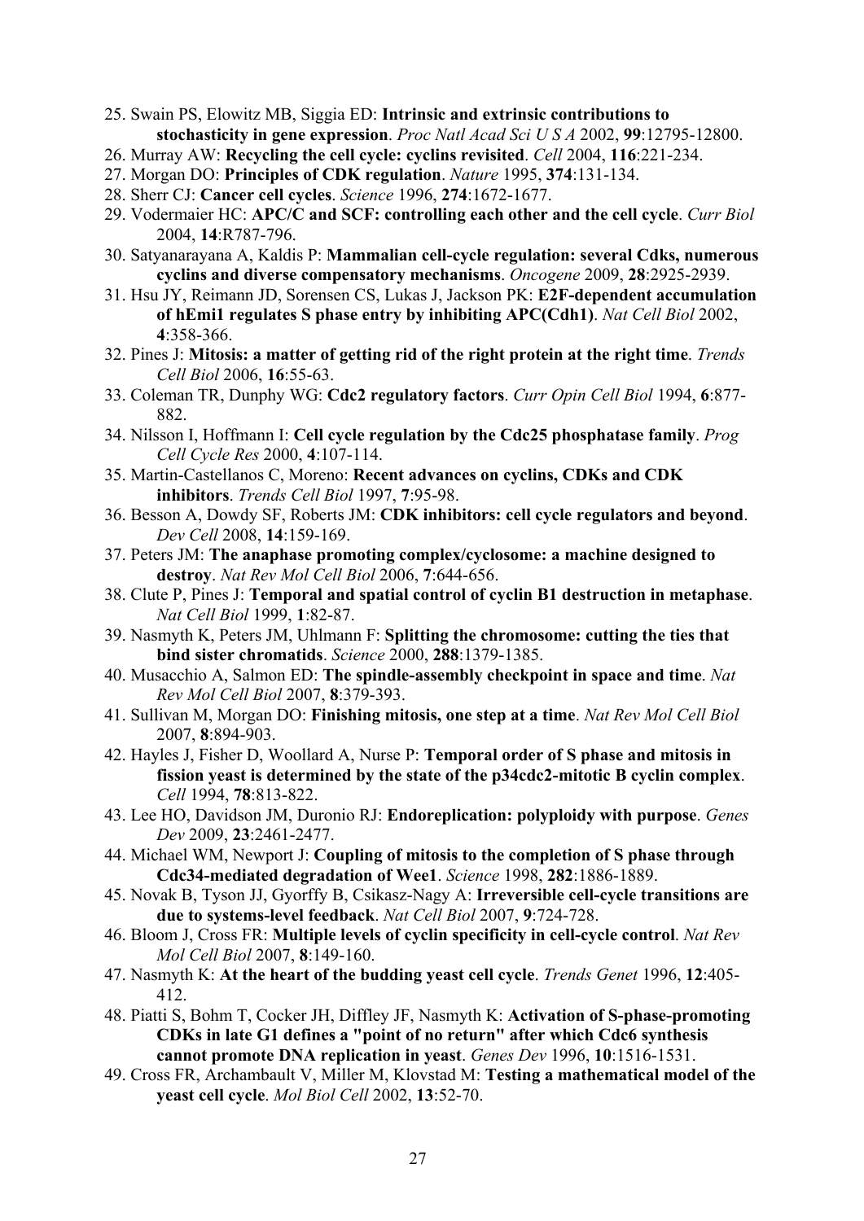25. Swain PS, Elowitz MB, Siggia ED: **Intrinsic and extrinsic contributions to stochasticity in gene expression**. *Proc Natl Acad Sci U S A* 2002, **99**:12795-12800.
26. Murray AW: **Recycling the cell cycle: cyclins revisited**. *Cell* 2004, **116**:221-234.
27. Morgan DO: **Principles of CDK regulation**. *Nature* 1995, **374**:131-134.
28. Sherr CJ: **Cancer cell cycles**. *Science* 1996, **274**:1672-1677.
29. Vodermaier HC: **APC/C and SCF: controlling each other and the cell cycle**. *Curr Biol* 2004, **14**:R787-796.
30. Satyanarayana A, Kaldis P: **Mammalian cell-cycle regulation: several Cdks, numerous cyclins and diverse compensatory mechanisms**. *Oncogene* 2009, **28**:2925-2939.
31. Hsu JY, Reimann JD, Sorensen CS, Lukas J, Jackson PK: **E2F-dependent accumulation of hEmi1 regulates S phase entry by inhibiting APC(Cdh1)**. *Nat Cell Biol* 2002, **4**:358-366.
32. Pines J: **Mitosis: a matter of getting rid of the right protein at the right time**. *Trends Cell Biol* 2006, **16**:55-63.
33. Coleman TR, Dunphy WG: **Cdc2 regulatory factors**. *Curr Opin Cell Biol* 1994, **6**:877-882.
34. Nilsson I, Hoffmann I: **Cell cycle regulation by the Cdc25 phosphatase family**. *Prog Cell Cycle Res* 2000, **4**:107-114.
35. Martin-Castellanos C, Moreno: **Recent advances on cyclins, CDKs and CDK inhibitors**. *Trends Cell Biol* 1997, **7**:95-98.
36. Besson A, Dowdy SF, Roberts JM: **CDK inhibitors: cell cycle regulators and beyond**. *Dev Cell* 2008, **14**:159-169.
37. Peters JM: **The anaphase promoting complex/cyclosome: a machine designed to destroy**. *Nat Rev Mol Cell Biol* 2006, **7**:644-656.
38. Clute P, Pines J: **Temporal and spatial control of cyclin B1 destruction in metaphase**. *Nat Cell Biol* 1999, **1**:82-87.
39. Nasmyth K, Peters JM, Uhlmann F: **Splitting the chromosome: cutting the ties that bind sister chromatids**. *Science* 2000, **288**:1379-1385.
40. Musacchio A, Salmon ED: **The spindle-assembly checkpoint in space and time**. *Nat Rev Mol Cell Biol* 2007, **8**:379-393.
41. Sullivan M, Morgan DO: **Finishing mitosis, one step at a time**. *Nat Rev Mol Cell Biol* 2007, **8**:894-903.
42. Hayles J, Fisher D, Woollard A, Nurse P: **Temporal order of S phase and mitosis in fission yeast is determined by the state of the p34cdc2-mitotic B cyclin complex**. *Cell* 1994, **78**:813-822.
43. Lee HO, Davidson JM, Duronio RJ: **Endoreplication: polyploidy with purpose**. *Genes Dev* 2009, **23**:2461-2477.
44. Michael WM, Newport J: **Coupling of mitosis to the completion of S phase through Cdc34-mediated degradation of Wee1**. *Science* 1998, **282**:1886-1889.
45. Novak B, Tyson JJ, Gyorffy B, Csikasz-Nagy A: **Irreversible cell-cycle transitions are due to systems-level feedback**. *Nat Cell Biol* 2007, **9**:724-728.
46. Bloom J, Cross FR: **Multiple levels of cyclin specificity in cell-cycle control**. *Nat Rev Mol Cell Biol* 2007, **8**:149-160.
47. Nasmyth K: **At the heart of the budding yeast cell cycle**. *Trends Genet* 1996, **12**:405-412.
48. Piatti S, Bohm T, Cocker JH, Diffley JF, Nasmyth K: **Activation of S-phase-promoting CDKs in late G1 defines a "point of no return" after which Cdc6 synthesis cannot promote DNA replication in yeast**. *Genes Dev* 1996, **10**:1516-1531.
49. Cross FR, Archambault V, Miller M, Klovstad M: **Testing a mathematical model of the yeast cell cycle**. *Mol Biol Cell* 2002, **13**:52-70.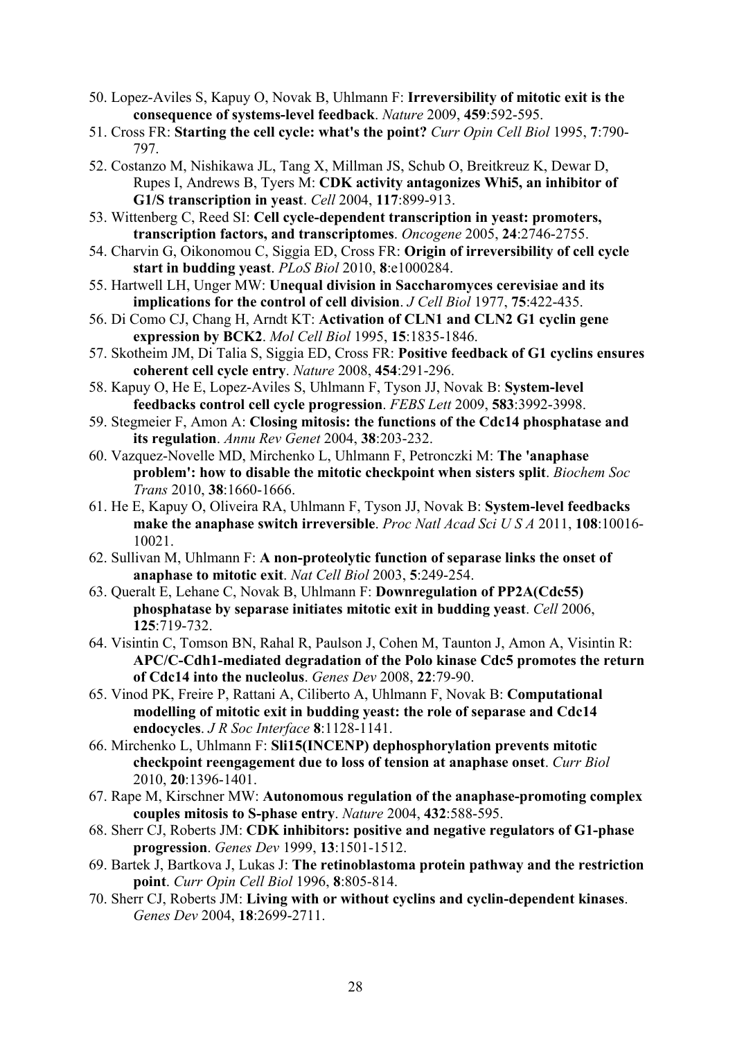50. Lopez-Aviles S, Kapuy O, Novak B, Uhlmann F: **Irreversibility of mitotic exit is the consequence of systems-level feedback**. *Nature* 2009, **459**:592-595.
51. Cross FR: **Starting the cell cycle: what's the point?** *Curr Opin Cell Biol* 1995, **7**:790-797.
52. Costanzo M, Nishikawa JL, Tang X, Millman JS, Schub O, Breitkreuz K, Dewar D, Rupes I, Andrews B, Tyers M: **CDK activity antagonizes Whi5, an inhibitor of G1/S transcription in yeast**. *Cell* 2004, **117**:899-913.
53. Wittenberg C, Reed SI: **Cell cycle-dependent transcription in yeast: promoters, transcription factors, and transcriptomes**. *Oncogene* 2005, **24**:2746-2755.
54. Charvin G, Oikonomou C, Siggia ED, Cross FR: **Origin of irreversibility of cell cycle start in budding yeast**. *PLoS Biol* 2010, **8**:e1000284.
55. Hartwell LH, Unger MW: **Unequal division in Saccharomyces cerevisiae and its implications for the control of cell division**. *J Cell Biol* 1977, **75**:422-435.
56. Di Como CJ, Chang H, Arndt KT: **Activation of CLN1 and CLN2 G1 cyclin gene expression by BCK2**. *Mol Cell Biol* 1995, **15**:1835-1846.
57. Skotheim JM, Di Talia S, Siggia ED, Cross FR: **Positive feedback of G1 cyclins ensures coherent cell cycle entry**. *Nature* 2008, **454**:291-296.
58. Kapuy O, He E, Lopez-Aviles S, Uhlmann F, Tyson JJ, Novak B: **System-level feedbacks control cell cycle progression**. *FEBS Lett* 2009, **583**:3992-3998.
59. Stegmeier F, Amon A: **Closing mitosis: the functions of the Cdc14 phosphatase and its regulation**. *Annu Rev Genet* 2004, **38**:203-232.
60. Vazquez-Novelle MD, Mirchenko L, Uhlmann F, Petronczki M: **The 'anaphase problem': how to disable the mitotic checkpoint when sisters split**. *Biochem Soc Trans* 2010, **38**:1660-1666.
61. He E, Kapuy O, Oliveira RA, Uhlmann F, Tyson JJ, Novak B: **System-level feedbacks make the anaphase switch irreversible**. *Proc Natl Acad Sci U S A* 2011, **108**:10016-10021.
62. Sullivan M, Uhlmann F: **A non-proteolytic function of separase links the onset of anaphase to mitotic exit**. *Nat Cell Biol* 2003, **5**:249-254.
63. Queralt E, Lehane C, Novak B, Uhlmann F: **Downregulation of PP2A(Cdc55) phosphatase by separase initiates mitotic exit in budding yeast**. *Cell* 2006, **125**:719-732.
64. Visintin C, Tomson BN, Rahal R, Paulson J, Cohen M, Taunton J, Amon A, Visintin R: **APC/C-Cdh1-mediated degradation of the Polo kinase Cdc5 promotes the return of Cdc14 into the nucleolus**. *Genes Dev* 2008, **22**:79-90.
65. Vinod PK, Freire P, Rattani A, Ciliberto A, Uhlmann F, Novak B: **Computational modelling of mitotic exit in budding yeast: the role of separase and Cdc14 endocycles**. *J R Soc Interface* **8**:1128-1141.
66. Mirchenko L, Uhlmann F: **Sli15(INCENP) dephosphorylation prevents mitotic checkpoint reengagement due to loss of tension at anaphase onset**. *Curr Biol* 2010, **20**:1396-1401.
67. Rape M, Kirschner MW: **Autonomous regulation of the anaphase-promoting complex couples mitosis to S-phase entry**. *Nature* 2004, **432**:588-595.
68. Sherr CJ, Roberts JM: **CDK inhibitors: positive and negative regulators of G1-phase progression**. *Genes Dev* 1999, **13**:1501-1512.
69. Bartek J, Bartkova J, Lukas J: **The retinoblastoma protein pathway and the restriction point**. *Curr Opin Cell Biol* 1996, **8**:805-814.
70. Sherr CJ, Roberts JM: **Living with or without cyclins and cyclin-dependent kinases**. *Genes Dev* 2004, **18**:2699-2711.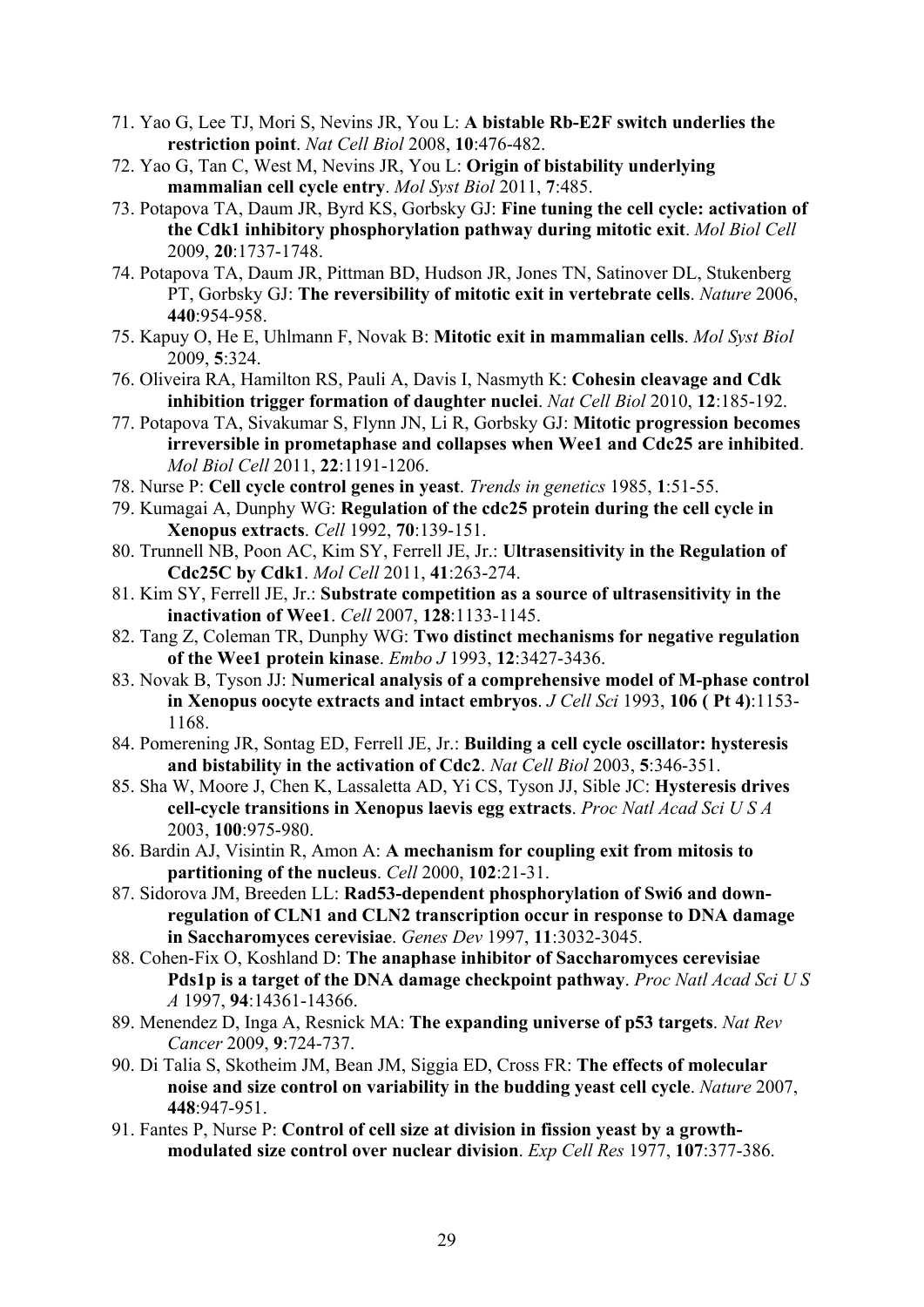71. Yao G, Lee TJ, Mori S, Nevins JR, You L: **A bistable Rb-E2F switch underlies the restriction point**. *Nat Cell Biol* 2008, **10**:476-482.
72. Yao G, Tan C, West M, Nevins JR, You L: **Origin of bistability underlying mammalian cell cycle entry**. *Mol Syst Biol* 2011, **7**:485.
73. Potapova TA, Daum JR, Byrd KS, Gorbsky GJ: **Fine tuning the cell cycle: activation of the Cdk1 inhibitory phosphorylation pathway during mitotic exit**. *Mol Biol Cell* 2009, **20**:1737-1748.
74. Potapova TA, Daum JR, Pittman BD, Hudson JR, Jones TN, Satinover DL, Stukenberg PT, Gorbsky GJ: **The reversibility of mitotic exit in vertebrate cells**. *Nature* 2006, **440**:954-958.
75. Kapuy O, He E, Uhlmann F, Novak B: **Mitotic exit in mammalian cells**. *Mol Syst Biol* 2009, **5**:324.
76. Oliveira RA, Hamilton RS, Pauli A, Davis I, Nasmyth K: **Cohesin cleavage and Cdk inhibition trigger formation of daughter nuclei**. *Nat Cell Biol* 2010, **12**:185-192.
77. Potapova TA, Sivakumar S, Flynn JN, Li R, Gorbsky GJ: **Mitotic progression becomes irreversible in prometaphase and collapses when Wee1 and Cdc25 are inhibited**. *Mol Biol Cell* 2011, **22**:1191-1206.
78. Nurse P: **Cell cycle control genes in yeast**. *Trends in genetics* 1985, **1**:51-55.
79. Kumagai A, Dunphy WG: **Regulation of the cdc25 protein during the cell cycle in Xenopus extracts**. *Cell* 1992, **70**:139-151.
80. Trunnell NB, Poon AC, Kim SY, Ferrell JE, Jr.: **Ultrasensitivity in the Regulation of Cdc25C by Cdk1**. *Mol Cell* 2011, **41**:263-274.
81. Kim SY, Ferrell JE, Jr.: **Substrate competition as a source of ultrasensitivity in the inactivation of Wee1**. *Cell* 2007, **128**:1133-1145.
82. Tang Z, Coleman TR, Dunphy WG: **Two distinct mechanisms for negative regulation of the Wee1 protein kinase**. *Embo J* 1993, **12**:3427-3436.
83. Novak B, Tyson JJ: **Numerical analysis of a comprehensive model of M-phase control in Xenopus oocyte extracts and intact embryos**. *J Cell Sci* 1993, **106 ( Pt 4)**:1153-1168.
84. Pomerening JR, Sontag ED, Ferrell JE, Jr.: **Building a cell cycle oscillator: hysteresis and bistability in the activation of Cdc2**. *Nat Cell Biol* 2003, **5**:346-351.
85. Sha W, Moore J, Chen K, Lassaletta AD, Yi CS, Tyson JJ, Sible JC: **Hysteresis drives cell-cycle transitions in Xenopus laevis egg extracts**. *Proc Natl Acad Sci U S A* 2003, **100**:975-980.
86. Bardin AJ, Visintin R, Amon A: **A mechanism for coupling exit from mitosis to partitioning of the nucleus**. *Cell* 2000, **102**:21-31.
87. Sidorova JM, Breeden LL: **Rad53-dependent phosphorylation of Swi6 and down-regulation of CLN1 and CLN2 transcription occur in response to DNA damage in Saccharomyces cerevisiae**. *Genes Dev* 1997, **11**:3032-3045.
88. Cohen-Fix O, Koshland D: **The anaphase inhibitor of Saccharomyces cerevisiae Pds1p is a target of the DNA damage checkpoint pathway**. *Proc Natl Acad Sci U S A* 1997, **94**:14361-14366.
89. Menendez D, Inga A, Resnick MA: **The expanding universe of p53 targets**. *Nat Rev Cancer* 2009, **9**:724-737.
90. Di Talia S, Skotheim JM, Bean JM, Siggia ED, Cross FR: **The effects of molecular noise and size control on variability in the budding yeast cell cycle**. *Nature* 2007, **448**:947-951.
91. Fantes P, Nurse P: **Control of cell size at division in fission yeast by a growth-modulated size control over nuclear division**. *Exp Cell Res* 1977, **107**:377-386.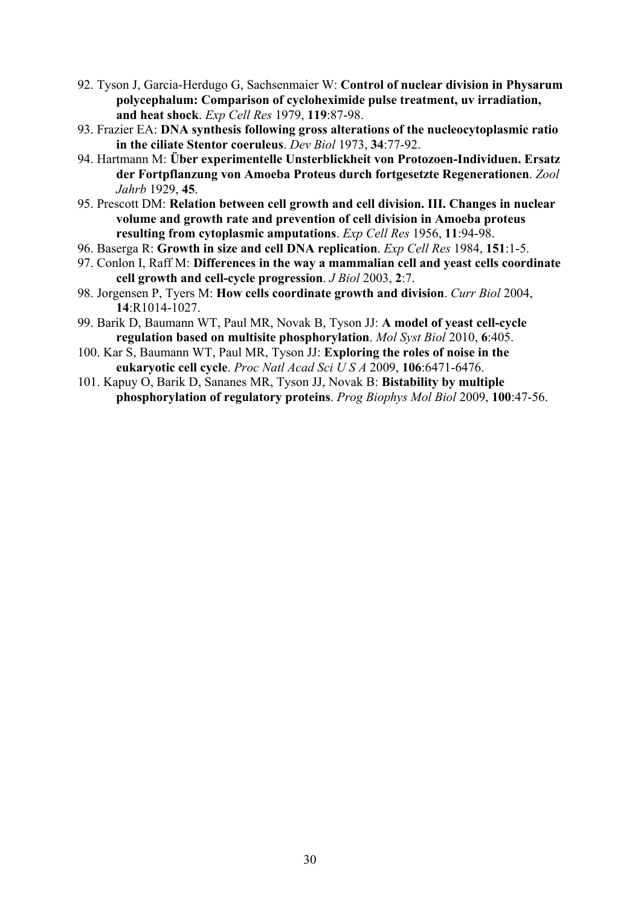92. Tyson J, Garcia-Herdugo G, Sachsenmaier W: **Control of nuclear division in Physarum polycephalum: Comparison of cycloheximide pulse treatment, uv irradiation, and heat shock**. *Exp Cell Res* 1979, **119**:87-98.
93. Frazier EA: **DNA synthesis following gross alterations of the nucleocytoplasmic ratio in the ciliate Stentor coeruleus**. *Dev Biol* 1973, **34**:77-92.
94. Hartmann M: **Über experimentelle Unsterblichkeit von Protozoen-Individuen. Ersatz der Fortpflanzung von Amoeba Proteus durch fortgesetzte Regenerationen**. *Zool Jahrb* 1929, **45**.
95. Prescott DM: **Relation between cell growth and cell division. III. Changes in nuclear volume and growth rate and prevention of cell division in Amoeba proteus resulting from cytoplasmic amputations**. *Exp Cell Res* 1956, **11**:94-98.
96. Baserga R: **Growth in size and cell DNA replication**. *Exp Cell Res* 1984, **151**:1-5.
97. Conlon I, Raff M: **Differences in the way a mammalian cell and yeast cells coordinate cell growth and cell-cycle progression**. *J Biol* 2003, **2**:7.
98. Jorgensen P, Tyers M: **How cells coordinate growth and division**. *Curr Biol* 2004, **14**:R1014-1027.
99. Barik D, Baumann WT, Paul MR, Novak B, Tyson JJ: **A model of yeast cell-cycle regulation based on multisite phosphorylation**. *Mol Syst Biol* 2010, **6**:405.
100. Kar S, Baumann WT, Paul MR, Tyson JJ: **Exploring the roles of noise in the eukaryotic cell cycle**. *Proc Natl Acad Sci U S A* 2009, **106**:6471-6476.
101. Kapuy O, Barik D, Sananes MR, Tyson JJ, Novak B: **Bistability by multiple phosphorylation of regulatory proteins**. *Prog Biophys Mol Biol* 2009, **100**:47-56.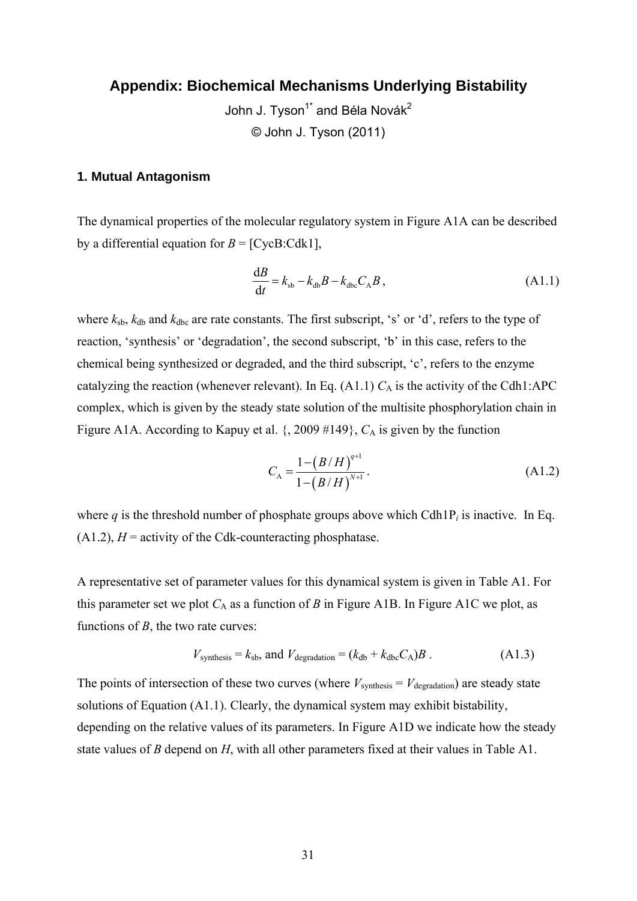# Appendix: Biochemical Mechanisms Underlying Bistability

John J. Tyson[1*] and Béla Novák[2]

© John J. Tyson (2011)

## 1. Mutual Antagonism

The dynamical properties of the molecular regulatory system in Figure A1A can be described by a differential equation for $B$ = [CycB:Cdk1],

$$\frac{\mathrm{d}B}{\mathrm{d}t} = k_{\mathrm{sb}} - k_{\mathrm{db}}B - k_{\mathrm{dbc}}C_{\mathrm{A}}B\,, \tag{A1.1}$$

where $k_{\mathrm{sb}}$, $k_{\mathrm{db}}$ and $k_{\mathrm{dbc}}$ are rate constants. The first subscript, 's' or 'd', refers to the type of reaction, 'synthesis' or 'degradation', the second subscript, 'b' in this case, refers to the chemical being synthesized or degraded, and the third subscript, 'c', refers to the enzyme catalyzing the reaction (whenever relevant). In Eq. (A1.1) $C_{\mathrm{A}}$ is the activity of the Cdh1:APC complex, which is given by the steady state solution of the multisite phosphorylation chain in Figure A1A. According to Kapuy et al. {, 2009 #149}, $C_{\mathrm{A}}$ is given by the function

$$C_{\mathrm{A}} = \frac{1-\left(B/H\right)^{q+1}}{1-\left(B/H\right)^{N+1}}\,. \tag{A1.2}$$

where $q$ is the threshold number of phosphate groups above which Cdh1P$_i$ is inactive. In Eq. (A1.2), $H$ = activity of the Cdk-counteracting phosphatase.

A representative set of parameter values for this dynamical system is given in Table A1. For this parameter set we plot $C_{\mathrm{A}}$ as a function of $B$ in Figure A1B. In Figure A1C we plot, as functions of $B$, the two rate curves:

$$V_{\mathrm{synthesis}} = k_{\mathrm{sb}}, \text{ and } V_{\mathrm{degradation}} = (k_{\mathrm{db}} + k_{\mathrm{dbc}}C_{\mathrm{A}})B\,. \tag{A1.3}$$

The points of intersection of these two curves (where $V_{\mathrm{synthesis}} = V_{\mathrm{degradation}}$) are steady state solutions of Equation (A1.1). Clearly, the dynamical system may exhibit bistability, depending on the relative values of its parameters. In Figure A1D we indicate how the steady state values of $B$ depend on $H$, with all other parameters fixed at their values in Table A1.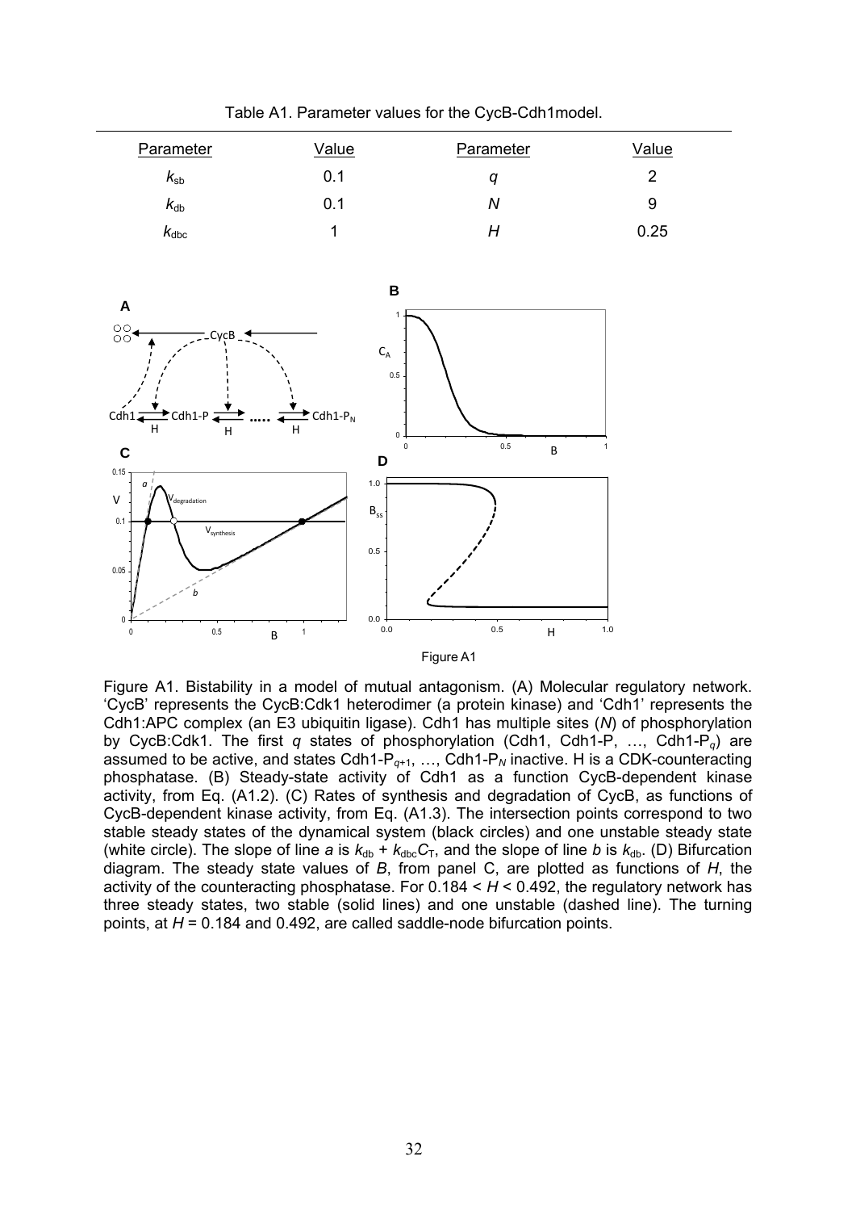Table A1. Parameter values for the CycB-Cdh1model.

| Parameter | Value | Parameter | Value |
|---|---|---|---|
| $k_{sb}$ | 0.1 | $q$ | 2 |
| $k_{db}$ | 0.1 | $N$ | 9 |
| $k_{dbc}$ | 1 | $H$ | 0.25 |

Figure A1

Figure A1. Bistability in a model of mutual antagonism. (A) Molecular regulatory network. 'CycB' represents the CycB:Cdk1 heterodimer (a protein kinase) and 'Cdh1' represents the Cdh1:APC complex (an E3 ubiquitin ligase). Cdh1 has multiple sites ($N$) of phosphorylation by CycB:Cdk1. The first $q$ states of phosphorylation (Cdh1, Cdh1-P, …, Cdh1-$P_q$) are assumed to be active, and states Cdh1-$P_{q+1}$, …, Cdh1-$P_N$ inactive. H is a CDK-counteracting phosphatase. (B) Steady-state activity of Cdh1 as a function CycB-dependent kinase activity, from Eq. (A1.2). (C) Rates of synthesis and degradation of CycB, as functions of CycB-dependent kinase activity, from Eq. (A1.3). The intersection points correspond to two stable steady states of the dynamical system (black circles) and one unstable steady state (white circle). The slope of line *a* is $k_{db} + k_{dbc}C_T$, and the slope of line *b* is $k_{db}$. (D) Bifurcation diagram. The steady state values of $B$, from panel C, are plotted as functions of $H$, the activity of the counteracting phosphatase. For $0.184 < H < 0.492$, the regulatory network has three steady states, two stable (solid lines) and one unstable (dashed line). The turning points, at $H$ = 0.184 and 0.492, are called saddle-node bifurcation points.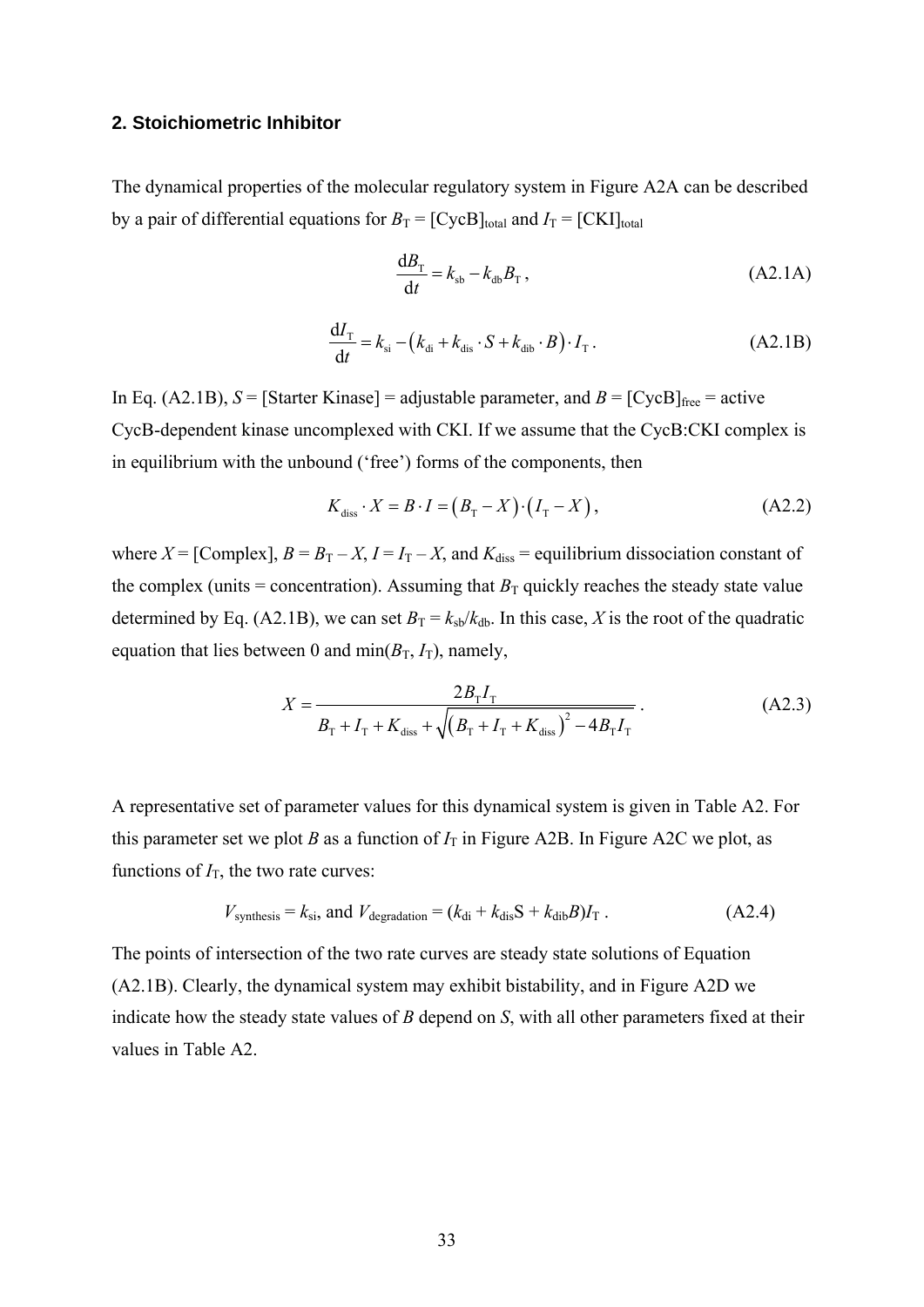## 2. Stoichiometric Inhibitor

The dynamical properties of the molecular regulatory system in Figure A2A can be described by a pair of differential equations for $B_T$ = [CycB]$_{total}$ and $I_T$ = [CKI]$_{total}$

$$\frac{dB_T}{dt} = k_{sb} - k_{db} B_T \,, \tag{A2.1A}$$

$$\frac{dI_T}{dt} = k_{si} - \left(k_{di} + k_{dis} \cdot S + k_{dib} \cdot B\right) \cdot I_T \,. \tag{A2.1B}$$

In Eq. (A2.1B), $S$ = [Starter Kinase] = adjustable parameter, and $B$ = [CycB]$_{free}$ = active CycB-dependent kinase uncomplexed with CKI. If we assume that the CycB:CKI complex is in equilibrium with the unbound ('free') forms of the components, then

$$K_{diss} \cdot X = B \cdot I = \left(B_T - X\right) \cdot \left(I_T - X\right), \tag{A2.2}$$

where $X$ = [Complex], $B = B_T - X$, $I = I_T - X$, and $K_{diss}$ = equilibrium dissociation constant of the complex (units = concentration). Assuming that $B_T$ quickly reaches the steady state value determined by Eq. (A2.1B), we can set $B_T = k_{sb}/k_{db}$. In this case, $X$ is the root of the quadratic equation that lies between 0 and $\min(B_T, I_T)$, namely,

$$X = \frac{2 B_T I_T}{B_T + I_T + K_{diss} + \sqrt{\left(B_T + I_T + K_{diss}\right)^2 - 4 B_T I_T}} \,. \tag{A2.3}$$

A representative set of parameter values for this dynamical system is given in Table A2. For this parameter set we plot $B$ as a function of $I_T$ in Figure A2B. In Figure A2C we plot, as functions of $I_T$, the two rate curves:

$$V_{synthesis} = k_{si}, \text{ and } V_{degradation} = (k_{di} + k_{dis}S + k_{dib}B)I_T \,. \tag{A2.4}$$

The points of intersection of the two rate curves are steady state solutions of Equation (A2.1B). Clearly, the dynamical system may exhibit bistability, and in Figure A2D we indicate how the steady state values of $B$ depend on $S$, with all other parameters fixed at their values in Table A2.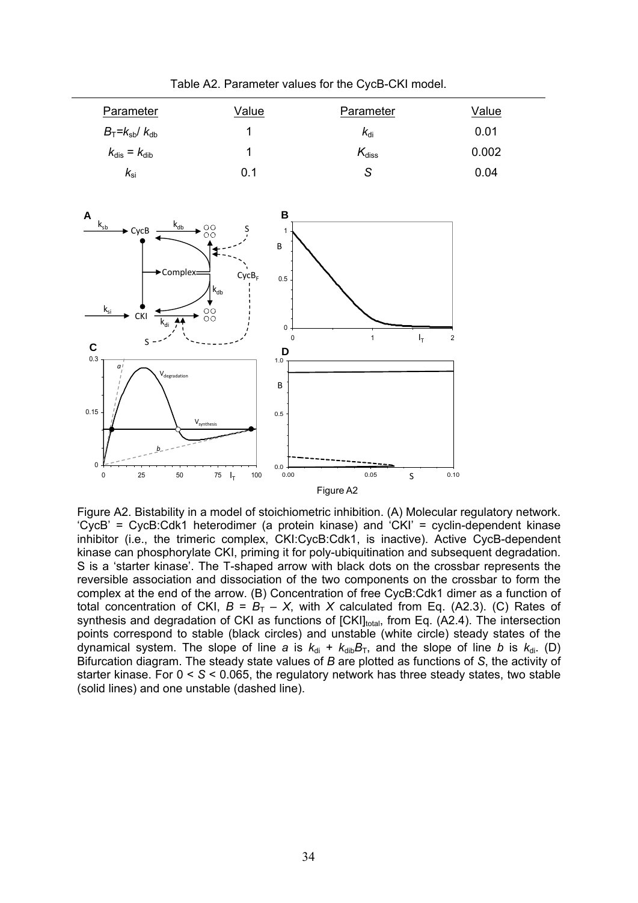Table A2. Parameter values for the CycB-CKI model.

| Parameter | Value | Parameter | Value |
|---|---|---|---|
| $B_T=k_{sb}/k_{db}$ | 1 | $k_{di}$ | 0.01 |
| $k_{dis}=k_{dib}$ | 1 | $K_{diss}$ | 0.002 |
| $k_{si}$ | 0.1 | $S$ | 0.04 |

Figure A2

Figure A2. Bistability in a model of stoichiometric inhibition. (A) Molecular regulatory network. 'CycB' = CycB:Cdk1 heterodimer (a protein kinase) and 'CKI' = cyclin-dependent kinase inhibitor (i.e., the trimeric complex, CKI:CycB:Cdk1, is inactive). Active CycB-dependent kinase can phosphorylate CKI, priming it for poly-ubiquitination and subsequent degradation. S is a 'starter kinase'. The T-shaped arrow with black dots on the crossbar represents the reversible association and dissociation of the two components on the crossbar to form the complex at the end of the arrow. (B) Concentration of free CycB:Cdk1 dimer as a function of total concentration of CKI, $B = B_T - X$, with $X$ calculated from Eq. (A2.3). (C) Rates of synthesis and degradation of CKI as functions of $[\mathrm{CKI}]_{total}$, from Eq. (A2.4). The intersection points correspond to stable (black circles) and unstable (white circle) steady states of the dynamical system. The slope of line *a* is $k_{di} + k_{dib}B_T$, and the slope of line *b* is $k_{di}$. (D) Bifurcation diagram. The steady state values of $B$ are plotted as functions of $S$, the activity of starter kinase. For $0 < S < 0.065$, the regulatory network has three steady states, two stable (solid lines) and one unstable (dashed line).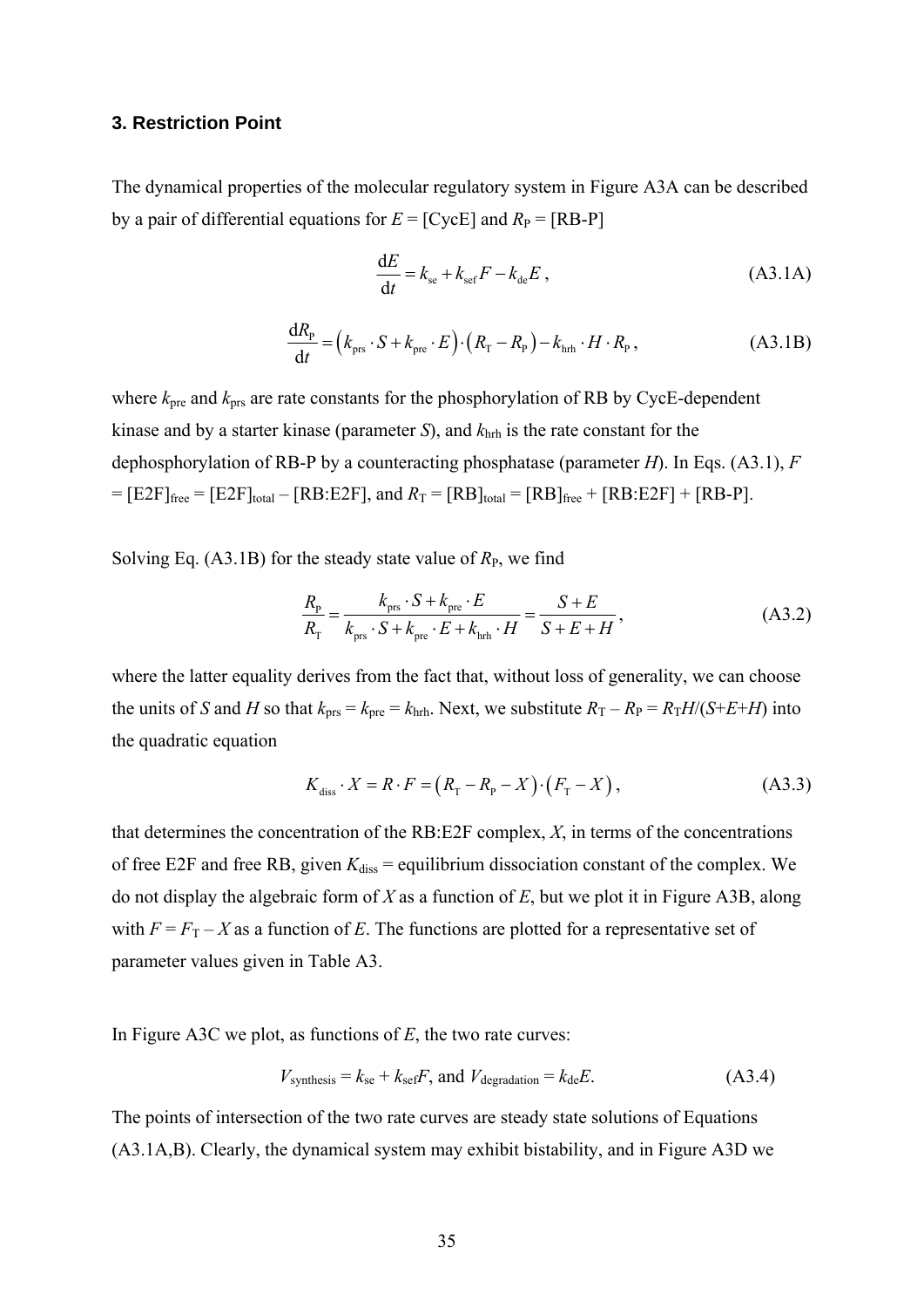### 3. Restriction Point

The dynamical properties of the molecular regulatory system in Figure A3A can be described by a pair of differential equations for $E$ = [CycE] and $R_P$ = [RB-P]

$$\frac{\mathrm{d}E}{\mathrm{d}t} = k_{\mathrm{se}} + k_{\mathrm{sef}}F - k_{\mathrm{de}}E\,, \tag{A3.1A}$$

$$\frac{\mathrm{d}R_{\mathrm{P}}}{\mathrm{d}t} = \left(k_{\mathrm{prs}} \cdot S + k_{\mathrm{pre}} \cdot E\right) \cdot \left(R_{\mathrm{T}} - R_{\mathrm{P}}\right) - k_{\mathrm{hrh}} \cdot H \cdot R_{\mathrm{P}}\,, \tag{A3.1B}$$

where $k_{pre}$ and $k_{prs}$ are rate constants for the phosphorylation of RB by CycE-dependent kinase and by a starter kinase (parameter $S$), and $k_{hrh}$ is the rate constant for the dephosphorylation of RB-P by a counteracting phosphatase (parameter $H$). In Eqs. (A3.1), $F$ = $[E2F]_{free}$ = $[E2F]_{total}$ – [RB:E2F], and $R_T$ = $[RB]_{total}$ = $[RB]_{free}$ + [RB:E2F] + [RB-P].

Solving Eq. (A3.1B) for the steady state value of $R_P$, we find

$$\frac{R_{\mathrm{P}}}{R_{\mathrm{T}}} = \frac{k_{\mathrm{prs}} \cdot S + k_{\mathrm{pre}} \cdot E}{k_{\mathrm{prs}} \cdot S + k_{\mathrm{pre}} \cdot E + k_{\mathrm{hrh}} \cdot H} = \frac{S + E}{S + E + H}\,, \tag{A3.2}$$

where the latter equality derives from the fact that, without loss of generality, we can choose the units of $S$ and $H$ so that $k_{prs} = k_{pre} = k_{hrh}$. Next, we substitute $R_T - R_P = R_T H/(S+E+H)$ into the quadratic equation

$$K_{\mathrm{diss}} \cdot X = R \cdot F = \left(R_{\mathrm{T}} - R_{\mathrm{P}} - X\right) \cdot \left(F_{\mathrm{T}} - X\right), \tag{A3.3}$$

that determines the concentration of the RB:E2F complex, $X$, in terms of the concentrations of free E2F and free RB, given $K_{diss}$ = equilibrium dissociation constant of the complex. We do not display the algebraic form of $X$ as a function of $E$, but we plot it in Figure A3B, along with $F = F_T - X$ as a function of $E$. The functions are plotted for a representative set of parameter values given in Table A3.

In Figure A3C we plot, as functions of $E$, the two rate curves:

$$V_{\mathrm{synthesis}} = k_{\mathrm{se}} + k_{\mathrm{sef}}F, \text{ and } V_{\mathrm{degradation}} = k_{\mathrm{de}}E. \tag{A3.4}$$

The points of intersection of the two rate curves are steady state solutions of Equations (A3.1A,B). Clearly, the dynamical system may exhibit bistability, and in Figure A3D we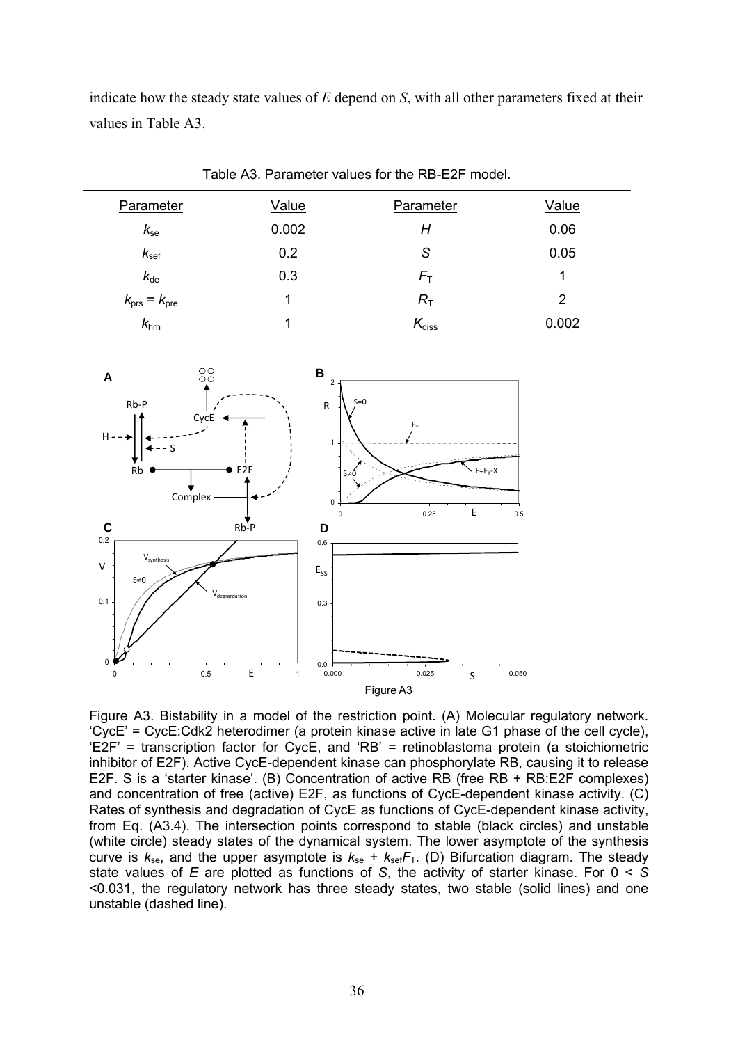indicate how the steady state values of $E$ depend on $S$, with all other parameters fixed at their values in Table A3.

Table A3. Parameter values for the RB-E2F model.

| Parameter | Value | Parameter | Value |
|---|---|---|---|
| $k_{se}$ | 0.002 | $H$ | 0.06 |
| $k_{sef}$ | 0.2 | $S$ | 0.05 |
| $k_{de}$ | 0.3 | $F_T$ | 1 |
| $k_{prs} = k_{pre}$ | 1 | $R_T$ | 2 |
| $k_{hrh}$ | 1 | $K_{diss}$ | 0.002 |

Figure A3

Figure A3. Bistability in a model of the restriction point. (A) Molecular regulatory network. 'CycE' = CycE:Cdk2 heterodimer (a protein kinase active in late G1 phase of the cell cycle), 'E2F' = transcription factor for CycE, and 'RB' = retinoblastoma protein (a stoichiometric inhibitor of E2F). Active CycE-dependent kinase can phosphorylate RB, causing it to release E2F. S is a 'starter kinase'. (B) Concentration of active RB (free RB + RB:E2F complexes) and concentration of free (active) E2F, as functions of CycE-dependent kinase activity. (C) Rates of synthesis and degradation of CycE as functions of CycE-dependent kinase activity, from Eq. (A3.4). The intersection points correspond to stable (black circles) and unstable (white circle) steady states of the dynamical system. The lower asymptote of the synthesis curve is $k_{se}$, and the upper asymptote is $k_{se} + k_{sef}F_T$. (D) Bifurcation diagram. The steady state values of $E$ are plotted as functions of $S$, the activity of starter kinase. For $0 < S < 0.031$, the regulatory network has three steady states, two stable (solid lines) and one unstable (dashed line).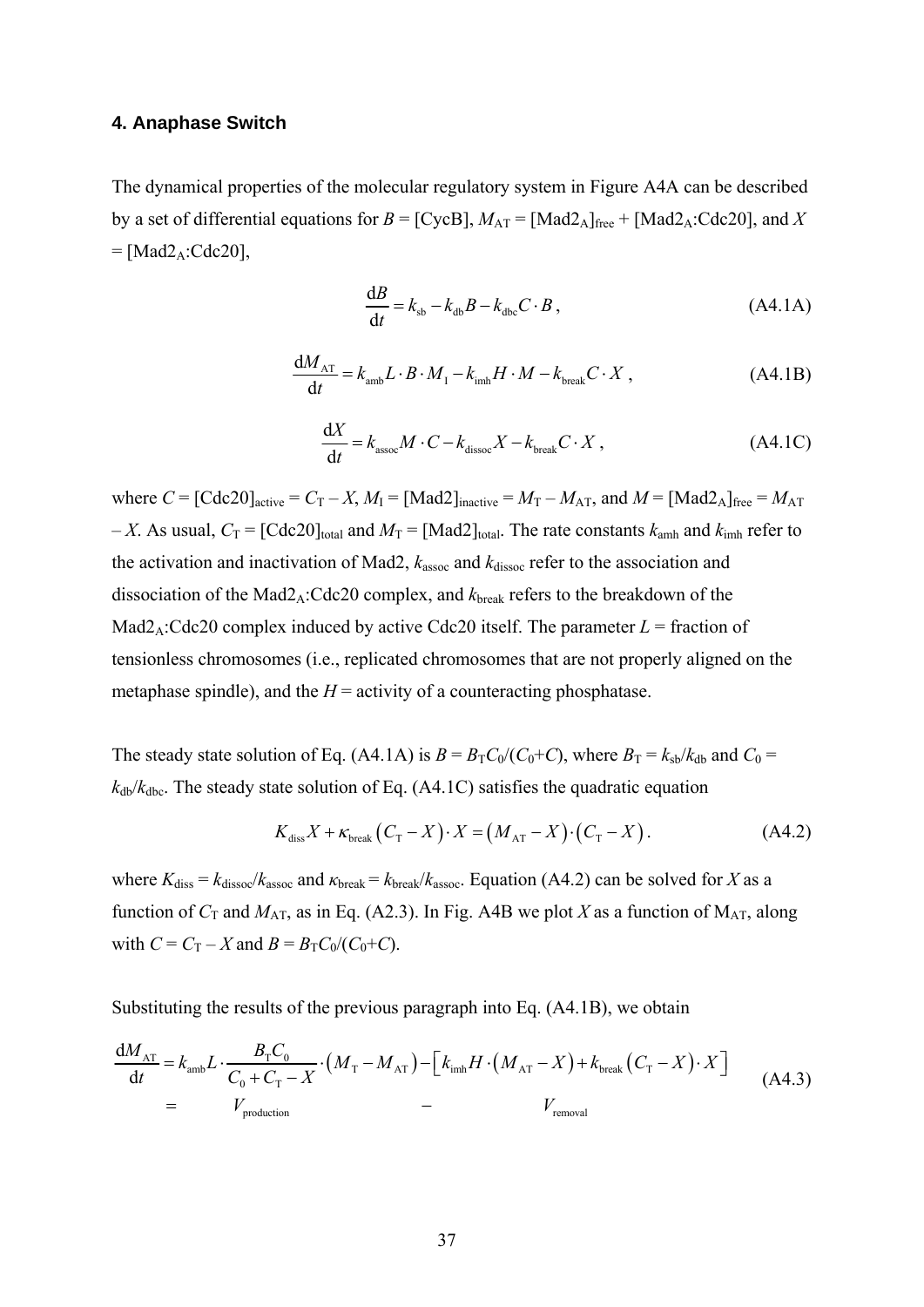## 4. Anaphase Switch

The dynamical properties of the molecular regulatory system in Figure A4A can be described by a set of differential equations for $B$ = [CycB], $M_{AT}$ = $[\text{Mad2}_A]_{free}$ + $[\text{Mad2}_A\text{:Cdc20}]$, and $X$ = $[\text{Mad2}_A\text{:Cdc20}]$,

$$\frac{\mathrm{d}B}{\mathrm{d}t} = k_{sb} - k_{db}B - k_{dbc}C \cdot B\,, \tag{A4.1A}$$

$$\frac{\mathrm{d}M_{AT}}{\mathrm{d}t} = k_{amb}L \cdot B \cdot M_I - k_{imh}H \cdot M - k_{break}C \cdot X\,, \tag{A4.1B}$$

$$\frac{\mathrm{d}X}{\mathrm{d}t} = k_{assoc}M \cdot C - k_{dissoc}X - k_{break}C \cdot X\,, \tag{A4.1C}$$

where $C = [\text{Cdc20}]_{active} = C_T - X$, $M_I = [\text{Mad2}]_{inactive} = M_T - M_{AT}$, and $M = [\text{Mad2}_A]_{free} = M_{AT} - X$. As usual, $C_T = [\text{Cdc20}]_{total}$ and $M_T = [\text{Mad2}]_{total}$. The rate constants $k_{amh}$ and $k_{imh}$ refer to the activation and inactivation of Mad2, $k_{assoc}$ and $k_{dissoc}$ refer to the association and dissociation of the $\text{Mad2}_A$:Cdc20 complex, and $k_{break}$ refers to the breakdown of the $\text{Mad2}_A$:Cdc20 complex induced by active Cdc20 itself. The parameter $L$ = fraction of tensionless chromosomes (i.e., replicated chromosomes that are not properly aligned on the metaphase spindle), and the $H$ = activity of a counteracting phosphatase.

The steady state solution of Eq. (A4.1A) is $B = B_T C_0/(C_0+C)$, where $B_T = k_{sb}/k_{db}$ and $C_0 = k_{db}/k_{dbc}$. The steady state solution of Eq. (A4.1C) satisfies the quadratic equation

$$K_{diss}X + \kappa_{break}\left(C_T - X\right)\cdot X = \left(M_{AT} - X\right)\cdot\left(C_T - X\right). \tag{A4.2}$$

where $K_{diss} = k_{dissoc}/k_{assoc}$ and $\kappa_{break} = k_{break}/k_{assoc}$. Equation (A4.2) can be solved for $X$ as a function of $C_T$ and $M_{AT}$, as in Eq. (A2.3). In Fig. A4B we plot $X$ as a function of $M_{AT}$, along with $C = C_T - X$ and $B = B_T C_0/(C_0+C)$.

Substituting the results of the previous paragraph into Eq. (A4.1B), we obtain

$$\begin{aligned}\frac{\mathrm{d}M_{AT}}{\mathrm{d}t} &= k_{amb}L \cdot \frac{B_T C_0}{C_0 + C_T - X} \cdot \left(M_T - M_{AT}\right) - \left[k_{imh}H \cdot \left(M_{AT} - X\right) + k_{break}\left(C_T - X\right)\cdot X\right] \\ &= \qquad V_{production} \qquad - \qquad V_{removal}\end{aligned} \tag{A4.3}$$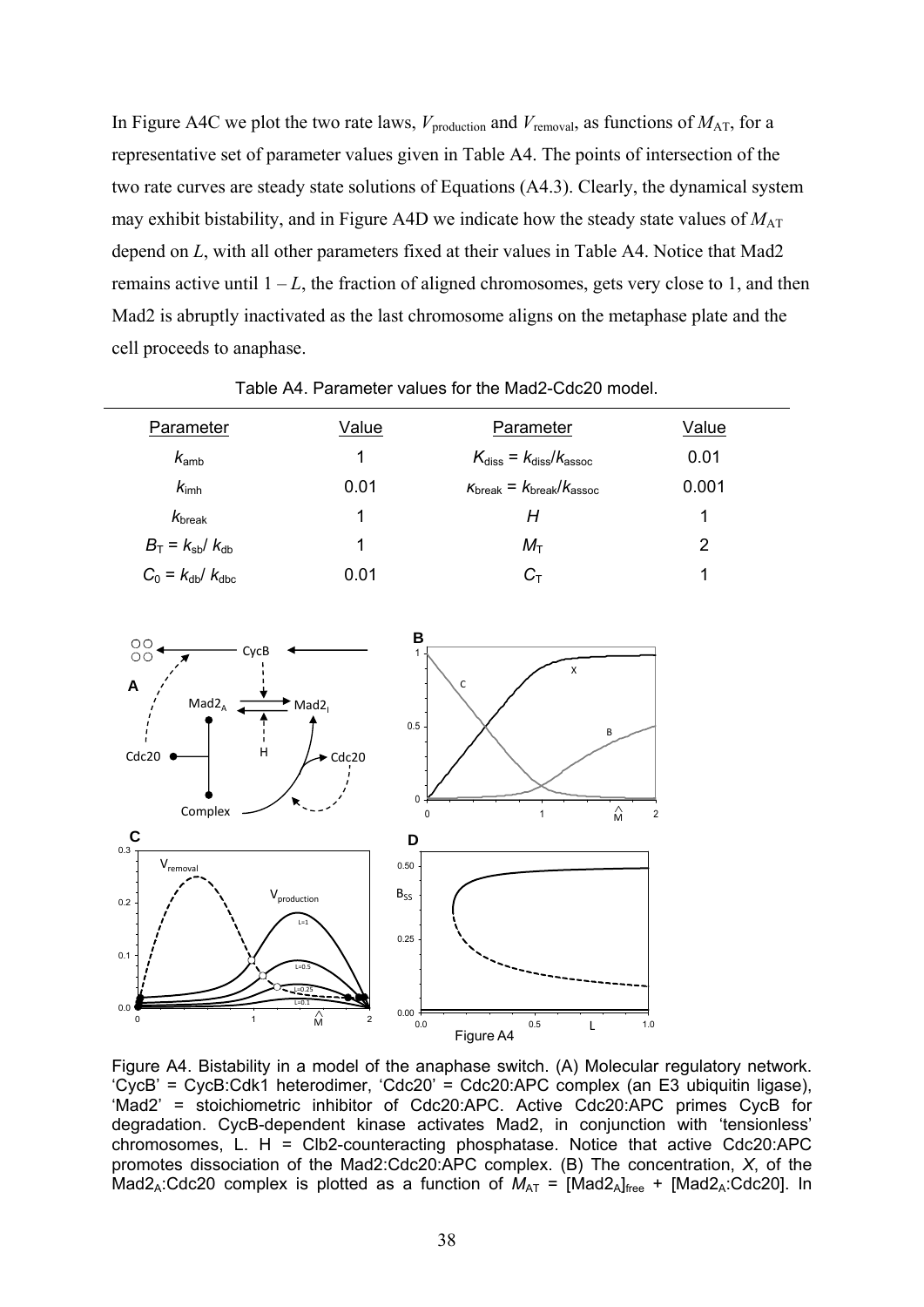In Figure A4C we plot the two rate laws, $V_{production}$ and $V_{removal}$, as functions of $M_{AT}$, for a representative set of parameter values given in Table A4. The points of intersection of the two rate curves are steady state solutions of Equations (A4.3). Clearly, the dynamical system may exhibit bistability, and in Figure A4D we indicate how the steady state values of $M_{AT}$ depend on $L$, with all other parameters fixed at their values in Table A4. Notice that Mad2 remains active until $1 - L$, the fraction of aligned chromosomes, gets very close to 1, and then Mad2 is abruptly inactivated as the last chromosome aligns on the metaphase plate and the cell proceeds to anaphase.

Table A4. Parameter values for the Mad2-Cdc20 model.

| Parameter | Value | Parameter | Value |
|---|---|---|---|
| $k_{amb}$ | 1 | $K_{diss} = k_{diss}/k_{assoc}$ | 0.01 |
| $k_{imh}$ | 0.01 | $\kappa_{break} = k_{break}/k_{assoc}$ | 0.001 |
| $k_{break}$ | 1 | $H$ | 1 |
| $B_T = k_{sb}/ k_{db}$ | 1 | $M_T$ | 2 |
| $C_0 = k_{db}/ k_{dbc}$ | 0.01 | $C_T$ | 1 |

Figure A4. Bistability in a model of the anaphase switch. (A) Molecular regulatory network. 'CycB' = CycB:Cdk1 heterodimer, 'Cdc20' = Cdc20:APC complex (an E3 ubiquitin ligase), 'Mad2' = stoichiometric inhibitor of Cdc20:APC. Active Cdc20:APC primes CycB for degradation. CycB-dependent kinase activates Mad2, in conjunction with 'tensionless' chromosomes, L. H = Clb2-counteracting phosphatase. Notice that active Cdc20:APC promotes dissociation of the Mad2:Cdc20:APC complex. (B) The concentration, $X$, of the $Mad2_A$:Cdc20 complex is plotted as a function of $M_{AT} = [Mad2_A]_{free} + [Mad2_A:Cdc20]$. In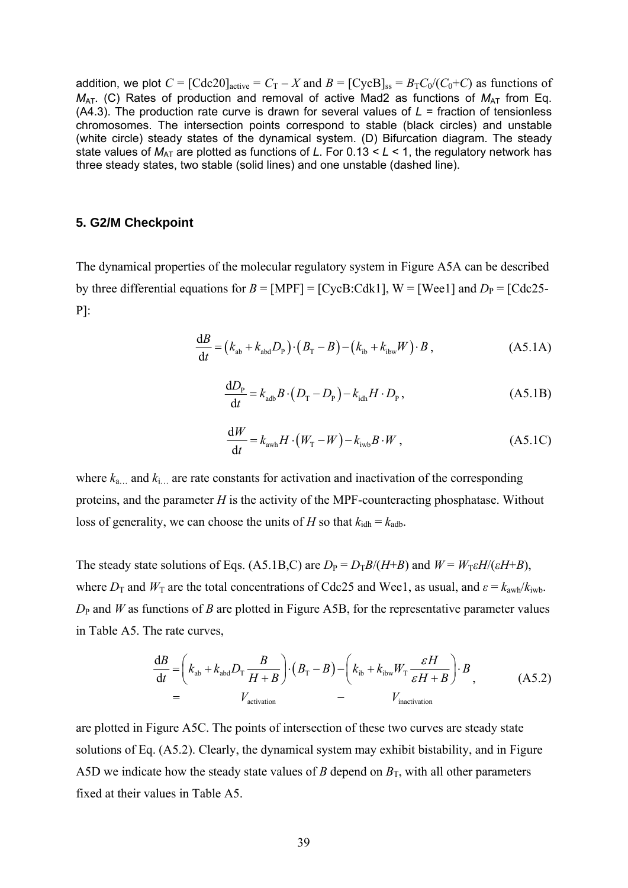addition, we plot $C = [\text{Cdc20}]_{\text{active}} = C_T - X$ and $B = [\text{CycB}]_{ss} = B_T C_0/(C_0+C)$ as functions of $M_{AT}$. (C) Rates of production and removal of active Mad2 as functions of $M_{AT}$ from Eq. (A4.3). The production rate curve is drawn for several values of $L$ = fraction of tensionless chromosomes. The intersection points correspond to stable (black circles) and unstable (white circle) steady states of the dynamical system. (D) Bifurcation diagram. The steady state values of $M_{AT}$ are plotted as functions of $L$. For $0.13 < L < 1$, the regulatory network has three steady states, two stable (solid lines) and one unstable (dashed line).

## 5. G2/M Checkpoint

The dynamical properties of the molecular regulatory system in Figure A5A can be described by three differential equations for $B$ = [MPF] = [CycB:Cdk1], W = [Wee1] and $D_P$ = [Cdc25-P]:

$$\frac{\mathrm{d}B}{\mathrm{d}t} = \left(k_{\text{ab}} + k_{\text{abd}} D_{\text{P}}\right) \cdot \left(B_{\text{T}} - B\right) - \left(k_{\text{ib}} + k_{\text{ibw}} W\right) \cdot B \,, \tag{A5.1A}$$

$$\frac{\mathrm{d}D_{\text{P}}}{\mathrm{d}t} = k_{\text{adb}} B \cdot \left(D_{\text{T}} - D_{\text{P}}\right) - k_{\text{idh}} H \cdot D_{\text{P}} \,, \tag{A5.1B}$$

$$\frac{\mathrm{d}W}{\mathrm{d}t} = k_{\text{awh}} H \cdot \left(W_{\text{T}} - W\right) - k_{\text{iwb}} B \cdot W \,, \tag{A5.1C}$$

where $k_{\text{a}\ldots}$ and $k_{\text{i}\ldots}$ are rate constants for activation and inactivation of the corresponding proteins, and the parameter $H$ is the activity of the MPF-counteracting phosphatase. Without loss of generality, we can choose the units of $H$ so that $k_{\text{idh}} = k_{\text{adb}}$.

The steady state solutions of Eqs. (A5.1B,C) are $D_P = D_T B/(H+B)$ and $W = W_T \varepsilon H/(\varepsilon H+B)$, where $D_T$ and $W_T$ are the total concentrations of Cdc25 and Wee1, as usual, and $\varepsilon = k_{\text{awh}}/k_{\text{iwb}}$. $D_P$ and $W$ as functions of $B$ are plotted in Figure A5B, for the representative parameter values in Table A5. The rate curves,

$$\begin{aligned} \frac{\mathrm{d}B}{\mathrm{d}t} &= \left(k_{\text{ab}} + k_{\text{abd}} D_{\text{T}} \frac{B}{H+B}\right) \cdot \left(B_{\text{T}} - B\right) - \left(k_{\text{ib}} + k_{\text{ibw}} W_{\text{T}} \frac{\varepsilon H}{\varepsilon H + B}\right) \cdot B \,, \\ &= \qquad\qquad V_{\text{activation}} \qquad\qquad - \qquad\qquad V_{\text{inactivation}} \end{aligned} \tag{A5.2}$$

are plotted in Figure A5C. The points of intersection of these two curves are steady state solutions of Eq. (A5.2). Clearly, the dynamical system may exhibit bistability, and in Figure A5D we indicate how the steady state values of $B$ depend on $B_T$, with all other parameters fixed at their values in Table A5.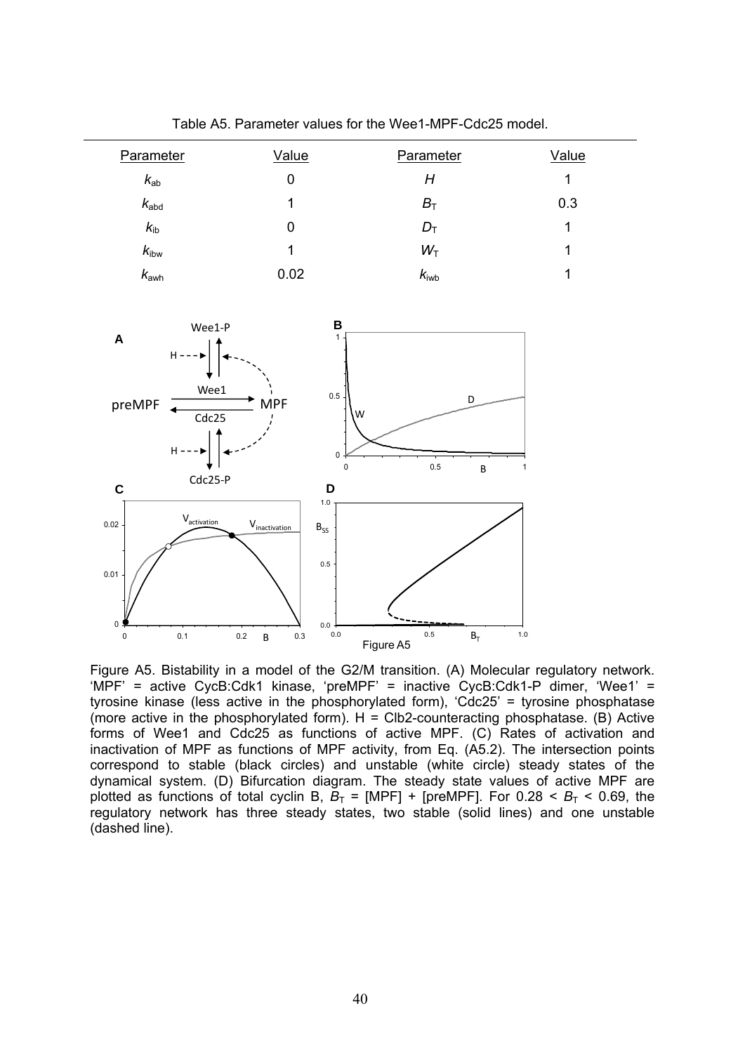Table A5. Parameter values for the Wee1-MPF-Cdc25 model.

| Parameter | Value | Parameter | Value |
|---|---|---|---|
| $k_{ab}$ | 0 | $H$ | 1 |
| $k_{abd}$ | 1 | $B_T$ | 0.3 |
| $k_{ib}$ | 0 | $D_T$ | 1 |
| $k_{ibw}$ | 1 | $W_T$ | 1 |
| $k_{awh}$ | 0.02 | $k_{iwb}$ | 1 |

A

Wee1-P

H

Wee1

preMPF

MPF

Cdc25

H

Cdc25-P

B

1

0.5

0

0

0.5

1

W

D

B

C

0.02

0.01

0

0

0.1

0.2

0.3

B

$V_{activation}$

$V_{inactivation}$

D

1.0

0.5

0.0

0.0

0.5

1.0

$B_{SS}$

$B_T$

Figure A5

Figure A5. Bistability in a model of the G2/M transition. (A) Molecular regulatory network. 'MPF' = active CycB:Cdk1 kinase, 'preMPF' = inactive CycB:Cdk1-P dimer, 'Wee1' = tyrosine kinase (less active in the phosphorylated form), 'Cdc25' = tyrosine phosphatase (more active in the phosphorylated form). H = Clb2-counteracting phosphatase. (B) Active forms of Wee1 and Cdc25 as functions of active MPF. (C) Rates of activation and inactivation of MPF as functions of MPF activity, from Eq. (A5.2). The intersection points correspond to stable (black circles) and unstable (white circle) steady states of the dynamical system. (D) Bifurcation diagram. The steady state values of active MPF are plotted as functions of total cyclin B, $B_T$ = [MPF] + [preMPF]. For $0.28 < B_T < 0.69$, the regulatory network has three steady states, two stable (solid lines) and one unstable (dashed line).